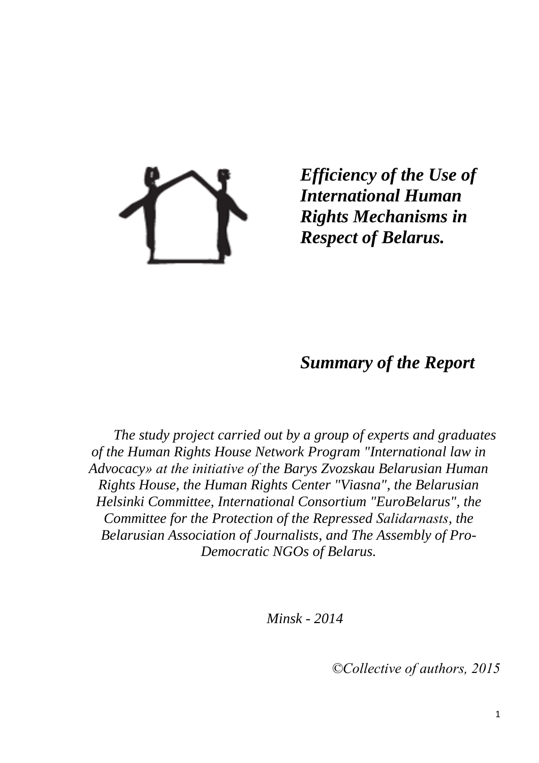# *Efficiency of the Use of International Human Rights Mechanisms in Respect of Belarus.*

## *Summary of the Report*

*The study project carried out by a group of experts and graduates of the Human Rights House Network Program "International law in Advocacy» at the initiative of the Barys Zvozskau Belarusian Human Rights House, the Human Rights Center "Viasna", the Belarusian Helsinki Committee, International Consortium "EuroBelarus", the Committee for the Protection of the Repressed Salidarnasts, the Belarusian Association of Journalists, and The Assembly of Pro-Democratic NGOs of Belarus.*

*Minsk - 2014*

*©Collective of authors, 2015*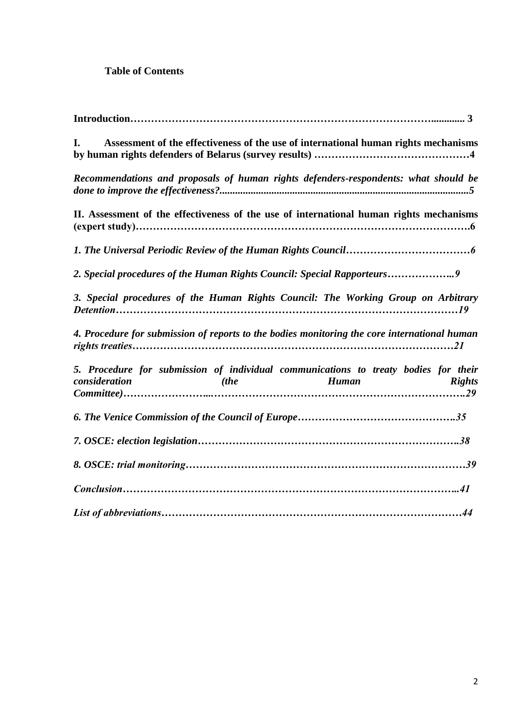**Table of Contents**

**Introduction…………………………………………………………………………….............. 3**

**I. Assessment of the effectiveness of the use of international human rights mechanisms by human rights defenders of Belarus (survey results) ………………………………………4**

***Recommendations and proposals of human rights defenders-respondents: what should be done to improve the effectiveness?...............................................................................................5***

**II. Assessment of the effectiveness of the use of international human rights mechanisms (expert study)………………………………………………………………………………….6**

***1. The Universal Periodic Review of the Human Rights Council………………………………6***

***2. Special procedures of the Human Rights Council: Special Rapporteurs………………..9***

***3. Special procedures of the Human Rights Council: The Working Group on Arbitrary Detention……………………………………………………………………………………19***

***4. Procedure for submission of reports to the bodies monitoring the core international human rights treaties……………………………………………………………………………21***

***5. Procedure for submission of individual communications to treaty bodies for their consideration (the Human Rights Committee)…………………...……………………………………………………………….29***

***6. The Venice Commission of the Council of Europe……………………………………….35***

***7. OSCE: election legislation…………………………………………………………………..38***

***8. OSCE: trial monitoring………………………………………………………………………39***

***Conclusion…………………………………………………………………………………..41***

***List of abbreviations…………………………………………………………………………44***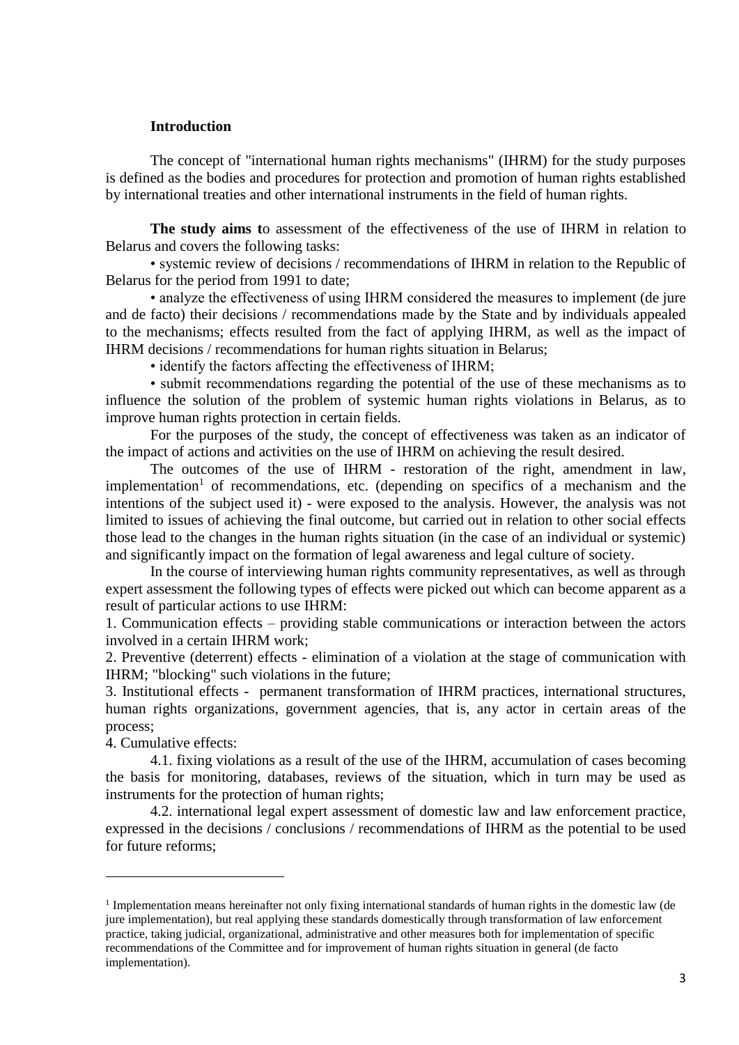## Introduction

The concept of "international human rights mechanisms" (IHRM) for the study purposes is defined as the bodies and procedures for protection and promotion of human rights established by international treaties and other international instruments in the field of human rights.

**The study aims t**o assessment of the effectiveness of the use of IHRM in relation to Belarus and covers the following tasks:

• systemic review of decisions / recommendations of IHRM in relation to the Republic of Belarus for the period from 1991 to date;

• analyze the effectiveness of using IHRM considered the measures to implement (de jure and de facto) their decisions / recommendations made by the State and by individuals appealed to the mechanisms; effects resulted from the fact of applying IHRM, as well as the impact of IHRM decisions / recommendations for human rights situation in Belarus;

• identify the factors affecting the effectiveness of IHRM;

• submit recommendations regarding the potential of the use of these mechanisms as to influence the solution of the problem of systemic human rights violations in Belarus, as to improve human rights protection in certain fields.

For the purposes of the study, the concept of effectiveness was taken as an indicator of the impact of actions and activities on the use of IHRM on achieving the result desired.

The outcomes of the use of IHRM - restoration of the right, amendment in law, implementation[1] of recommendations, etc. (depending on specifics of a mechanism and the intentions of the subject used it) - were exposed to the analysis. However, the analysis was not limited to issues of achieving the final outcome, but carried out in relation to other social effects those lead to the changes in the human rights situation (in the case of an individual or systemic) and significantly impact on the formation of legal awareness and legal culture of society.

In the course of interviewing human rights community representatives, as well as through expert assessment the following types of effects were picked out which can become apparent as a result of particular actions to use IHRM:

1. Communication effects – providing stable communications or interaction between the actors involved in a certain IHRM work;
2. Preventive (deterrent) effects - elimination of a violation at the stage of communication with IHRM; "blocking" such violations in the future;
3. Institutional effects - permanent transformation of IHRM practices, international structures, human rights organizations, government agencies, that is, any actor in certain areas of the process;
4. Cumulative effects:

4.1. fixing violations as a result of the use of the IHRM, accumulation of cases becoming the basis for monitoring, databases, reviews of the situation, which in turn may be used as instruments for the protection of human rights;

4.2. international legal expert assessment of domestic law and law enforcement practice, expressed in the decisions / conclusions / recommendations of IHRM as the potential to be used for future reforms;

---

[1] Implementation means hereinafter not only fixing international standards of human rights in the domestic law (de jure implementation), but real applying these standards domestically through transformation of law enforcement practice, taking judicial, organizational, administrative and other measures both for implementation of specific recommendations of the Committee and for improvement of human rights situation in general (de facto implementation).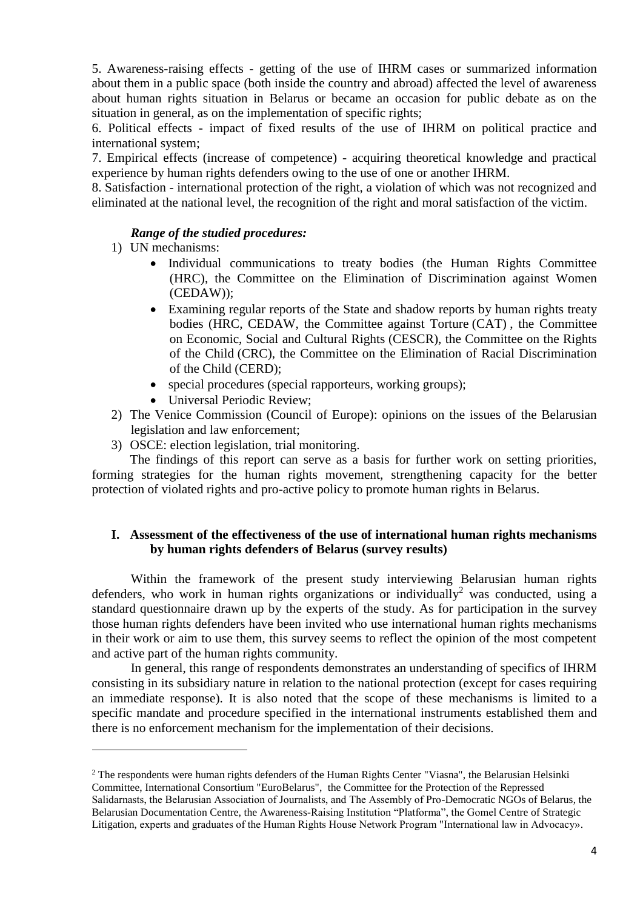5. Awareness-raising effects - getting of the use of IHRM cases or summarized information about them in a public space (both inside the country and abroad) affected the level of awareness about human rights situation in Belarus or became an occasion for public debate as on the situation in general, as on the implementation of specific rights;

6. Political effects - impact of fixed results of the use of IHRM on political practice and international system;

7. Empirical effects (increase of competence) - acquiring theoretical knowledge and practical experience by human rights defenders owing to the use of one or another IHRM.

8. Satisfaction - international protection of the right, a violation of which was not recognized and eliminated at the national level, the recognition of the right and moral satisfaction of the victim.

***Range of the studied procedures:***

1) UN mechanisms:
   - Individual communications to treaty bodies (the Human Rights Committee (HRC), the Committee on the Elimination of Discrimination against Women (CEDAW));
   - Examining regular reports of the State and shadow reports by human rights treaty bodies (HRC, CEDAW, the Committee against Torture (CAT) , the Committee on Economic, Social and Cultural Rights (CESCR), the Committee on the Rights of the Child (CRC), the Committee on the Elimination of Racial Discrimination of the Child (CERD);
   - special procedures (special rapporteurs, working groups);
   - Universal Periodic Review;
2) The Venice Commission (Council of Europe): opinions on the issues of the Belarusian legislation and law enforcement;
3) OSCE: election legislation, trial monitoring.

The findings of this report can serve as a basis for further work on setting priorities, forming strategies for the human rights movement, strengthening capacity for the better protection of violated rights and pro-active policy to promote human rights in Belarus.

## I. Assessment of the effectiveness of the use of international human rights mechanisms by human rights defenders of Belarus (survey results)

Within the framework of the present study interviewing Belarusian human rights defenders, who work in human rights organizations or individually[2] was conducted, using a standard questionnaire drawn up by the experts of the study. As for participation in the survey those human rights defenders have been invited who use international human rights mechanisms in their work or aim to use them, this survey seems to reflect the opinion of the most competent and active part of the human rights community.

In general, this range of respondents demonstrates an understanding of specifics of IHRM consisting in its subsidiary nature in relation to the national protection (except for cases requiring an immediate response). It is also noted that the scope of these mechanisms is limited to a specific mandate and procedure specified in the international instruments established them and there is no enforcement mechanism for the implementation of their decisions.

[2] The respondents were human rights defenders of the Human Rights Center "Viasna", the Belarusian Helsinki Committee, International Consortium "EuroBelarus", the Committee for the Protection of the Repressed Salidarnasts, the Belarusian Association of Journalists, and The Assembly of Pro-Democratic NGOs of Belarus, the Belarusian Documentation Centre, the Awareness-Raising Institution "Platforma", the Gomel Centre of Strategic Litigation, experts and graduates of the Human Rights House Network Program "International law in Advocacy».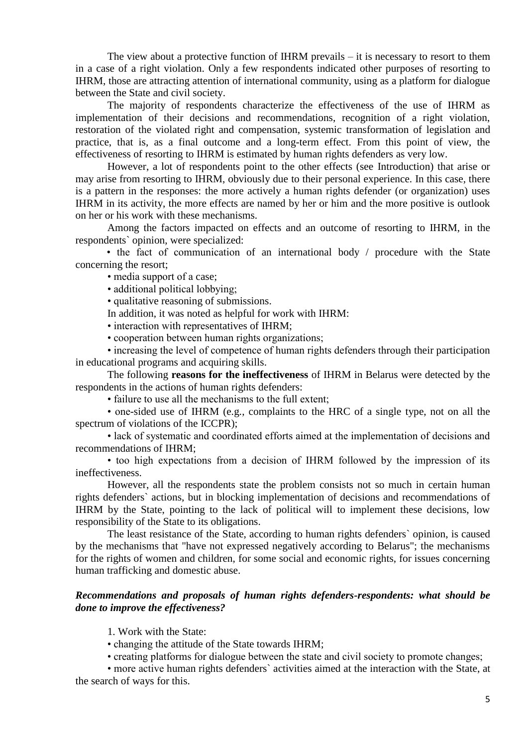The view about a protective function of IHRM prevails – it is necessary to resort to them in a case of a right violation. Only a few respondents indicated other purposes of resorting to IHRM, those are attracting attention of international community, using as a platform for dialogue between the State and civil society.

The majority of respondents characterize the effectiveness of the use of IHRM as implementation of their decisions and recommendations, recognition of a right violation, restoration of the violated right and compensation, systemic transformation of legislation and practice, that is, as a final outcome and a long-term effect. From this point of view, the effectiveness of resorting to IHRM is estimated by human rights defenders as very low.

However, a lot of respondents point to the other effects (see Introduction) that arise or may arise from resorting to IHRM, obviously due to their personal experience. In this case, there is a pattern in the responses: the more actively a human rights defender (or organization) uses IHRM in its activity, the more effects are named by her or him and the more positive is outlook on her or his work with these mechanisms.

Among the factors impacted on effects and an outcome of resorting to IHRM, in the respondents` opinion, were specialized:

- the fact of communication of an international body / procedure with the State concerning the resort;
- media support of a case;
- additional political lobbying;
- qualitative reasoning of submissions.

In addition, it was noted as helpful for work with IHRM:

- interaction with representatives of IHRM;
- cooperation between human rights organizations;
- increasing the level of competence of human rights defenders through their participation in educational programs and acquiring skills.

The following **reasons for the ineffectiveness** of IHRM in Belarus were detected by the respondents in the actions of human rights defenders:

- failure to use all the mechanisms to the full extent;
- one-sided use of IHRM (e.g., complaints to the HRC of a single type, not on all the spectrum of violations of the ICCPR);
- lack of systematic and coordinated efforts aimed at the implementation of decisions and recommendations of IHRM;
- too high expectations from a decision of IHRM followed by the impression of its ineffectiveness.

However, all the respondents state the problem consists not so much in certain human rights defenders` actions, but in blocking implementation of decisions and recommendations of IHRM by the State, pointing to the lack of political will to implement these decisions, low responsibility of the State to its obligations.

The least resistance of the State, according to human rights defenders` opinion, is caused by the mechanisms that "have not expressed negatively according to Belarus"; the mechanisms for the rights of women and children, for some social and economic rights, for issues concerning human trafficking and domestic abuse.

***Recommendations and proposals of human rights defenders-respondents: what should be done to improve the effectiveness?***

1. Work with the State:

- changing the attitude of the State towards IHRM;
- creating platforms for dialogue between the state and civil society to promote changes;
- more active human rights defenders` activities aimed at the interaction with the State, at the search of ways for this.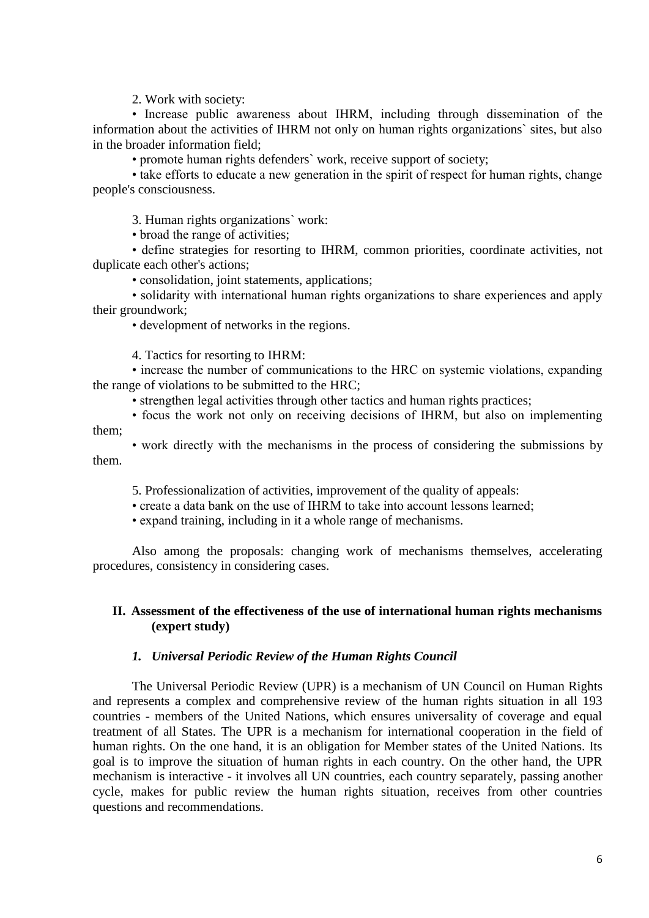2. Work with society:

• Increase public awareness about IHRM, including through dissemination of the information about the activities of IHRM not only on human rights organizations` sites, but also in the broader information field;

• promote human rights defenders` work, receive support of society;

• take efforts to educate a new generation in the spirit of respect for human rights, change people's consciousness.

3. Human rights organizations` work:

• broad the range of activities;

• define strategies for resorting to IHRM, common priorities, coordinate activities, not duplicate each other's actions;

• consolidation, joint statements, applications;

• solidarity with international human rights organizations to share experiences and apply their groundwork;

• development of networks in the regions.

4. Tactics for resorting to IHRM:

• increase the number of communications to the HRC on systemic violations, expanding the range of violations to be submitted to the HRC;

• strengthen legal activities through other tactics and human rights practices;

• focus the work not only on receiving decisions of IHRM, but also on implementing them;

• work directly with the mechanisms in the process of considering the submissions by them.

5. Professionalization of activities, improvement of the quality of appeals:

• create a data bank on the use of IHRM to take into account lessons learned;

• expand training, including in it a whole range of mechanisms.

Also among the proposals: changing work of mechanisms themselves, accelerating procedures, consistency in considering cases.

## II. Assessment of the effectiveness of the use of international human rights mechanisms (expert study)

### *1. Universal Periodic Review of the Human Rights Council*

The Universal Periodic Review (UPR) is a mechanism of UN Council on Human Rights and represents a complex and comprehensive review of the human rights situation in all 193 countries - members of the United Nations, which ensures universality of coverage and equal treatment of all States. The UPR is a mechanism for international cooperation in the field of human rights. On the one hand, it is an obligation for Member states of the United Nations. Its goal is to improve the situation of human rights in each country. On the other hand, the UPR mechanism is interactive - it involves all UN countries, each country separately, passing another cycle, makes for public review the human rights situation, receives from other countries questions and recommendations.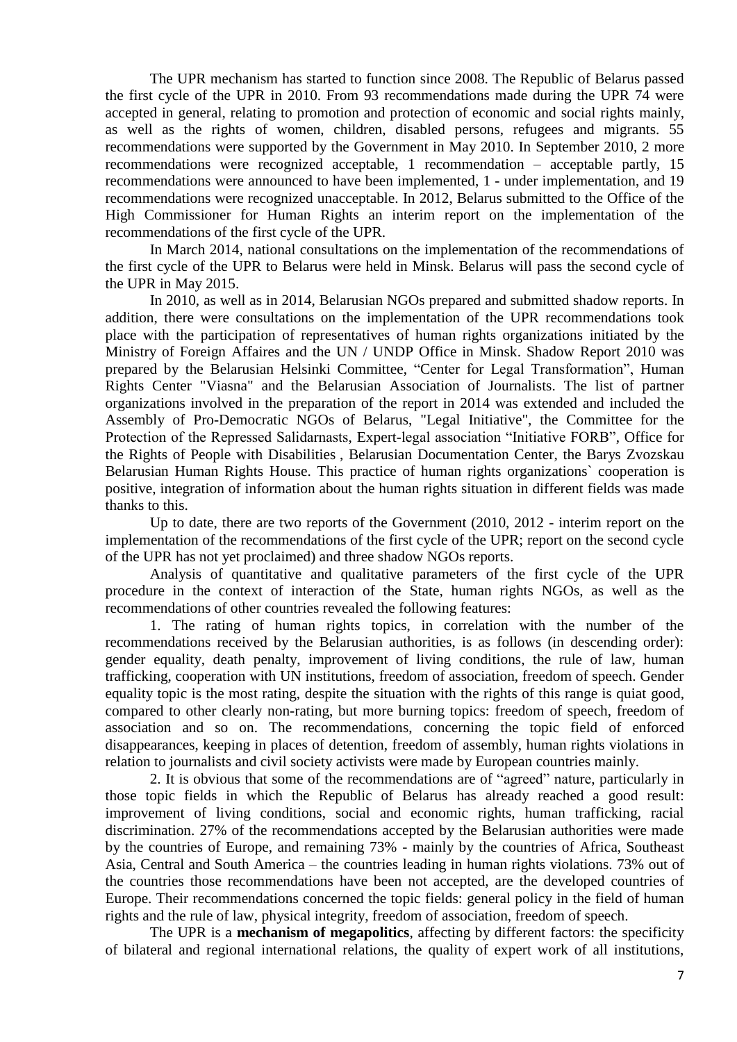The UPR mechanism has started to function since 2008. The Republic of Belarus passed the first cycle of the UPR in 2010. From 93 recommendations made during the UPR 74 were accepted in general, relating to promotion and protection of economic and social rights mainly, as well as the rights of women, children, disabled persons, refugees and migrants. 55 recommendations were supported by the Government in May 2010. In September 2010, 2 more recommendations were recognized acceptable, 1 recommendation – acceptable partly, 15 recommendations were announced to have been implemented, 1 - under implementation, and 19 recommendations were recognized unacceptable. In 2012, Belarus submitted to the Office of the High Commissioner for Human Rights an interim report on the implementation of the recommendations of the first cycle of the UPR.

In March 2014, national consultations on the implementation of the recommendations of the first cycle of the UPR to Belarus were held in Minsk. Belarus will pass the second cycle of the UPR in May 2015.

In 2010, as well as in 2014, Belarusian NGOs prepared and submitted shadow reports. In addition, there were consultations on the implementation of the UPR recommendations took place with the participation of representatives of human rights organizations initiated by the Ministry of Foreign Affaires and the UN / UNDP Office in Minsk. Shadow Report 2010 was prepared by the Belarusian Helsinki Committee, "Center for Legal Transformation", Human Rights Center "Viasna" and the Belarusian Association of Journalists. The list of partner organizations involved in the preparation of the report in 2014 was extended and included the Assembly of Pro-Democratic NGOs of Belarus, "Legal Initiative", the Committee for the Protection of the Repressed Salidarnasts, Expert-legal association "Initiative FORB", Office for the Rights of People with Disabilities , Belarusian Documentation Center, the Barys Zvozskau Belarusian Human Rights House. This practice of human rights organizations` cooperation is positive, integration of information about the human rights situation in different fields was made thanks to this.

Up to date, there are two reports of the Government (2010, 2012 - interim report on the implementation of the recommendations of the first cycle of the UPR; report on the second cycle of the UPR has not yet proclaimed) and three shadow NGOs reports.

Analysis of quantitative and qualitative parameters of the first cycle of the UPR procedure in the context of interaction of the State, human rights NGOs, as well as the recommendations of other countries revealed the following features:

1. The rating of human rights topics, in correlation with the number of the recommendations received by the Belarusian authorities, is as follows (in descending order): gender equality, death penalty, improvement of living conditions, the rule of law, human trafficking, cooperation with UN institutions, freedom of association, freedom of speech. Gender equality topic is the most rating, despite the situation with the rights of this range is quiat good, compared to other clearly non-rating, but more burning topics: freedom of speech, freedom of association and so on. The recommendations, concerning the topic field of enforced disappearances, keeping in places of detention, freedom of assembly, human rights violations in relation to journalists and civil society activists were made by European countries mainly.

2. It is obvious that some of the recommendations are of "agreed" nature, particularly in those topic fields in which the Republic of Belarus has already reached a good result: improvement of living conditions, social and economic rights, human trafficking, racial discrimination. 27% of the recommendations accepted by the Belarusian authorities were made by the countries of Europe, and remaining 73% - mainly by the countries of Africa, Southeast Asia, Central and South America – the countries leading in human rights violations. 73% out of the countries those recommendations have been not accepted, are the developed countries of Europe. Their recommendations concerned the topic fields: general policy in the field of human rights and the rule of law, physical integrity, freedom of association, freedom of speech.

The UPR is a **mechanism of megapolitics**, affecting by different factors: the specificity of bilateral and regional international relations, the quality of expert work of all institutions,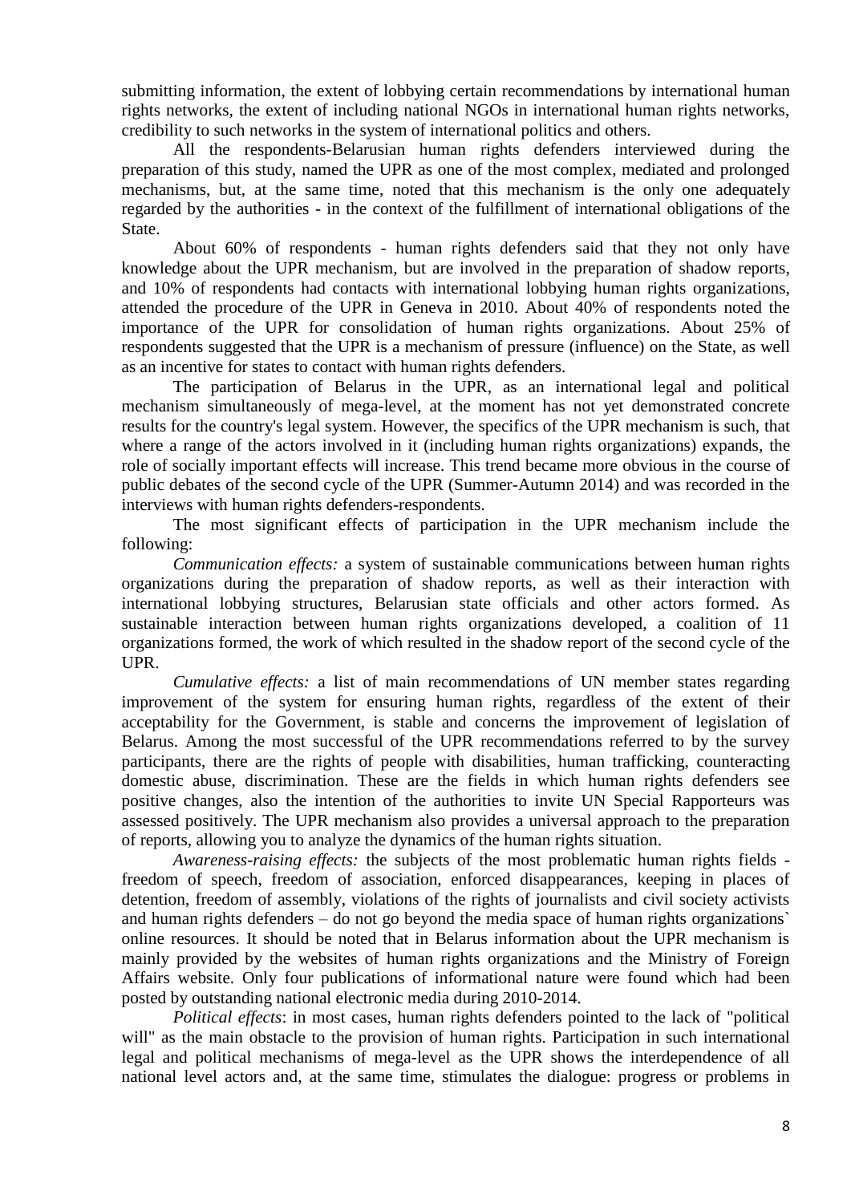submitting information, the extent of lobbying certain recommendations by international human rights networks, the extent of including national NGOs in international human rights networks, credibility to such networks in the system of international politics and others.

All the respondents-Belarusian human rights defenders interviewed during the preparation of this study, named the UPR as one of the most complex, mediated and prolonged mechanisms, but, at the same time, noted that this mechanism is the only one adequately regarded by the authorities - in the context of the fulfillment of international obligations of the State.

About 60% of respondents - human rights defenders said that they not only have knowledge about the UPR mechanism, but are involved in the preparation of shadow reports, and 10% of respondents had contacts with international lobbying human rights organizations, attended the procedure of the UPR in Geneva in 2010. About 40% of respondents noted the importance of the UPR for consolidation of human rights organizations. About 25% of respondents suggested that the UPR is a mechanism of pressure (influence) on the State, as well as an incentive for states to contact with human rights defenders.

The participation of Belarus in the UPR, as an international legal and political mechanism simultaneously of mega-level, at the moment has not yet demonstrated concrete results for the country's legal system. However, the specifics of the UPR mechanism is such, that where a range of the actors involved in it (including human rights organizations) expands, the role of socially important effects will increase. This trend became more obvious in the course of public debates of the second cycle of the UPR (Summer-Autumn 2014) and was recorded in the interviews with human rights defenders-respondents.

The most significant effects of participation in the UPR mechanism include the following:

*Communication effects:* a system of sustainable communications between human rights organizations during the preparation of shadow reports, as well as their interaction with international lobbying structures, Belarusian state officials and other actors formed. As sustainable interaction between human rights organizations developed, a coalition of 11 organizations formed, the work of which resulted in the shadow report of the second cycle of the UPR.

*Cumulative effects:* a list of main recommendations of UN member states regarding improvement of the system for ensuring human rights, regardless of the extent of their acceptability for the Government, is stable and concerns the improvement of legislation of Belarus. Among the most successful of the UPR recommendations referred to by the survey participants, there are the rights of people with disabilities, human trafficking, counteracting domestic abuse, discrimination. These are the fields in which human rights defenders see positive changes, also the intention of the authorities to invite UN Special Rapporteurs was assessed positively. The UPR mechanism also provides a universal approach to the preparation of reports, allowing you to analyze the dynamics of the human rights situation.

*Awareness-raising effects:* the subjects of the most problematic human rights fields - freedom of speech, freedom of association, enforced disappearances, keeping in places of detention, freedom of assembly, violations of the rights of journalists and civil society activists and human rights defenders – do not go beyond the media space of human rights organizations` online resources. It should be noted that in Belarus information about the UPR mechanism is mainly provided by the websites of human rights organizations and the Ministry of Foreign Affairs website. Only four publications of informational nature were found which had been posted by outstanding national electronic media during 2010-2014.

*Political effects*: in most cases, human rights defenders pointed to the lack of "political will" as the main obstacle to the provision of human rights. Participation in such international legal and political mechanisms of mega-level as the UPR shows the interdependence of all national level actors and, at the same time, stimulates the dialogue: progress or problems in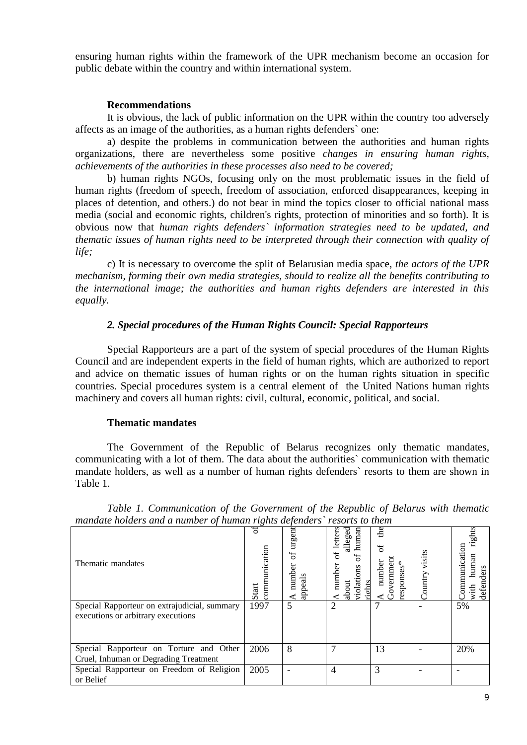ensuring human rights within the framework of the UPR mechanism become an occasion for public debate within the country and within international system.

**Recommendations**

It is obvious, the lack of public information on the UPR within the country too adversely affects as an image of the authorities, as a human rights defenders` one:

a) despite the problems in communication between the authorities and human rights organizations, there are nevertheless some positive *changes in ensuring human rights, achievements of the authorities in these processes also need to be covered;*

b) human rights NGOs, focusing only on the most problematic issues in the field of human rights (freedom of speech, freedom of association, enforced disappearances, keeping in places of detention, and others.) do not bear in mind the topics closer to official national mass media (social and economic rights, children's rights, protection of minorities and so forth). It is obvious now that *human rights defenders` information strategies need to be updated, and thematic issues of human rights need to be interpreted through their connection with quality of life;*

c) It is necessary to overcome the split of Belarusian media space, *the actors of the UPR mechanism, forming their own media strategies, should to realize all the benefits contributing to the international image; the authorities and human rights defenders are interested in this equally.*

### *2. Special procedures of the Human Rights Council: Special Rapporteurs*

Special Rapporteurs are a part of the system of special procedures of the Human Rights Council and are independent experts in the field of human rights, which are authorized to report and advice on thematic issues of human rights or on the human rights situation in specific countries. Special procedures system is a central element of the United Nations human rights machinery and covers all human rights: civil, cultural, economic, political, and social.

**Thematic mandates**

The Government of the Republic of Belarus recognizes only thematic mandates, communicating with a lot of them. The data about the authorities` communication with thematic mandate holders, as well as a number of human rights defenders` resorts to them are shown in Table 1.

*Table 1. Communication of the Government of the Republic of Belarus with thematic mandate holders and a number of human rights defenders` resorts to them*

| Thematic mandates | Start of communication | A number of urgent appeals | A number of letters about alleged violations of human rights | A number of the Government responses* | Country visits | Communication with human rights defenders |
|---|---|---|---|---|---|---|
| Special Rapporteur on extrajudicial, summary executions or arbitrary executions | 1997 | 5 | 2 | 7 | - | 5% |
| Special Rapporteur on Torture and Other Cruel, Inhuman or Degrading Treatment | 2006 | 8 | 7 | 13 | - | 20% |
| Special Rapporteur on Freedom of Religion or Belief | 2005 | - | 4 | 3 | - | - |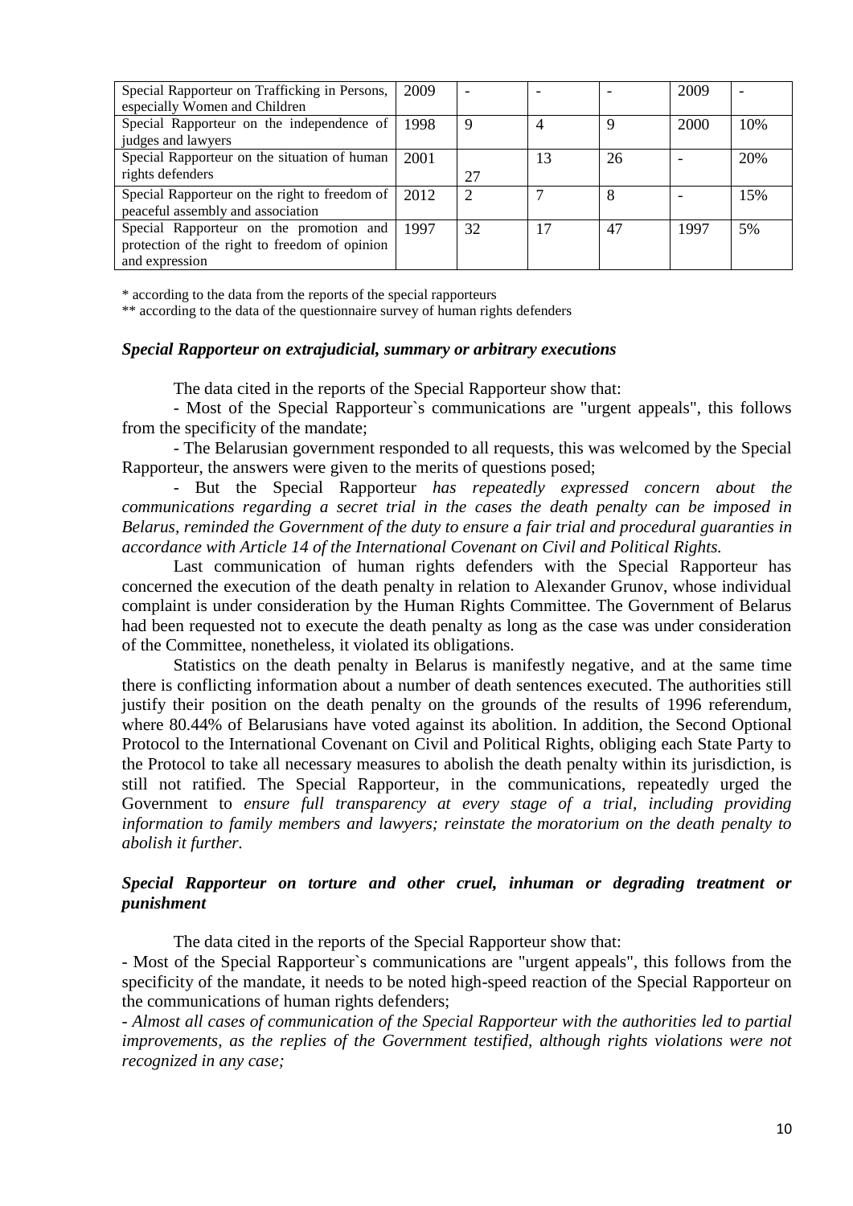| Special Rapporteur on Trafficking in Persons, especially Women and Children | 2009 | - | - | - | 2009 | - |
|---|---|---|---|---|---|---|
| Special Rapporteur on the independence of judges and lawyers | 1998 | 9 | 4 | 9 | 2000 | 10% |
| Special Rapporteur on the situation of human rights defenders | 2001 | 27 | 13 | 26 | - | 20% |
| Special Rapporteur on the right to freedom of peaceful assembly and association | 2012 | 2 | 7 | 8 | - | 15% |
| Special Rapporteur on the promotion and protection of the right to freedom of opinion and expression | 1997 | 32 | 17 | 47 | 1997 | 5% |

\* according to the data from the reports of the special rapporteurs

\*\* according to the data of the questionnaire survey of human rights defenders

### *Special Rapporteur on extrajudicial, summary or arbitrary executions*

The data cited in the reports of the Special Rapporteur show that:

- Most of the Special Rapporteur`s communications are "urgent appeals", this follows from the specificity of the mandate;

- The Belarusian government responded to all requests, this was welcomed by the Special Rapporteur, the answers were given to the merits of questions posed;

- But the Special Rapporteur *has repeatedly expressed concern about the communications regarding a secret trial in the cases the death penalty can be imposed in Belarus, reminded the Government of the duty to ensure a fair trial and procedural guaranties in accordance with Article 14 of the International Covenant on Civil and Political Rights.*

Last communication of human rights defenders with the Special Rapporteur has concerned the execution of the death penalty in relation to Alexander Grunov, whose individual complaint is under consideration by the Human Rights Committee. The Government of Belarus had been requested not to execute the death penalty as long as the case was under consideration of the Committee, nonetheless, it violated its obligations.

Statistics on the death penalty in Belarus is manifestly negative, and at the same time there is conflicting information about a number of death sentences executed. The authorities still justify their position on the death penalty on the grounds of the results of 1996 referendum, where 80.44% of Belarusians have voted against its abolition. In addition, the Second Optional Protocol to the International Covenant on Civil and Political Rights, obliging each State Party to the Protocol to take all necessary measures to abolish the death penalty within its jurisdiction, is still not ratified. The Special Rapporteur, in the communications, repeatedly urged the Government to *ensure full transparency at every stage of a trial, including providing information to family members and lawyers; reinstate the moratorium on the death penalty to abolish it further.*

### *Special Rapporteur on torture and other cruel, inhuman or degrading treatment or punishment*

The data cited in the reports of the Special Rapporteur show that:

- Most of the Special Rapporteur`s communications are "urgent appeals", this follows from the specificity of the mandate, it needs to be noted high-speed reaction of the Special Rapporteur on the communications of human rights defenders;

- *Almost all cases of communication of the Special Rapporteur with the authorities led to partial improvements, as the replies of the Government testified, although rights violations were not recognized in any case;*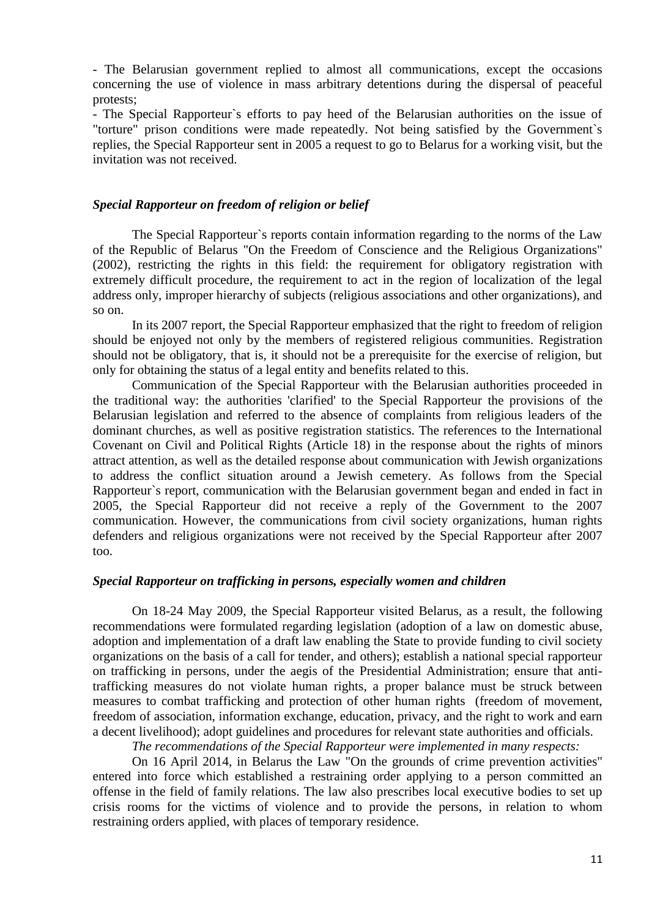- The Belarusian government replied to almost all communications, except the occasions concerning the use of violence in mass arbitrary detentions during the dispersal of peaceful protests;

- The Special Rapporteur`s efforts to pay heed of the Belarusian authorities on the issue of "torture" prison conditions were made repeatedly. Not being satisfied by the Government`s replies, the Special Rapporteur sent in 2005 a request to go to Belarus for a working visit, but the invitation was not received.

### *Special Rapporteur on freedom of religion or belief*

The Special Rapporteur`s reports contain information regarding to the norms of the Law of the Republic of Belarus "On the Freedom of Conscience and the Religious Organizations" (2002), restricting the rights in this field: the requirement for obligatory registration with extremely difficult procedure, the requirement to act in the region of localization of the legal address only, improper hierarchy of subjects (religious associations and other organizations), and so on.

In its 2007 report, the Special Rapporteur emphasized that the right to freedom of religion should be enjoyed not only by the members of registered religious communities. Registration should not be obligatory, that is, it should not be a prerequisite for the exercise of religion, but only for obtaining the status of a legal entity and benefits related to this.

Communication of the Special Rapporteur with the Belarusian authorities proceeded in the traditional way: the authorities 'clarified' to the Special Rapporteur the provisions of the Belarusian legislation and referred to the absence of complaints from religious leaders of the dominant churches, as well as positive registration statistics. The references to the International Covenant on Civil and Political Rights (Article 18) in the response about the rights of minors attract attention, as well as the detailed response about communication with Jewish organizations to address the conflict situation around a Jewish cemetery. As follows from the Special Rapporteur`s report, communication with the Belarusian government began and ended in fact in 2005, the Special Rapporteur did not receive a reply of the Government to the 2007 communication. However, the communications from civil society organizations, human rights defenders and religious organizations were not received by the Special Rapporteur after 2007 too.

### *Special Rapporteur on trafficking in persons, especially women and children*

On 18-24 May 2009, the Special Rapporteur visited Belarus, as a result, the following recommendations were formulated regarding legislation (adoption of a law on domestic abuse, adoption and implementation of a draft law enabling the State to provide funding to civil society organizations on the basis of a call for tender, and others); establish a national special rapporteur on trafficking in persons, under the aegis of the Presidential Administration; ensure that anti-trafficking measures do not violate human rights, a proper balance must be struck between measures to combat trafficking and protection of other human rights (freedom of movement, freedom of association, information exchange, education, privacy, and the right to work and earn a decent livelihood); adopt guidelines and procedures for relevant state authorities and officials.

*The recommendations of the Special Rapporteur were implemented in many respects:*

On 16 April 2014, in Belarus the Law "On the grounds of crime prevention activities" entered into force which established a restraining order applying to a person committed an offense in the field of family relations. The law also prescribes local executive bodies to set up crisis rooms for the victims of violence and to provide the persons, in relation to whom restraining orders applied, with places of temporary residence.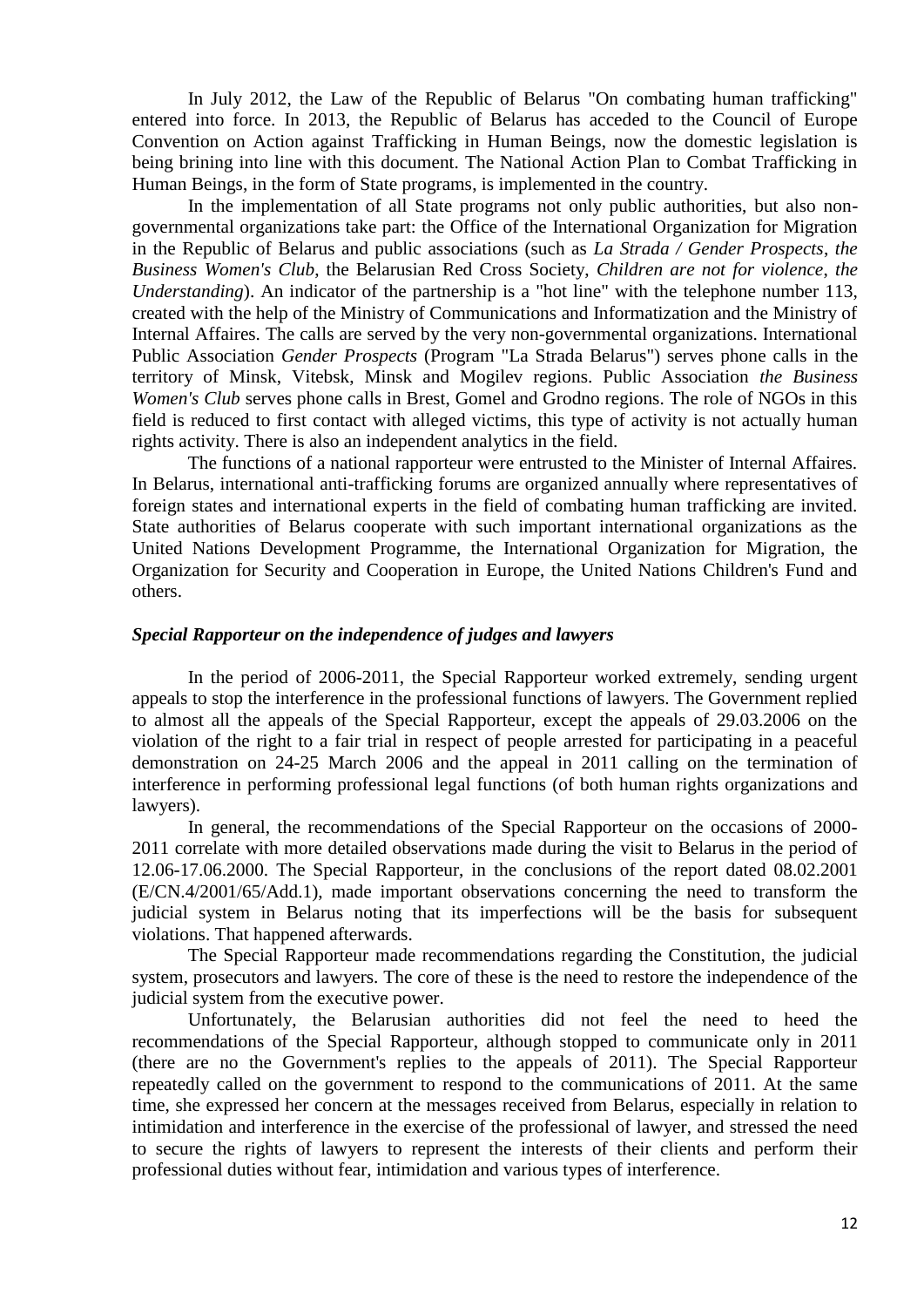In July 2012, the Law of the Republic of Belarus "On combating human trafficking" entered into force. In 2013, the Republic of Belarus has acceded to the Council of Europe Convention on Action against Trafficking in Human Beings, now the domestic legislation is being brining into line with this document. The National Action Plan to Combat Trafficking in Human Beings, in the form of State programs, is implemented in the country.

In the implementation of all State programs not only public authorities, but also non-governmental organizations take part: the Office of the International Organization for Migration in the Republic of Belarus and public associations (such as *La Strada / Gender Prospects*, *the Business Women's Club*, the Belarusian Red Cross Society, *Children are not for violence*, *the Understanding*). An indicator of the partnership is a "hot line" with the telephone number 113, created with the help of the Ministry of Communications and Informatization and the Ministry of Internal Affaires. The calls are served by the very non-governmental organizations. International Public Association *Gender Prospects* (Program "La Strada Belarus") serves phone calls in the territory of Minsk, Vitebsk, Minsk and Mogilev regions. Public Association *the Business Women's Club* serves phone calls in Brest, Gomel and Grodno regions. The role of NGOs in this field is reduced to first contact with alleged victims, this type of activity is not actually human rights activity. There is also an independent analytics in the field.

The functions of a national rapporteur were entrusted to the Minister of Internal Affaires. In Belarus, international anti-trafficking forums are organized annually where representatives of foreign states and international experts in the field of combating human trafficking are invited. State authorities of Belarus cooperate with such important international organizations as the United Nations Development Programme, the International Organization for Migration, the Organization for Security and Cooperation in Europe, the United Nations Children's Fund and others.

### *Special Rapporteur on the independence of judges and lawyers*

In the period of 2006-2011, the Special Rapporteur worked extremely, sending urgent appeals to stop the interference in the professional functions of lawyers. The Government replied to almost all the appeals of the Special Rapporteur, except the appeals of 29.03.2006 on the violation of the right to a fair trial in respect of people arrested for participating in a peaceful demonstration on 24-25 March 2006 and the appeal in 2011 calling on the termination of interference in performing professional legal functions (of both human rights organizations and lawyers).

In general, the recommendations of the Special Rapporteur on the occasions of 2000-2011 correlate with more detailed observations made during the visit to Belarus in the period of 12.06-17.06.2000. The Special Rapporteur, in the conclusions of the report dated 08.02.2001 (E/CN.4/2001/65/Add.1), made important observations concerning the need to transform the judicial system in Belarus noting that its imperfections will be the basis for subsequent violations. That happened afterwards.

The Special Rapporteur made recommendations regarding the Constitution, the judicial system, prosecutors and lawyers. The core of these is the need to restore the independence of the judicial system from the executive power.

Unfortunately, the Belarusian authorities did not feel the need to heed the recommendations of the Special Rapporteur, although stopped to communicate only in 2011 (there are no the Government's replies to the appeals of 2011). The Special Rapporteur repeatedly called on the government to respond to the communications of 2011. At the same time, she expressed her concern at the messages received from Belarus, especially in relation to intimidation and interference in the exercise of the professional of lawyer, and stressed the need to secure the rights of lawyers to represent the interests of their clients and perform their professional duties without fear, intimidation and various types of interference.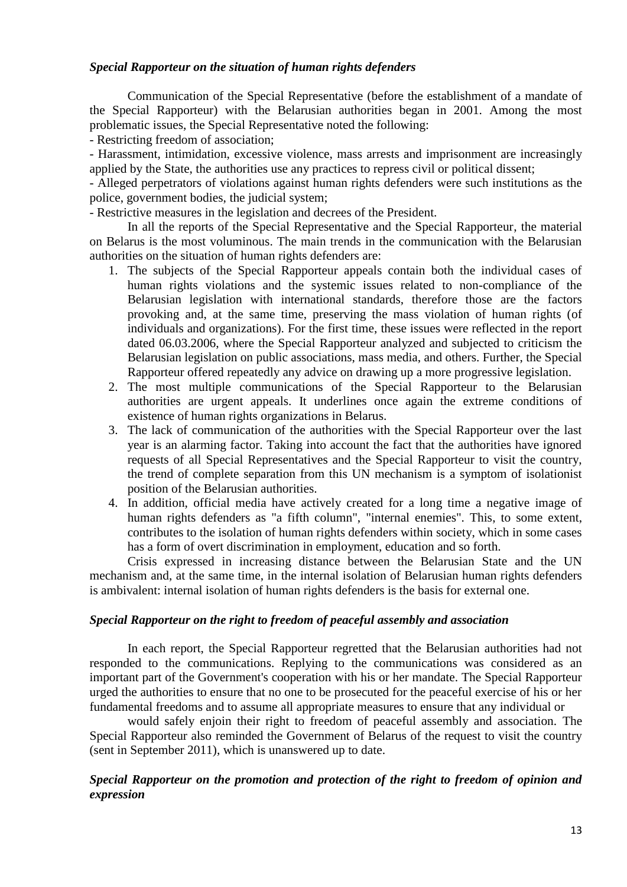### *Special Rapporteur on the situation of human rights defenders*

Communication of the Special Representative (before the establishment of a mandate of the Special Rapporteur) with the Belarusian authorities began in 2001. Among the most problematic issues, the Special Representative noted the following:

- Restricting freedom of association;
- Harassment, intimidation, excessive violence, mass arrests and imprisonment are increasingly applied by the State, the authorities use any practices to repress civil or political dissent;
- Alleged perpetrators of violations against human rights defenders were such institutions as the police, government bodies, the judicial system;
- Restrictive measures in the legislation and decrees of the President.

In all the reports of the Special Representative and the Special Rapporteur, the material on Belarus is the most voluminous. The main trends in the communication with the Belarusian authorities on the situation of human rights defenders are:

1. The subjects of the Special Rapporteur appeals contain both the individual cases of human rights violations and the systemic issues related to non-compliance of the Belarusian legislation with international standards, therefore those are the factors provoking and, at the same time, preserving the mass violation of human rights (of individuals and organizations). For the first time, these issues were reflected in the report dated 06.03.2006, where the Special Rapporteur analyzed and subjected to criticism the Belarusian legislation on public associations, mass media, and others. Further, the Special Rapporteur offered repeatedly any advice on drawing up a more progressive legislation.
2. The most multiple communications of the Special Rapporteur to the Belarusian authorities are urgent appeals. It underlines once again the extreme conditions of existence of human rights organizations in Belarus.
3. The lack of communication of the authorities with the Special Rapporteur over the last year is an alarming factor. Taking into account the fact that the authorities have ignored requests of all Special Representatives and the Special Rapporteur to visit the country, the trend of complete separation from this UN mechanism is a symptom of isolationist position of the Belarusian authorities.
4. In addition, official media have actively created for a long time a negative image of human rights defenders as "a fifth column", "internal enemies". This, to some extent, contributes to the isolation of human rights defenders within society, which in some cases has a form of overt discrimination in employment, education and so forth.

Crisis expressed in increasing distance between the Belarusian State and the UN mechanism and, at the same time, in the internal isolation of Belarusian human rights defenders is ambivalent: internal isolation of human rights defenders is the basis for external one.

### *Special Rapporteur on the right to freedom of peaceful assembly and association*

In each report, the Special Rapporteur regretted that the Belarusian authorities had not responded to the communications. Replying to the communications was considered as an important part of the Government's cooperation with his or her mandate. The Special Rapporteur urged the authorities to ensure that no one to be prosecuted for the peaceful exercise of his or her fundamental freedoms and to assume all appropriate measures to ensure that any individual or

would safely enjoin their right to freedom of peaceful assembly and association. The Special Rapporteur also reminded the Government of Belarus of the request to visit the country (sent in September 2011), which is unanswered up to date.

### *Special Rapporteur on the promotion and protection of the right to freedom of opinion and expression*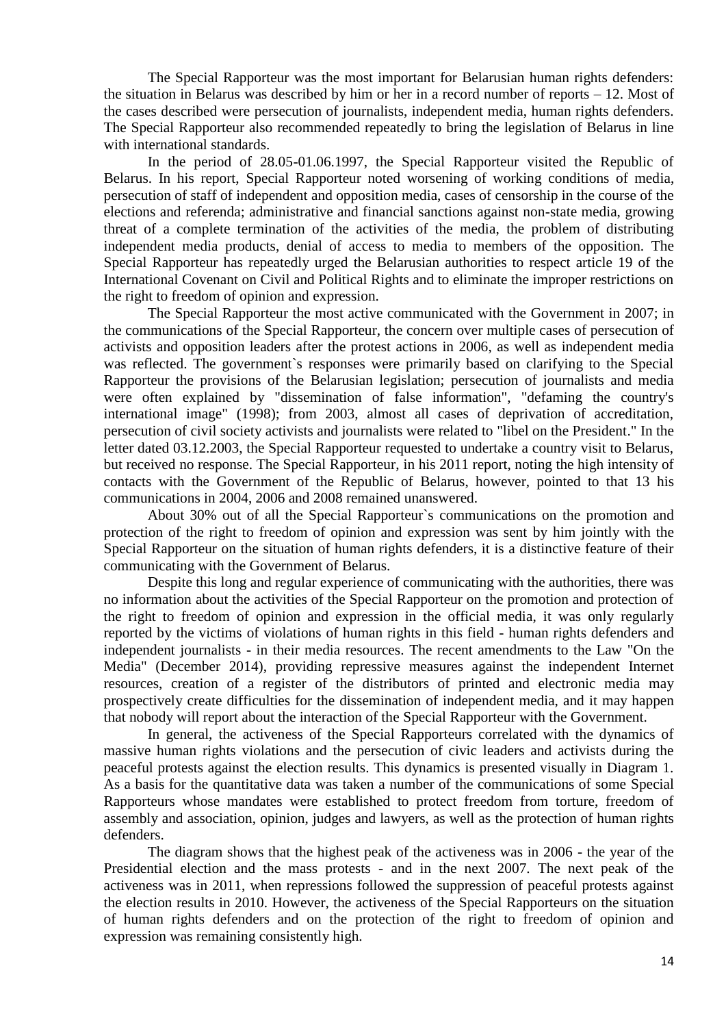The Special Rapporteur was the most important for Belarusian human rights defenders: the situation in Belarus was described by him or her in a record number of reports – 12. Most of the cases described were persecution of journalists, independent media, human rights defenders. The Special Rapporteur also recommended repeatedly to bring the legislation of Belarus in line with international standards.

In the period of 28.05-01.06.1997, the Special Rapporteur visited the Republic of Belarus. In his report, Special Rapporteur noted worsening of working conditions of media, persecution of staff of independent and opposition media, cases of censorship in the course of the elections and referenda; administrative and financial sanctions against non-state media, growing threat of a complete termination of the activities of the media, the problem of distributing independent media products, denial of access to media to members of the opposition. The Special Rapporteur has repeatedly urged the Belarusian authorities to respect article 19 of the International Covenant on Civil and Political Rights and to eliminate the improper restrictions on the right to freedom of opinion and expression.

The Special Rapporteur the most active communicated with the Government in 2007; in the communications of the Special Rapporteur, the concern over multiple cases of persecution of activists and opposition leaders after the protest actions in 2006, as well as independent media was reflected. The government`s responses were primarily based on clarifying to the Special Rapporteur the provisions of the Belarusian legislation; persecution of journalists and media were often explained by "dissemination of false information", "defaming the country's international image" (1998); from 2003, almost all cases of deprivation of accreditation, persecution of civil society activists and journalists were related to "libel on the President." In the letter dated 03.12.2003, the Special Rapporteur requested to undertake a country visit to Belarus, but received no response. The Special Rapporteur, in his 2011 report, noting the high intensity of contacts with the Government of the Republic of Belarus, however, pointed to that 13 his communications in 2004, 2006 and 2008 remained unanswered.

About 30% out of all the Special Rapporteur`s communications on the promotion and protection of the right to freedom of opinion and expression was sent by him jointly with the Special Rapporteur on the situation of human rights defenders, it is a distinctive feature of their communicating with the Government of Belarus.

Despite this long and regular experience of communicating with the authorities, there was no information about the activities of the Special Rapporteur on the promotion and protection of the right to freedom of opinion and expression in the official media, it was only regularly reported by the victims of violations of human rights in this field - human rights defenders and independent journalists - in their media resources. The recent amendments to the Law "On the Media" (December 2014), providing repressive measures against the independent Internet resources, creation of a register of the distributors of printed and electronic media may prospectively create difficulties for the dissemination of independent media, and it may happen that nobody will report about the interaction of the Special Rapporteur with the Government.

In general, the activeness of the Special Rapporteurs correlated with the dynamics of massive human rights violations and the persecution of civic leaders and activists during the peaceful protests against the election results. This dynamics is presented visually in Diagram 1. As a basis for the quantitative data was taken a number of the communications of some Special Rapporteurs whose mandates were established to protect freedom from torture, freedom of assembly and association, opinion, judges and lawyers, as well as the protection of human rights defenders.

The diagram shows that the highest peak of the activeness was in 2006 - the year of the Presidential election and the mass protests - and in the next 2007. The next peak of the activeness was in 2011, when repressions followed the suppression of peaceful protests against the election results in 2010. However, the activeness of the Special Rapporteurs on the situation of human rights defenders and on the protection of the right to freedom of opinion and expression was remaining consistently high.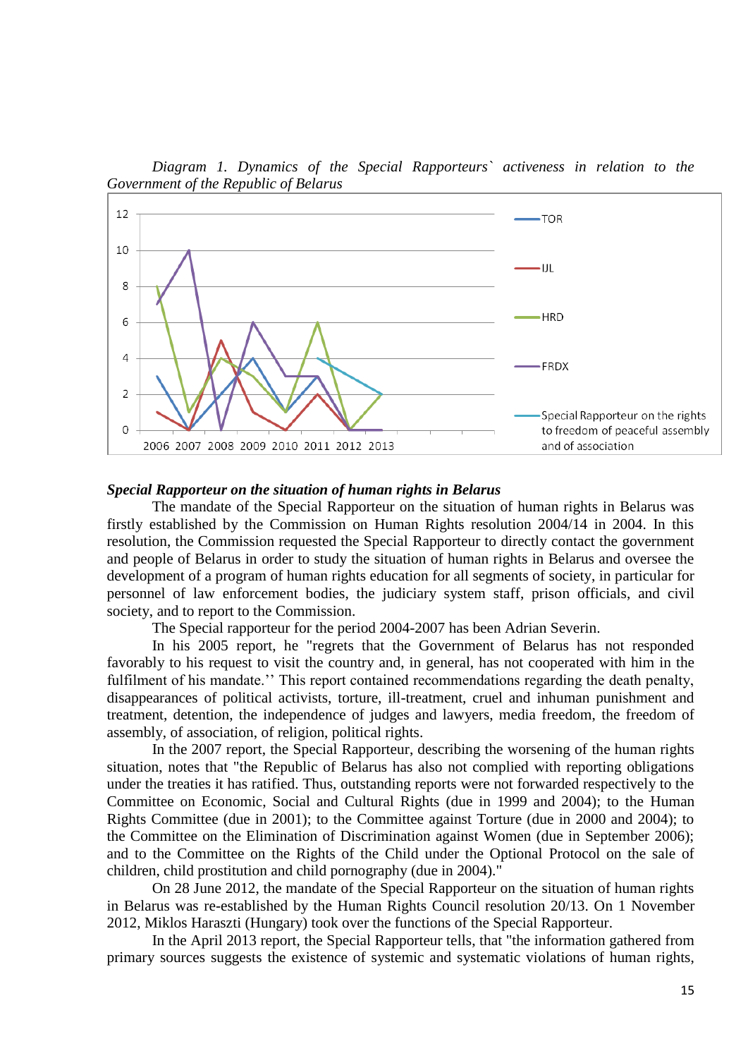*Diagram 1. Dynamics of the Special Rapporteurs` activeness in relation to the Government of the Republic of Belarus*

***Special Rapporteur on the situation of human rights in Belarus***

The mandate of the Special Rapporteur on the situation of human rights in Belarus was firstly established by the Commission on Human Rights resolution 2004/14 in 2004. In this resolution, the Commission requested the Special Rapporteur to directly contact the government and people of Belarus in order to study the situation of human rights in Belarus and oversee the development of a program of human rights education for all segments of society, in particular for personnel of law enforcement bodies, the judiciary system staff, prison officials, and civil society, and to report to the Commission.

The Special rapporteur for the period 2004-2007 has been Adrian Severin.

In his 2005 report, he "regrets that the Government of Belarus has not responded favorably to his request to visit the country and, in general, has not cooperated with him in the fulfilment of his mandate.'' This report contained recommendations regarding the death penalty, disappearances of political activists, torture, ill-treatment, cruel and inhuman punishment and treatment, detention, the independence of judges and lawyers, media freedom, the freedom of assembly, of association, of religion, political rights.

In the 2007 report, the Special Rapporteur, describing the worsening of the human rights situation, notes that "the Republic of Belarus has also not complied with reporting obligations under the treaties it has ratified. Thus, outstanding reports were not forwarded respectively to the Committee on Economic, Social and Cultural Rights (due in 1999 and 2004); to the Human Rights Committee (due in 2001); to the Committee against Torture (due in 2000 and 2004); to the Committee on the Elimination of Discrimination against Women (due in September 2006); and to the Committee on the Rights of the Child under the Optional Protocol on the sale of children, child prostitution and child pornography (due in 2004)."

On 28 June 2012, the mandate of the Special Rapporteur on the situation of human rights in Belarus was re-established by the Human Rights Council resolution 20/13. On 1 November 2012, Miklos Haraszti (Hungary) took over the functions of the Special Rapporteur.

In the April 2013 report, the Special Rapporteur tells, that "the information gathered from primary sources suggests the existence of systemic and systematic violations of human rights,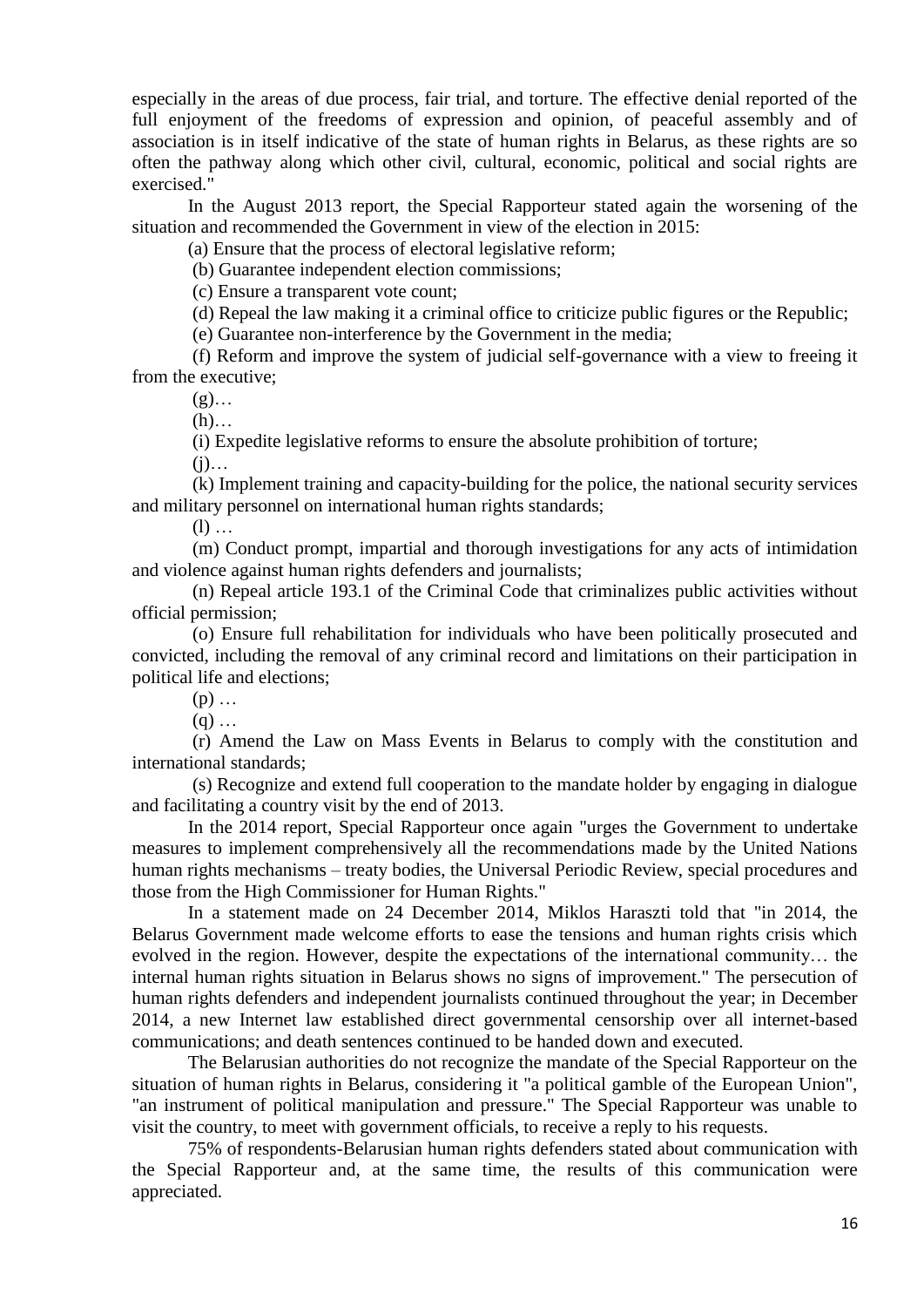especially in the areas of due process, fair trial, and torture. The effective denial reported of the full enjoyment of the freedoms of expression and opinion, of peaceful assembly and of association is in itself indicative of the state of human rights in Belarus, as these rights are so often the pathway along which other civil, cultural, economic, political and social rights are exercised."

In the August 2013 report, the Special Rapporteur stated again the worsening of the situation and recommended the Government in view of the election in 2015:

(a) Ensure that the process of electoral legislative reform;

(b) Guarantee independent election commissions;

(c) Ensure a transparent vote count;

(d) Repeal the law making it a criminal office to criticize public figures or the Republic;

(e) Guarantee non-interference by the Government in the media;

(f) Reform and improve the system of judicial self-governance with a view to freeing it from the executive;

(g)…

(h)…

(i) Expedite legislative reforms to ensure the absolute prohibition of torture;

(j)…

(k) Implement training and capacity-building for the police, the national security services and military personnel on international human rights standards;

(l) …

(m) Conduct prompt, impartial and thorough investigations for any acts of intimidation and violence against human rights defenders and journalists;

(n) Repeal article 193.1 of the Criminal Code that criminalizes public activities without official permission;

(o) Ensure full rehabilitation for individuals who have been politically prosecuted and convicted, including the removal of any criminal record and limitations on their participation in political life and elections;

(p) …

(q) …

(r) Amend the Law on Mass Events in Belarus to comply with the constitution and international standards;

(s) Recognize and extend full cooperation to the mandate holder by engaging in dialogue and facilitating a country visit by the end of 2013.

In the 2014 report, Special Rapporteur once again "urges the Government to undertake measures to implement comprehensively all the recommendations made by the United Nations human rights mechanisms – treaty bodies, the Universal Periodic Review, special procedures and those from the High Commissioner for Human Rights."

In a statement made on 24 December 2014, Miklos Haraszti told that "in 2014, the Belarus Government made welcome efforts to ease the tensions and human rights crisis which evolved in the region. However, despite the expectations of the international community… the internal human rights situation in Belarus shows no signs of improvement." The persecution of human rights defenders and independent journalists continued throughout the year; in December 2014, a new Internet law established direct governmental censorship over all internet-based communications; and death sentences continued to be handed down and executed.

The Belarusian authorities do not recognize the mandate of the Special Rapporteur on the situation of human rights in Belarus, considering it "a political gamble of the European Union", "an instrument of political manipulation and pressure." The Special Rapporteur was unable to visit the country, to meet with government officials, to receive a reply to his requests.

75% of respondents-Belarusian human rights defenders stated about communication with the Special Rapporteur and, at the same time, the results of this communication were appreciated.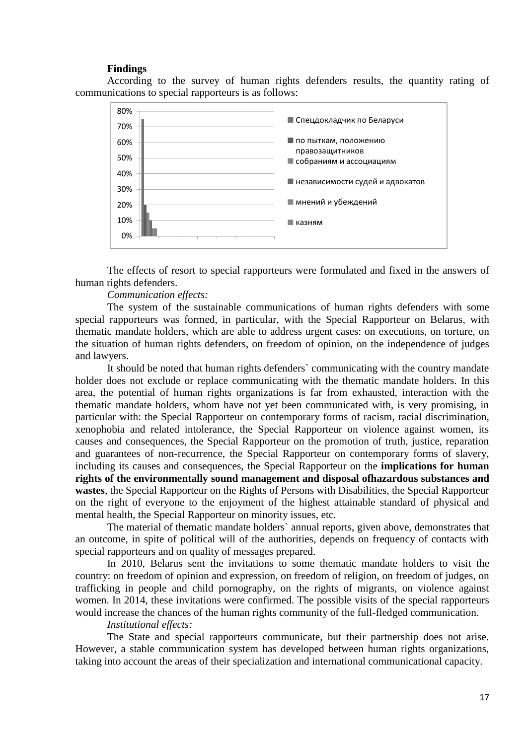**Findings**

According to the survey of human rights defenders results, the quantity rating of communications to special rapporteurs is as follows:

| Special rapporteur | % |
| --- | --- |
| Спецдокладчик по Беларуси | 75% |
| по пыткам, положению правозащитников | 20% |
| собраниям и ассоциациям | 15% |
| независимости судей и адвокатов | 10% |
| мнений и убеждений | 5% |
| казням | 5% |

The effects of resort to special rapporteurs were formulated and fixed in the answers of human rights defenders.

*Communication effects:*

The system of the sustainable communications of human rights defenders with some special rapporteurs was formed, in particular, with the Special Rapporteur on Belarus, with thematic mandate holders, which are able to address urgent cases: on executions, on torture, on the situation of human rights defenders, on freedom of opinion, on the independence of judges and lawyers.

It should be noted that human rights defenders` communicating with the country mandate holder does not exclude or replace communicating with the thematic mandate holders. In this area, the potential of human rights organizations is far from exhausted, interaction with the thematic mandate holders, whom have not yet been communicated with, is very promising, in particular with: the Special Rapporteur on contemporary forms of racism, racial discrimination, xenophobia and related intolerance, the Special Rapporteur on violence against women, its causes and consequences, the Special Rapporteur on the promotion of truth, justice, reparation and guarantees of non-recurrence, the Special Rapporteur on contemporary forms of slavery, including its causes and consequences, the Special Rapporteur on the **implications for human rights of the environmentally sound management and disposal ofhazardous substances and wastes**, the Special Rapporteur on the Rights of Persons with Disabilities, the Special Rapporteur on the right of everyone to the enjoyment of the highest attainable standard of physical and mental health, the Special Rapporteur on minority issues, etc.

The material of thematic mandate holders` annual reports, given above, demonstrates that an outcome, in spite of political will of the authorities, depends on frequency of contacts with special rapporteurs and on quality of messages prepared.

In 2010, Belarus sent the invitations to some thematic mandate holders to visit the country: on freedom of opinion and expression, on freedom of religion, on freedom of judges, on trafficking in people and child pornography, on the rights of migrants, on violence against women. In 2014, these invitations were confirmed. The possible visits of the special rapporteurs would increase the chances of the human rights community of the full-fledged communication.

*Institutional effects:*

The State and special rapporteurs communicate, but their partnership does not arise. However, a stable communication system has developed between human rights organizations, taking into account the areas of their specialization and international communicational capacity.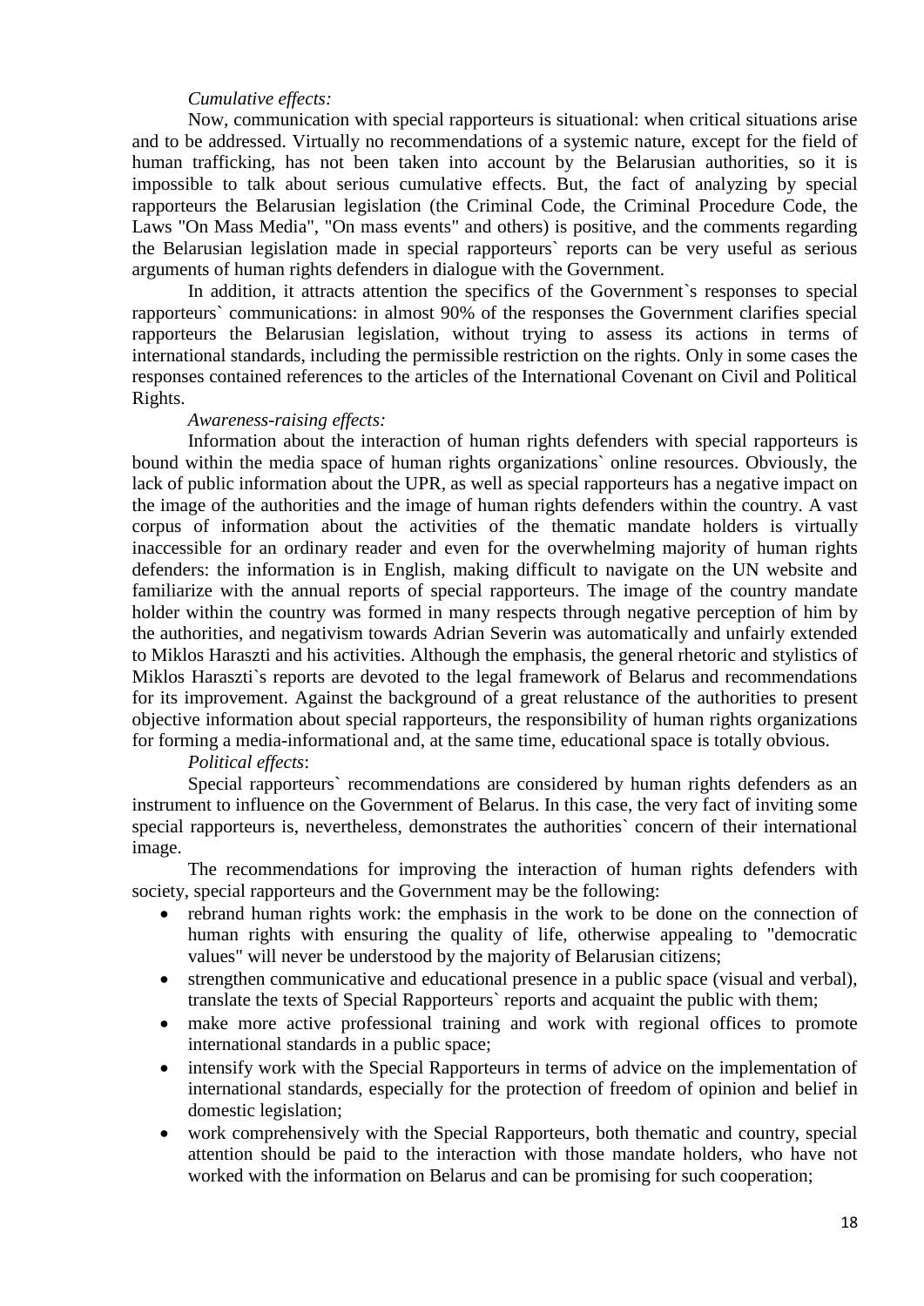*Cumulative effects:*

Now, communication with special rapporteurs is situational: when critical situations arise and to be addressed. Virtually no recommendations of a systemic nature, except for the field of human trafficking, has not been taken into account by the Belarusian authorities, so it is impossible to talk about serious cumulative effects. But, the fact of analyzing by special rapporteurs the Belarusian legislation (the Criminal Code, the Criminal Procedure Code, the Laws "On Mass Media", "On mass events" and others) is positive, and the comments regarding the Belarusian legislation made in special rapporteurs` reports can be very useful as serious arguments of human rights defenders in dialogue with the Government.

In addition, it attracts attention the specifics of the Government`s responses to special rapporteurs` communications: in almost 90% of the responses the Government clarifies special rapporteurs the Belarusian legislation, without trying to assess its actions in terms of international standards, including the permissible restriction on the rights. Only in some cases the responses contained references to the articles of the International Covenant on Civil and Political Rights.

*Awareness-raising effects:*

Information about the interaction of human rights defenders with special rapporteurs is bound within the media space of human rights organizations` online resources. Obviously, the lack of public information about the UPR, as well as special rapporteurs has a negative impact on the image of the authorities and the image of human rights defenders within the country. A vast corpus of information about the activities of the thematic mandate holders is virtually inaccessible for an ordinary reader and even for the overwhelming majority of human rights defenders: the information is in English, making difficult to navigate on the UN website and familiarize with the annual reports of special rapporteurs. The image of the country mandate holder within the country was formed in many respects through negative perception of him by the authorities, and negativism towards Adrian Severin was automatically and unfairly extended to Miklos Haraszti and his activities. Although the emphasis, the general rhetoric and stylistics of Miklos Haraszti`s reports are devoted to the legal framework of Belarus and recommendations for its improvement. Against the background of a great relustance of the authorities to present objective information about special rapporteurs, the responsibility of human rights organizations for forming a media-informational and, at the same time, educational space is totally obvious.

*Political effects*:

Special rapporteurs` recommendations are considered by human rights defenders as an instrument to influence on the Government of Belarus. In this case, the very fact of inviting some special rapporteurs is, nevertheless, demonstrates the authorities` concern of their international image.

The recommendations for improving the interaction of human rights defenders with society, special rapporteurs and the Government may be the following:

- rebrand human rights work: the emphasis in the work to be done on the connection of human rights with ensuring the quality of life, otherwise appealing to "democratic values" will never be understood by the majority of Belarusian citizens;
- strengthen communicative and educational presence in a public space (visual and verbal), translate the texts of Special Rapporteurs` reports and acquaint the public with them;
- make more active professional training and work with regional offices to promote international standards in a public space;
- intensify work with the Special Rapporteurs in terms of advice on the implementation of international standards, especially for the protection of freedom of opinion and belief in domestic legislation;
- work comprehensively with the Special Rapporteurs, both thematic and country, special attention should be paid to the interaction with those mandate holders, who have not worked with the information on Belarus and can be promising for such cooperation;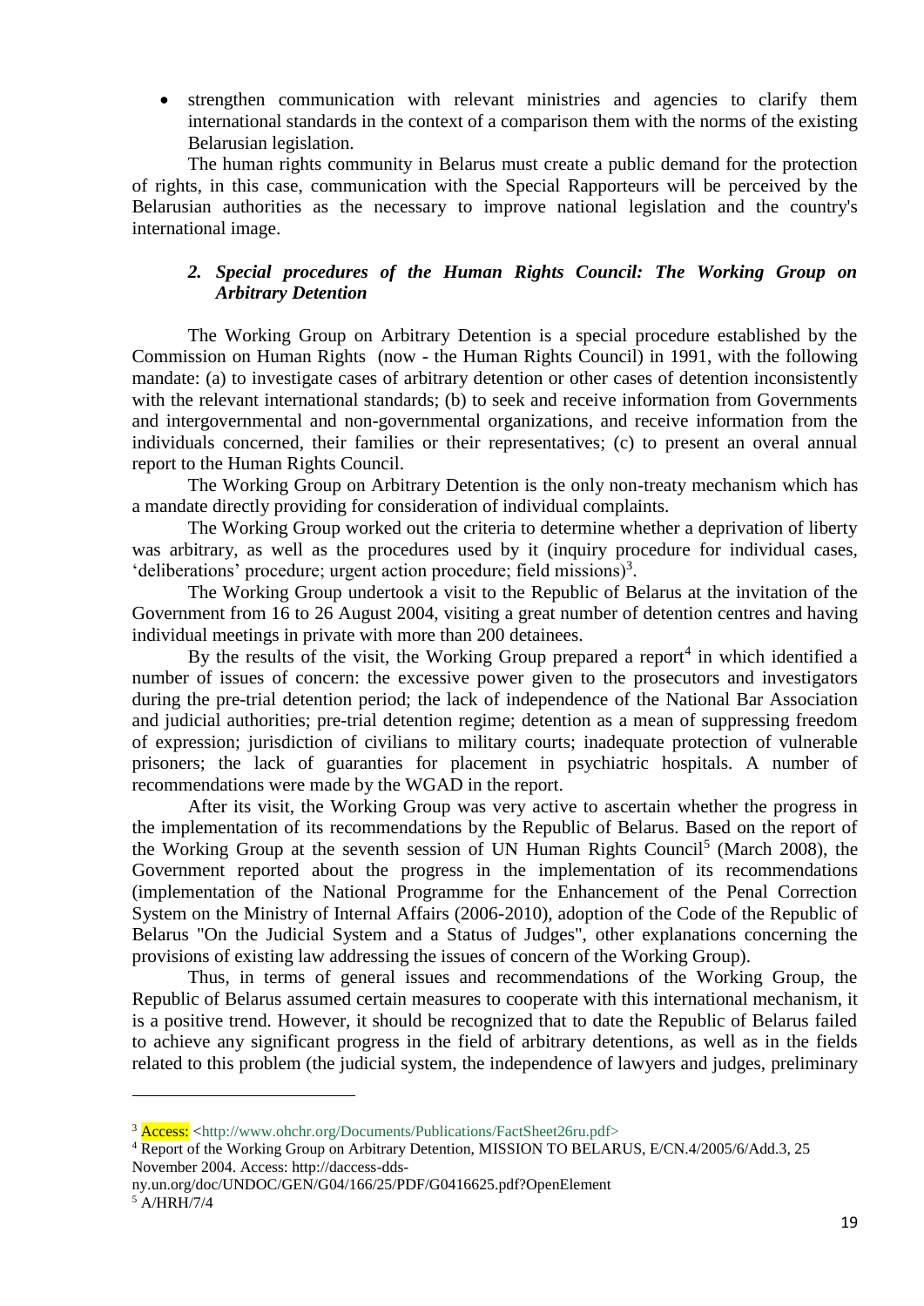- strengthen communication with relevant ministries and agencies to clarify them international standards in the context of a comparison them with the norms of the existing Belarusian legislation.

The human rights community in Belarus must create a public demand for the protection of rights, in this case, communication with the Special Rapporteurs will be perceived by the Belarusian authorities as the necessary to improve national legislation and the country's international image.

### *2. Special procedures of the Human Rights Council: The Working Group on Arbitrary Detention*

The Working Group on Arbitrary Detention is a special procedure established by the Commission on Human Rights (now - the Human Rights Council) in 1991, with the following mandate: (a) to investigate cases of arbitrary detention or other cases of detention inconsistently with the relevant international standards; (b) to seek and receive information from Governments and intergovernmental and non-governmental organizations, and receive information from the individuals concerned, their families or their representatives; (c) to present an overal annual report to the Human Rights Council.

The Working Group on Arbitrary Detention is the only non-treaty mechanism which has a mandate directly providing for consideration of individual complaints.

The Working Group worked out the criteria to determine whether a deprivation of liberty was arbitrary, as well as the procedures used by it (inquiry procedure for individual cases, 'deliberations' procedure; urgent action procedure; field missions)[3].

The Working Group undertook a visit to the Republic of Belarus at the invitation of the Government from 16 to 26 August 2004, visiting a great number of detention centres and having individual meetings in private with more than 200 detainees.

By the results of the visit, the Working Group prepared a report[4] in which identified a number of issues of concern: the excessive power given to the prosecutors and investigators during the pre-trial detention period; the lack of independence of the National Bar Association and judicial authorities; pre-trial detention regime; detention as a mean of suppressing freedom of expression; jurisdiction of civilians to military courts; inadequate protection of vulnerable prisoners; the lack of guaranties for placement in psychiatric hospitals. A number of recommendations were made by the WGAD in the report.

After its visit, the Working Group was very active to ascertain whether the progress in the implementation of its recommendations by the Republic of Belarus. Based on the report of the Working Group at the seventh session of UN Human Rights Council[5] (March 2008), the Government reported about the progress in the implementation of its recommendations (implementation of the National Programme for the Enhancement of the Penal Correction System on the Ministry of Internal Affairs (2006-2010), adoption of the Code of the Republic of Belarus "On the Judicial System and a Status of Judges", other explanations concerning the provisions of existing law addressing the issues of concern of the Working Group).

Thus, in terms of general issues and recommendations of the Working Group, the Republic of Belarus assumed certain measures to cooperate with this international mechanism, it is a positive trend. However, it should be recognized that to date the Republic of Belarus failed to achieve any significant progress in the field of arbitrary detentions, as well as in the fields related to this problem (the judicial system, the independence of lawyers and judges, preliminary

---

[3] Access: <http://www.ohchr.org/Documents/Publications/FactSheet26ru.pdf>

[4] Report of the Working Group on Arbitrary Detention, MISSION TO BELARUS, E/CN.4/2005/6/Add.3, 25 November 2004. Access: http://daccess-dds-ny.un.org/doc/UNDOC/GEN/G04/166/25/PDF/G0416625.pdf?OpenElement

[5] A/HRH/7/4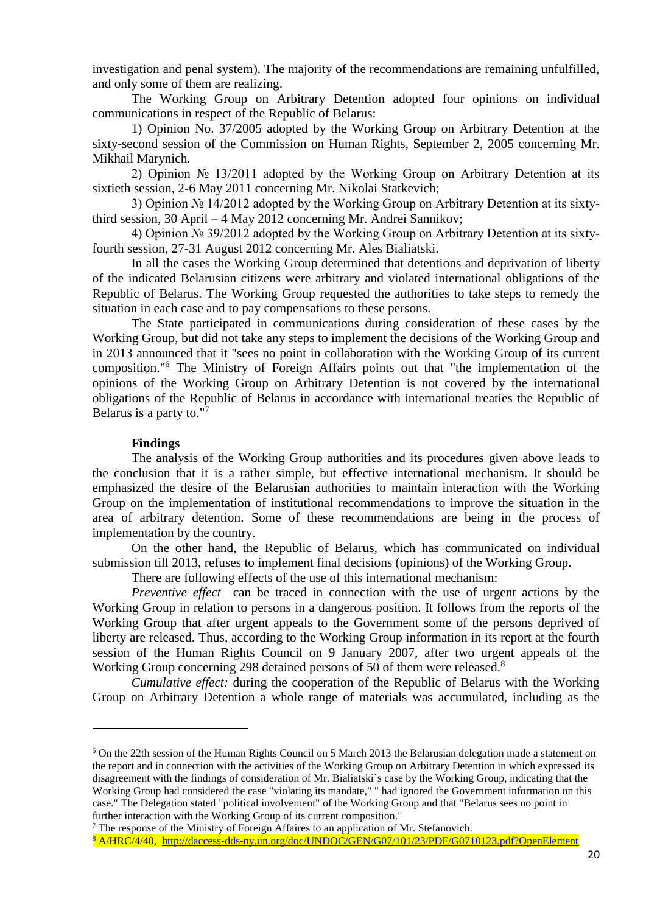investigation and penal system). The majority of the recommendations are remaining unfulfilled, and only some of them are realizing.

The Working Group on Arbitrary Detention adopted four opinions on individual communications in respect of the Republic of Belarus:

1) Opinion No. 37/2005 adopted by the Working Group on Arbitrary Detention at the sixty-second session of the Commission on Human Rights, September 2, 2005 concerning Mr. Mikhail Marynich.

2) Opinion № 13/2011 adopted by the Working Group on Arbitrary Detention at its sixtieth session, 2-6 May 2011 concerning Mr. Nikolai Statkevich;

3) Opinion № 14/2012 adopted by the Working Group on Arbitrary Detention at its sixty-third session, 30 April – 4 May 2012 concerning Mr. Andrei Sannikov;

4) Opinion № 39/2012 adopted by the Working Group on Arbitrary Detention at its sixty-fourth session, 27-31 August 2012 concerning Mr. Ales Bialiatski.

In all the cases the Working Group determined that detentions and deprivation of liberty of the indicated Belarusian citizens were arbitrary and violated international obligations of the Republic of Belarus. The Working Group requested the authorities to take steps to remedy the situation in each case and to pay compensations to these persons.

The State participated in communications during consideration of these cases by the Working Group, but did not take any steps to implement the decisions of the Working Group and in 2013 announced that it "sees no point in collaboration with the Working Group of its current composition."[6] The Ministry of Foreign Affairs points out that "the implementation of the opinions of the Working Group on Arbitrary Detention is not covered by the international obligations of the Republic of Belarus in accordance with international treaties the Republic of Belarus is a party to."[7]

**Findings**

The analysis of the Working Group authorities and its procedures given above leads to the conclusion that it is a rather simple, but effective international mechanism. It should be emphasized the desire of the Belarusian authorities to maintain interaction with the Working Group on the implementation of institutional recommendations to improve the situation in the area of arbitrary detention. Some of these recommendations are being in the process of implementation by the country.

On the other hand, the Republic of Belarus, which has communicated on individual submission till 2013, refuses to implement final decisions (opinions) of the Working Group.

There are following effects of the use of this international mechanism:

*Preventive effect* can be traced in connection with the use of urgent actions by the Working Group in relation to persons in a dangerous position. It follows from the reports of the Working Group that after urgent appeals to the Government some of the persons deprived of liberty are released. Thus, according to the Working Group information in its report at the fourth session of the Human Rights Council on 9 January 2007, after two urgent appeals of the Working Group concerning 298 detained persons of 50 of them were released.[8]

*Cumulative effect:* during the cooperation of the Republic of Belarus with the Working Group on Arbitrary Detention a whole range of materials was accumulated, including as the

---

[6] On the 22th session of the Human Rights Council on 5 March 2013 the Belarusian delegation made a statement on the report and in connection with the activities of the Working Group on Arbitrary Detention in which expressed its disagreement with the findings of consideration of Mr. Bialiatski`s case by the Working Group, indicating that the Working Group had considered the case "violating its mandate," " had ignored the Government information on this case." The Delegation stated "political involvement" of the Working Group and that "Belarus sees no point in further interaction with the Working Group of its current composition."

[7] The response of the Ministry of Foreign Affaires to an application of Mr. Stefanovich.

[8] A/HRC/4/40, http://daccess-dds-ny.un.org/doc/UNDOC/GEN/G07/101/23/PDF/G0710123.pdf?OpenElement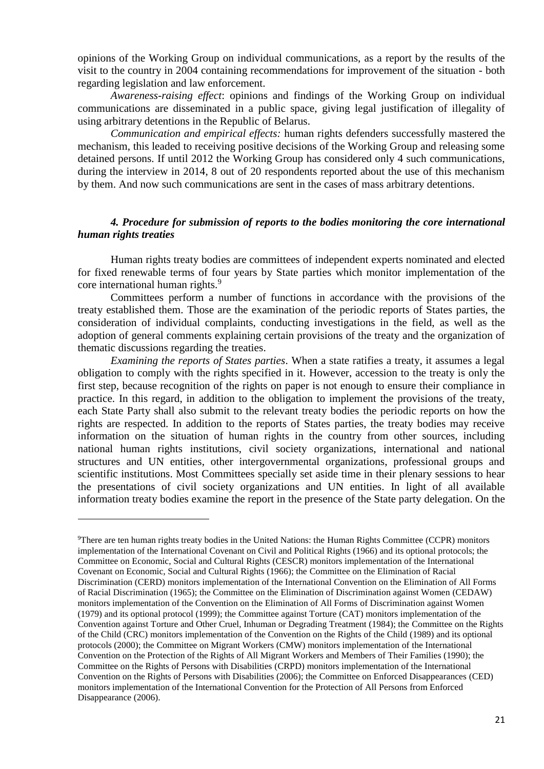opinions of the Working Group on individual communications, as a report by the results of the visit to the country in 2004 containing recommendations for improvement of the situation - both regarding legislation and law enforcement.

*Awareness-raising effect*: opinions and findings of the Working Group on individual communications are disseminated in a public space, giving legal justification of illegality of using arbitrary detentions in the Republic of Belarus.

*Communication and empirical effects:* human rights defenders successfully mastered the mechanism, this leaded to receiving positive decisions of the Working Group and releasing some detained persons. If until 2012 the Working Group has considered only 4 such communications, during the interview in 2014, 8 out of 20 respondents reported about the use of this mechanism by them. And now such communications are sent in the cases of mass arbitrary detentions.

### *4. Procedure for submission of reports to the bodies monitoring the core international human rights treaties*

Human rights treaty bodies are committees of independent experts nominated and elected for fixed renewable terms of four years by State parties which monitor implementation of the core international human rights.[9]

Committees perform a number of functions in accordance with the provisions of the treaty established them. Those are the examination of the periodic reports of States parties, the consideration of individual complaints, conducting investigations in the field, as well as the adoption of general comments explaining certain provisions of the treaty and the organization of thematic discussions regarding the treaties.

*Examining the reports of States parties*. When a state ratifies a treaty, it assumes a legal obligation to comply with the rights specified in it. However, accession to the treaty is only the first step, because recognition of the rights on paper is not enough to ensure their compliance in practice. In this regard, in addition to the obligation to implement the provisions of the treaty, each State Party shall also submit to the relevant treaty bodies the periodic reports on how the rights are respected. In addition to the reports of States parties, the treaty bodies may receive information on the situation of human rights in the country from other sources, including national human rights institutions, civil society organizations, international and national structures and UN entities, other intergovernmental organizations, professional groups and scientific institutions. Most Committees specially set aside time in their plenary sessions to hear the presentations of civil society organizations and UN entities. In light of all available information treaty bodies examine the report in the presence of the State party delegation. On the

---

[9]There are ten human rights treaty bodies in the United Nations: the Human Rights Committee (CCPR) monitors implementation of the International Covenant on Civil and Political Rights (1966) and its optional protocols; the Committee on Economic, Social and Cultural Rights (CESCR) monitors implementation of the International Covenant on Economic, Social and Cultural Rights (1966); the Committee on the Elimination of Racial Discrimination (CERD) monitors implementation of the International Convention on the Elimination of All Forms of Racial Discrimination (1965); the Committee on the Elimination of Discrimination against Women (CEDAW) monitors implementation of the Convention on the Elimination of All Forms of Discrimination against Women (1979) and its optional protocol (1999); the Committee against Torture (CAT) monitors implementation of the Convention against Torture and Other Cruel, Inhuman or Degrading Treatment (1984); the Committee on the Rights of the Child (CRC) monitors implementation of the Convention on the Rights of the Child (1989) and its optional protocols (2000); the Committee on Migrant Workers (CMW) monitors implementation of the International Convention on the Protection of the Rights of All Migrant Workers and Members of Their Families (1990); the Committee on the Rights of Persons with Disabilities (CRPD) monitors implementation of the International Convention on the Rights of Persons with Disabilities (2006); the Committee on Enforced Disappearances (CED) monitors implementation of the International Convention for the Protection of All Persons from Enforced Disappearance (2006).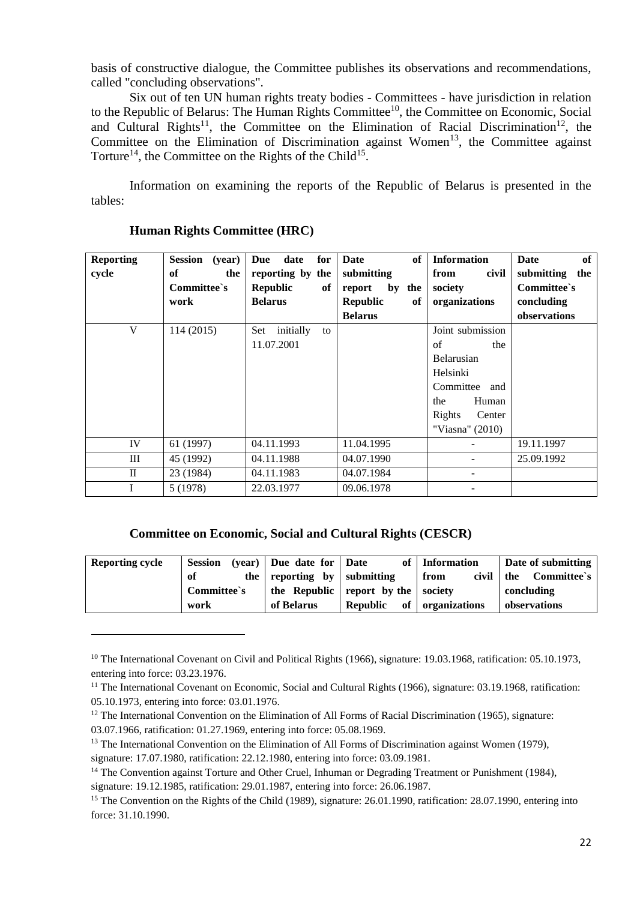basis of constructive dialogue, the Committee publishes its observations and recommendations, called "concluding observations".

Six out of ten UN human rights treaty bodies - Committees - have jurisdiction in relation to the Republic of Belarus: The Human Rights Committee[10], the Committee on Economic, Social and Cultural Rights[11], the Committee on the Elimination of Racial Discrimination[12], the Committee on the Elimination of Discrimination against Women[13], the Committee against Torture[14], the Committee on the Rights of the Child[15].

Information on examining the reports of the Republic of Belarus is presented in the tables:

**Human Rights Committee (HRC)**

| Reporting cycle | Session (year) of the Committee`s work | Due date for reporting by the Republic of Belarus | Date of submitting report by the Republic of Belarus | Information from civil society organizations | Date of submitting the Committee`s concluding observations |
|---|---|---|---|---|---|
| V | 114 (2015) | Set initially to 11.07.2001 | | Joint submission of the Belarusian Helsinki Committee and the Human Rights Center "Viasna" (2010) | |
| IV | 61 (1997) | 04.11.1993 | 11.04.1995 | - | 19.11.1997 |
| III | 45 (1992) | 04.11.1988 | 04.07.1990 | - | 25.09.1992 |
| II | 23 (1984) | 04.11.1983 | 04.07.1984 | - | |
| I | 5 (1978) | 22.03.1977 | 09.06.1978 | - | |

**Committee on Economic, Social and Cultural Rights (CESCR)**

| Reporting cycle | Session (year) of the Committee`s work | Due date for reporting by the Republic of Belarus | Date of submitting report by the Republic of | Information from civil society organizations | Date of submitting the Committee`s concluding observations |
|---|---|---|---|---|---|

---

[10] The International Covenant on Civil and Political Rights (1966), signature: 19.03.1968, ratification: 05.10.1973, entering into force: 03.23.1976.

[11] The International Covenant on Economic, Social and Cultural Rights (1966), signature: 03.19.1968, ratification: 05.10.1973, entering into force: 03.01.1976.

[12] The International Convention on the Elimination of All Forms of Racial Discrimination (1965), signature: 03.07.1966, ratification: 01.27.1969, entering into force: 05.08.1969.

[13] The International Convention on the Elimination of All Forms of Discrimination against Women (1979), signature: 17.07.1980, ratification: 22.12.1980, entering into force: 03.09.1981.

[14] The Convention against Torture and Other Cruel, Inhuman or Degrading Treatment or Punishment (1984), signature: 19.12.1985, ratification: 29.01.1987, entering into force: 26.06.1987.

[15] The Convention on the Rights of the Child (1989), signature: 26.01.1990, ratification: 28.07.1990, entering into force: 31.10.1990.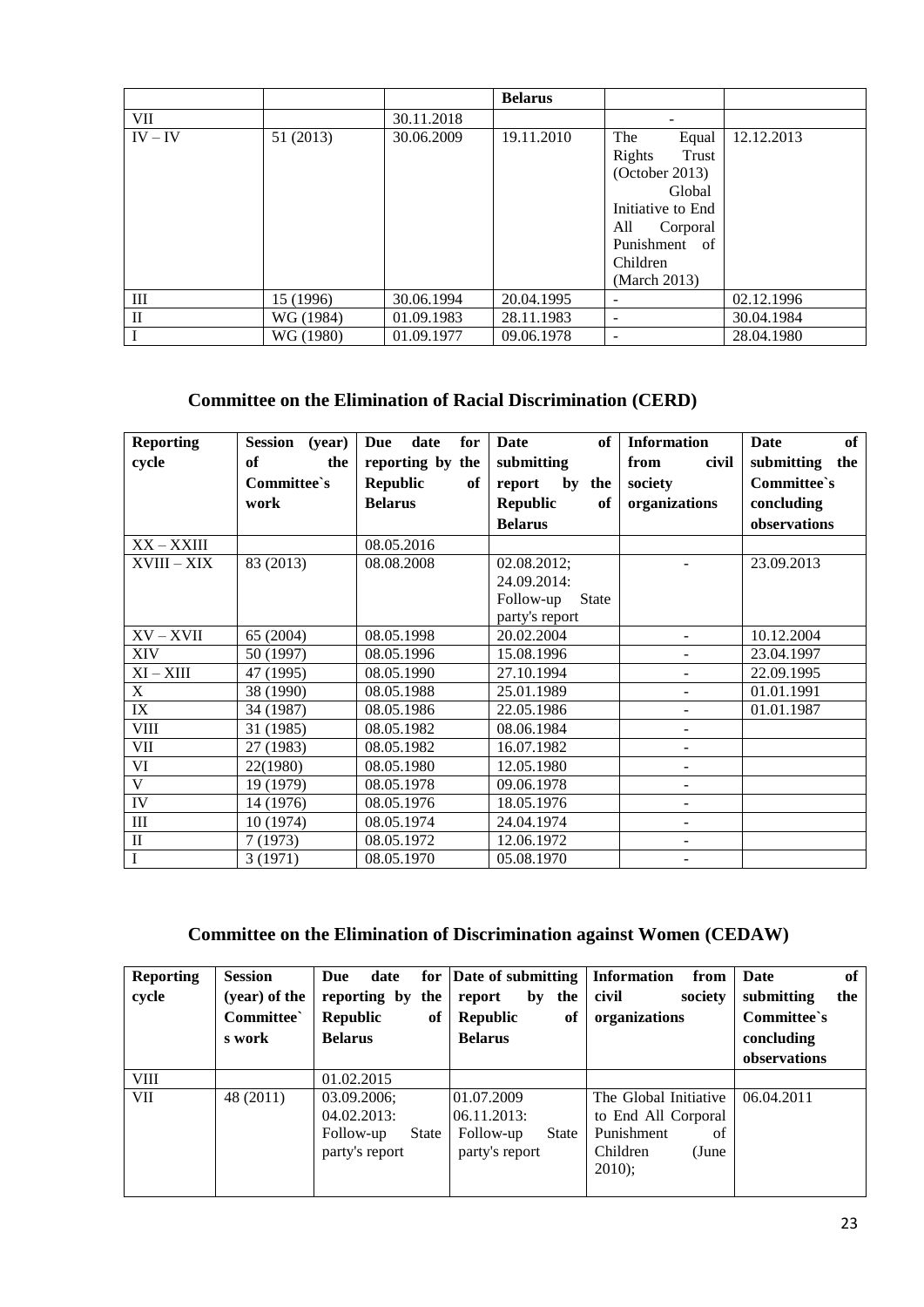| | | | Belarus | | |
|---|---|---|---|---|---|
| VII | | 30.11.2018 | | - | |
| IV – IV | 51 (2013) | 30.06.2009 | 19.11.2010 | The Equal Rights Trust (October 2013) Global Initiative to End All Corporal Punishment of Children (March 2013) | 12.12.2013 |
| III | 15 (1996) | 30.06.1994 | 20.04.1995 | - | 02.12.1996 |
| II | WG (1984) | 01.09.1983 | 28.11.1983 | - | 30.04.1984 |
| I | WG (1980) | 01.09.1977 | 09.06.1978 | - | 28.04.1980 |

## Committee on the Elimination of Racial Discrimination (CERD)

| Reporting cycle | Session (year) of the Committee`s work | Due date for reporting by the Republic of Belarus | Date of submitting report by the Republic of Belarus | Information from civil society organizations | Date of submitting the Committee`s concluding observations |
|---|---|---|---|---|---|
| XX – XXIII | | 08.05.2016 | | | |
| XVIII – XIX | 83 (2013) | 08.08.2008 | 02.08.2012; 24.09.2014: Follow-up State party's report | - | 23.09.2013 |
| XV – XVII | 65 (2004) | 08.05.1998 | 20.02.2004 | - | 10.12.2004 |
| XIV | 50 (1997) | 08.05.1996 | 15.08.1996 | - | 23.04.1997 |
| XI – XIII | 47 (1995) | 08.05.1990 | 27.10.1994 | - | 22.09.1995 |
| X | 38 (1990) | 08.05.1988 | 25.01.1989 | - | 01.01.1991 |
| IX | 34 (1987) | 08.05.1986 | 22.05.1986 | - | 01.01.1987 |
| VIII | 31 (1985) | 08.05.1982 | 08.06.1984 | - | |
| VII | 27 (1983) | 08.05.1982 | 16.07.1982 | - | |
| VI | 22(1980) | 08.05.1980 | 12.05.1980 | - | |
| V | 19 (1979) | 08.05.1978 | 09.06.1978 | - | |
| IV | 14 (1976) | 08.05.1976 | 18.05.1976 | - | |
| III | 10 (1974) | 08.05.1974 | 24.04.1974 | - | |
| II | 7 (1973) | 08.05.1972 | 12.06.1972 | - | |
| I | 3 (1971) | 08.05.1970 | 05.08.1970 | - | |

## Committee on the Elimination of Discrimination against Women (CEDAW)

| Reporting cycle | Session (year) of the Committee`s work | Due date for reporting by the Republic of Belarus | Date of submitting report by the Republic of Belarus | Information from civil society organizations | Date of submitting the Committee`s concluding observations |
|---|---|---|---|---|---|
| VIII | | 01.02.2015 | | | |
| VII | 48 (2011) | 03.09.2006; 04.02.2013: Follow-up State party's report | 01.07.2009 06.11.2013: Follow-up State party's report | The Global Initiative to End All Corporal Punishment of Children (June 2010); | 06.04.2011 |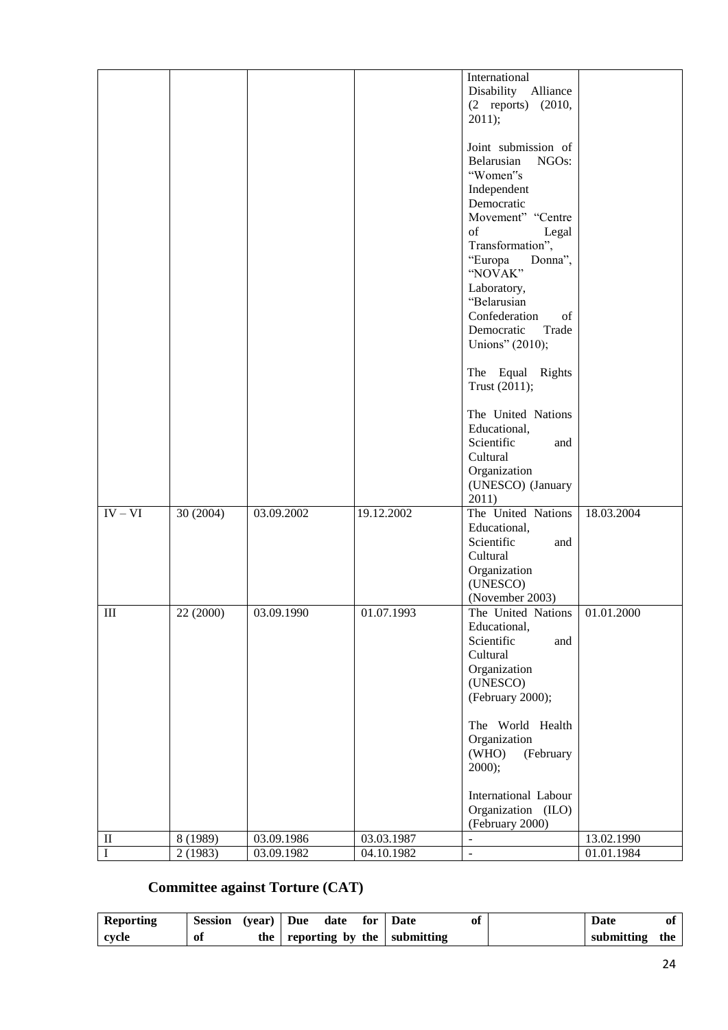| | | | | International Disability Alliance (2 reports) (2010, 2011);<br><br>Joint submission of Belarusian NGOs: "Women"s Independent Democratic Movement" "Centre of Legal Transformation", "Europa Donna", "NOVAK" Laboratory, "Belarusian Confederation of Democratic Trade Unions" (2010);<br><br>The Equal Rights Trust (2011);<br><br>The United Nations Educational, Scientific and Cultural Organization (UNESCO) (January 2011) | |
|---|---|---|---|---|---|
| IV – VI | 30 (2004) | 03.09.2002 | 19.12.2002 | The United Nations Educational, Scientific and Cultural Organization (UNESCO) (November 2003) | 18.03.2004 |
| III | 22 (2000) | 03.09.1990 | 01.07.1993 | The United Nations Educational, Scientific and Cultural Organization (UNESCO) (February 2000);<br><br>The World Health Organization (WHO) (February 2000);<br><br>International Labour Organization (ILO) (February 2000) | 01.01.2000 |
| II | 8 (1989) | 03.09.1986 | 03.03.1987 | - | 13.02.1990 |
| I | 2 (1983) | 03.09.1982 | 04.10.1982 | - | 01.01.1984 |

## Committee against Torture (CAT)

| Reporting cycle | Session (year) of the | Due date for reporting by the | Date of submitting | | Date of submitting the |
|---|---|---|---|---|---|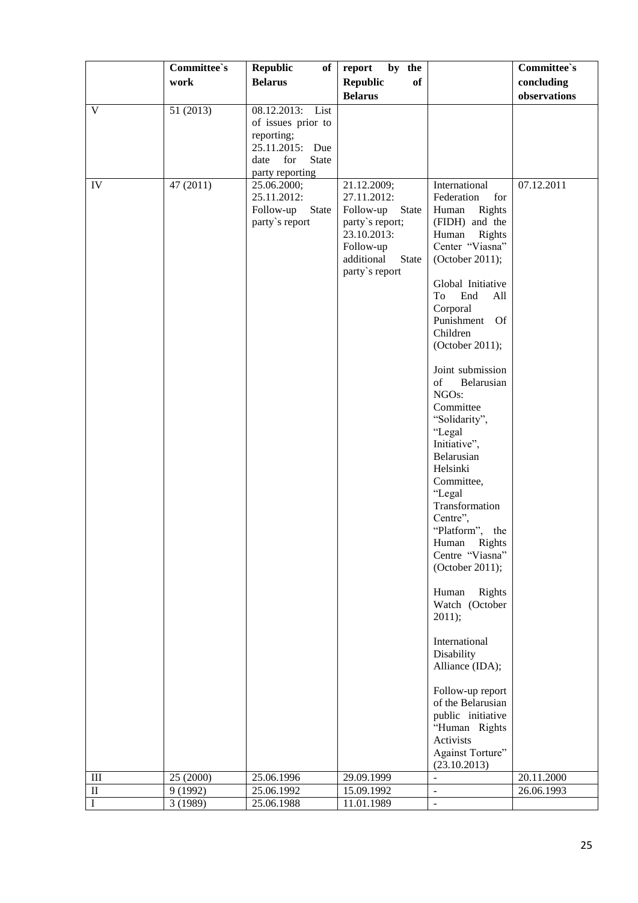| | Committee`s work | Republic of Belarus | report by the Republic of Belarus | | Committee`s concluding observations |
|---|---|---|---|---|---|
| V | 51 (2013) | 08.12.2013: List of issues prior to reporting; 25.11.2015: Due date for State party reporting | | | |
| IV | 47 (2011) | 25.06.2000; 25.11.2012: Follow-up State party`s report | 21.12.2009; 27.11.2012: Follow-up State party`s report; 23.10.2013: Follow-up additional State party`s report | International Federation for Human Rights (FIDH) and the Human Rights Center "Viasna" (October 2011); Global Initiative To End All Corporal Punishment Of Children (October 2011); Joint submission of Belarusian NGOs: Committee "Solidarity", "Legal Initiative", Belarusian Helsinki Committee, "Legal Transformation Centre", "Platform", the Human Rights Centre "Viasna" (October 2011); Human Rights Watch (October 2011); International Disability Alliance (IDA); Follow-up report of the Belarusian public initiative "Human Rights Activists Against Torture" (23.10.2013) | 07.12.2011 |
| III | 25 (2000) | 25.06.1996 | 29.09.1999 | - | 20.11.2000 |
| II | 9 (1992) | 25.06.1992 | 15.09.1992 | - | 26.06.1993 |
| I | 3 (1989) | 25.06.1988 | 11.01.1989 | - | |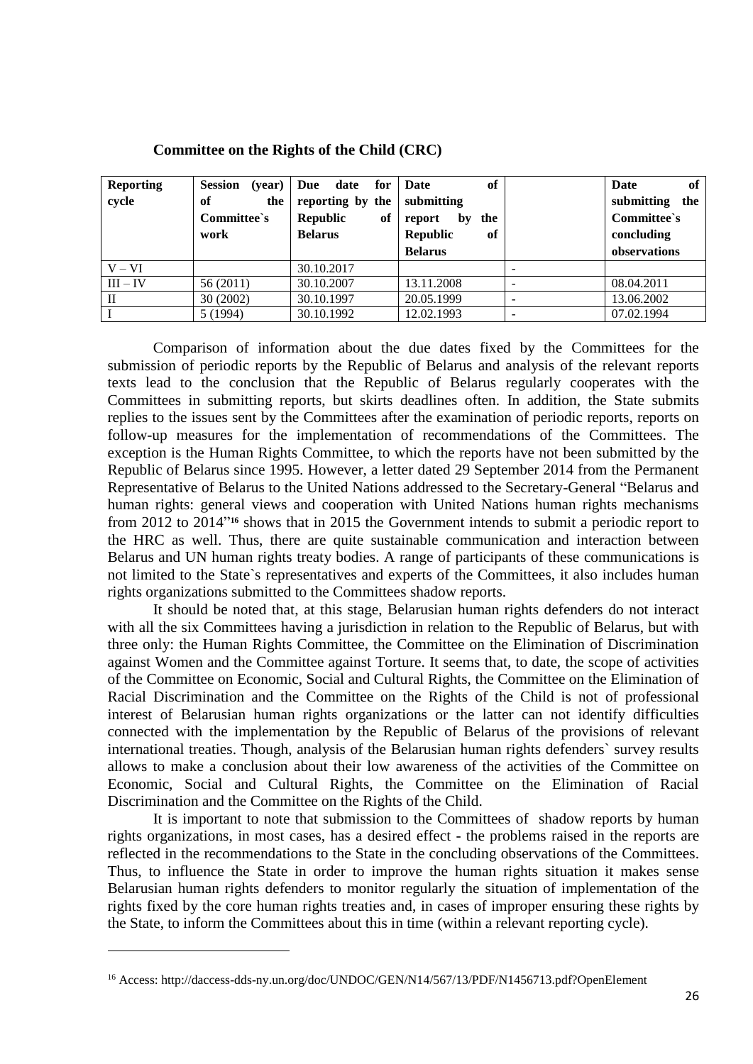**Committee on the Rights of the Child (CRC)**

| Reporting cycle | Session (year) of the Committee`s work | Due date for reporting by the Republic of Belarus | Date of submitting report by the Republic of Belarus | | Date of submitting the Committee`s concluding observations |
|---|---|---|---|---|---|
| V – VI | | 30.10.2017 | | - | |
| III – IV | 56 (2011) | 30.10.2007 | 13.11.2008 | - | 08.04.2011 |
| II | 30 (2002) | 30.10.1997 | 20.05.1999 | - | 13.06.2002 |
| I | 5 (1994) | 30.10.1992 | 12.02.1993 | - | 07.02.1994 |

Comparison of information about the due dates fixed by the Committees for the submission of periodic reports by the Republic of Belarus and analysis of the relevant reports texts lead to the conclusion that the Republic of Belarus regularly cooperates with the Committees in submitting reports, but skirts deadlines often. In addition, the State submits replies to the issues sent by the Committees after the examination of periodic reports, reports on follow-up measures for the implementation of recommendations of the Committees. The exception is the Human Rights Committee, to which the reports have not been submitted by the Republic of Belarus since 1995. However, a letter dated 29 September 2014 from the Permanent Representative of Belarus to the United Nations addressed to the Secretary-General "Belarus and human rights: general views and cooperation with United Nations human rights mechanisms from 2012 to 2014"[16] shows that in 2015 the Government intends to submit a periodic report to the HRC as well. Thus, there are quite sustainable communication and interaction between Belarus and UN human rights treaty bodies. A range of participants of these communications is not limited to the State`s representatives and experts of the Committees, it also includes human rights organizations submitted to the Committees shadow reports.

It should be noted that, at this stage, Belarusian human rights defenders do not interact with all the six Committees having a jurisdiction in relation to the Republic of Belarus, but with three only: the Human Rights Committee, the Committee on the Elimination of Discrimination against Women and the Committee against Torture. It seems that, to date, the scope of activities of the Committee on Economic, Social and Cultural Rights, the Committee on the Elimination of Racial Discrimination and the Committee on the Rights of the Child is not of professional interest of Belarusian human rights organizations or the latter can not identify difficulties connected with the implementation by the Republic of Belarus of the provisions of relevant international treaties. Though, analysis of the Belarusian human rights defenders` survey results allows to make a conclusion about their low awareness of the activities of the Committee on Economic, Social and Cultural Rights, the Committee on the Elimination of Racial Discrimination and the Committee on the Rights of the Child.

It is important to note that submission to the Committees of shadow reports by human rights organizations, in most cases, has a desired effect - the problems raised in the reports are reflected in the recommendations to the State in the concluding observations of the Committees. Thus, to influence the State in order to improve the human rights situation it makes sense Belarusian human rights defenders to monitor regularly the situation of implementation of the rights fixed by the core human rights treaties and, in cases of improper ensuring these rights by the State, to inform the Committees about this in time (within a relevant reporting cycle).

---

[16] Access: http://daccess-dds-ny.un.org/doc/UNDOC/GEN/N14/567/13/PDF/N1456713.pdf?OpenElement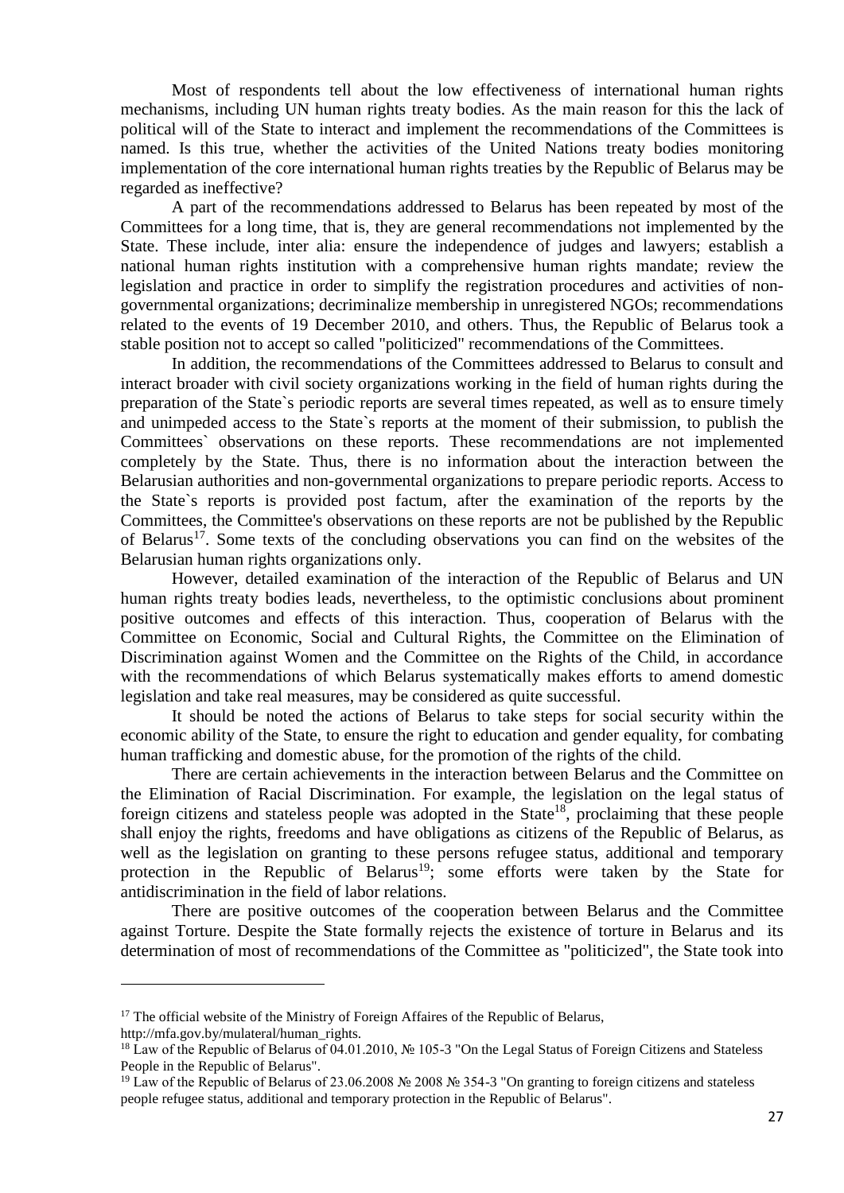Most of respondents tell about the low effectiveness of international human rights mechanisms, including UN human rights treaty bodies. As the main reason for this the lack of political will of the State to interact and implement the recommendations of the Committees is named. Is this true, whether the activities of the United Nations treaty bodies monitoring implementation of the core international human rights treaties by the Republic of Belarus may be regarded as ineffective?

A part of the recommendations addressed to Belarus has been repeated by most of the Committees for a long time, that is, they are general recommendations not implemented by the State. These include, inter alia: ensure the independence of judges and lawyers; establish a national human rights institution with a comprehensive human rights mandate; review the legislation and practice in order to simplify the registration procedures and activities of non-governmental organizations; decriminalize membership in unregistered NGOs; recommendations related to the events of 19 December 2010, and others. Thus, the Republic of Belarus took a stable position not to accept so called "politicized" recommendations of the Committees.

In addition, the recommendations of the Committees addressed to Belarus to consult and interact broader with civil society organizations working in the field of human rights during the preparation of the State`s periodic reports are several times repeated, as well as to ensure timely and unimpeded access to the State`s reports at the moment of their submission, to publish the Committees` observations on these reports. These recommendations are not implemented completely by the State. Thus, there is no information about the interaction between the Belarusian authorities and non-governmental organizations to prepare periodic reports. Access to the State`s reports is provided post factum, after the examination of the reports by the Committees, the Committee's observations on these reports are not be published by the Republic of Belarus[17]. Some texts of the concluding observations you can find on the websites of the Belarusian human rights organizations only.

However, detailed examination of the interaction of the Republic of Belarus and UN human rights treaty bodies leads, nevertheless, to the optimistic conclusions about prominent positive outcomes and effects of this interaction. Thus, cooperation of Belarus with the Committee on Economic, Social and Cultural Rights, the Committee on the Elimination of Discrimination against Women and the Committee on the Rights of the Child, in accordance with the recommendations of which Belarus systematically makes efforts to amend domestic legislation and take real measures, may be considered as quite successful.

It should be noted the actions of Belarus to take steps for social security within the economic ability of the State, to ensure the right to education and gender equality, for combating human trafficking and domestic abuse, for the promotion of the rights of the child.

There are certain achievements in the interaction between Belarus and the Committee on the Elimination of Racial Discrimination. For example, the legislation on the legal status of foreign citizens and stateless people was adopted in the State[18], proclaiming that these people shall enjoy the rights, freedoms and have obligations as citizens of the Republic of Belarus, as well as the legislation on granting to these persons refugee status, additional and temporary protection in the Republic of Belarus[19]; some efforts were taken by the State for antidiscrimination in the field of labor relations.

There are positive outcomes of the cooperation between Belarus and the Committee against Torture. Despite the State formally rejects the existence of torture in Belarus and its determination of most of recommendations of the Committee as "politicized", the State took into

---

[17] The official website of the Ministry of Foreign Affaires of the Republic of Belarus, http://mfa.gov.by/mulateral/human_rights.

[18] Law of the Republic of Belarus of 04.01.2010, № 105-З "On the Legal Status of Foreign Citizens and Stateless People in the Republic of Belarus".

[19] Law of the Republic of Belarus of 23.06.2008 № 2008 № 354-З "On granting to foreign citizens and stateless people refugee status, additional and temporary protection in the Republic of Belarus".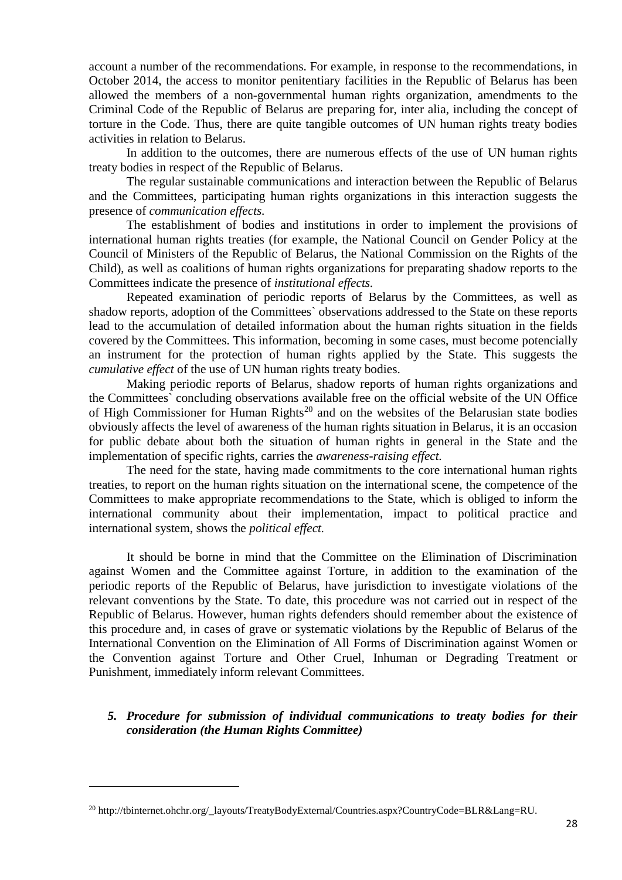account a number of the recommendations. For example, in response to the recommendations, in October 2014, the access to monitor penitentiary facilities in the Republic of Belarus has been allowed the members of a non-governmental human rights organization, amendments to the Criminal Code of the Republic of Belarus are preparing for, inter alia, including the concept of torture in the Code. Thus, there are quite tangible outcomes of UN human rights treaty bodies activities in relation to Belarus.

In addition to the outcomes, there are numerous effects of the use of UN human rights treaty bodies in respect of the Republic of Belarus.

The regular sustainable communications and interaction between the Republic of Belarus and the Committees, participating human rights organizations in this interaction suggests the presence of *communication effects.*

The establishment of bodies and institutions in order to implement the provisions of international human rights treaties (for example, the National Council on Gender Policy at the Council of Ministers of the Republic of Belarus, the National Commission on the Rights of the Child), as well as coalitions of human rights organizations for preparating shadow reports to the Committees indicate the presence of *institutional effects.*

Repeated examination of periodic reports of Belarus by the Committees, as well as shadow reports, adoption of the Committees` observations addressed to the State on these reports lead to the accumulation of detailed information about the human rights situation in the fields covered by the Committees. This information, becoming in some cases, must become potencially an instrument for the protection of human rights applied by the State. This suggests the *cumulative effect* of the use of UN human rights treaty bodies.

Making periodic reports of Belarus, shadow reports of human rights organizations and the Committees` concluding observations available free on the official website of the UN Office of High Commissioner for Human Rights[20] and on the websites of the Belarusian state bodies obviously affects the level of awareness of the human rights situation in Belarus, it is an occasion for public debate about both the situation of human rights in general in the State and the implementation of specific rights, carries the *awareness-raising effect.*

The need for the state, having made commitments to the core international human rights treaties, to report on the human rights situation on the international scene, the competence of the Committees to make appropriate recommendations to the State, which is obliged to inform the international community about their implementation, impact to political practice and international system, shows the *political effect.*

It should be borne in mind that the Committee on the Elimination of Discrimination against Women and the Committee against Torture, in addition to the examination of the periodic reports of the Republic of Belarus, have jurisdiction to investigate violations of the relevant conventions by the State. To date, this procedure was not carried out in respect of the Republic of Belarus. However, human rights defenders should remember about the existence of this procedure and, in cases of grave or systematic violations by the Republic of Belarus of the International Convention on the Elimination of All Forms of Discrimination against Women or the Convention against Torture and Other Cruel, Inhuman or Degrading Treatment or Punishment, immediately inform relevant Committees.

### *5. Procedure for submission of individual communications to treaty bodies for their consideration (the Human Rights Committee)*

[20] http://tbinternet.ohchr.org/_layouts/TreatyBodyExternal/Countries.aspx?CountryCode=BLR&Lang=RU.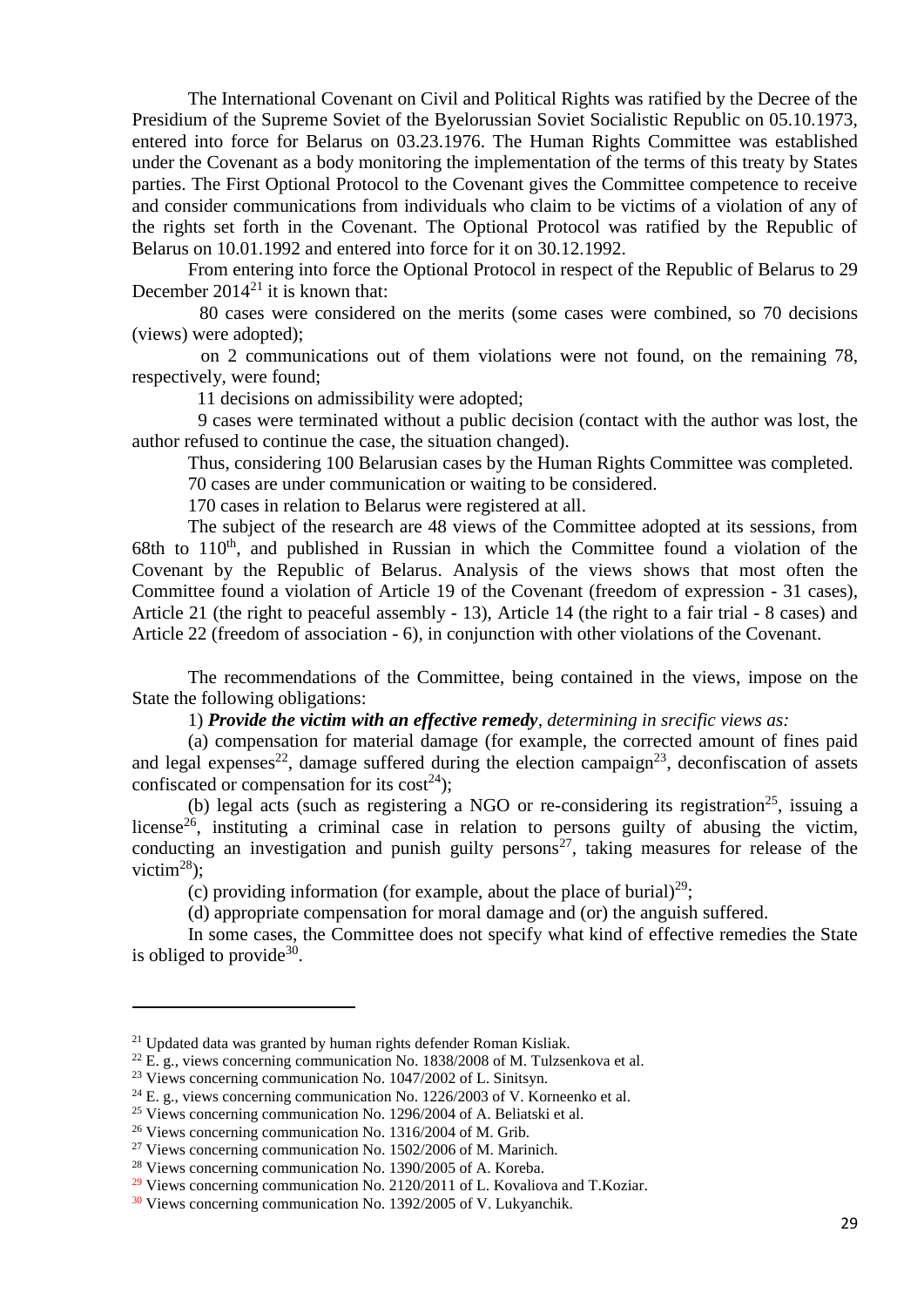The International Covenant on Civil and Political Rights was ratified by the Decree of the Presidium of the Supreme Soviet of the Byelorussian Soviet Socialistic Republic on 05.10.1973, entered into force for Belarus on 03.23.1976. The Human Rights Committee was established under the Covenant as a body monitoring the implementation of the terms of this treaty by States parties. The First Optional Protocol to the Covenant gives the Committee competence to receive and consider communications from individuals who claim to be victims of a violation of any of the rights set forth in the Covenant. The Optional Protocol was ratified by the Republic of Belarus on 10.01.1992 and entered into force for it on 30.12.1992.

From entering into force the Optional Protocol in respect of the Republic of Belarus to 29 December 2014[21] it is known that:

80 cases were considered on the merits (some cases were combined, so 70 decisions (views) were adopted);

on 2 communications out of them violations were not found, on the remaining 78, respectively, were found;

11 decisions on admissibility were adopted;

9 cases were terminated without a public decision (contact with the author was lost, the author refused to continue the case, the situation changed).

Thus, considering 100 Belarusian cases by the Human Rights Committee was completed.

70 cases are under communication or waiting to be considered.

170 cases in relation to Belarus were registered at all.

The subject of the research are 48 views of the Committee adopted at its sessions, from 68th to 110th, and published in Russian in which the Committee found a violation of the Covenant by the Republic of Belarus. Analysis of the views shows that most often the Committee found a violation of Article 19 of the Covenant (freedom of expression - 31 cases), Article 21 (the right to peaceful assembly - 13), Article 14 (the right to a fair trial - 8 cases) and Article 22 (freedom of association - 6), in conjunction with other violations of the Covenant.

The recommendations of the Committee, being contained in the views, impose on the State the following obligations:

1) ***Provide the victim with an effective remedy***, *determining in srecific views as:*

(a) compensation for material damage (for example, the corrected amount of fines paid and legal expenses[22], damage suffered during the election campaign[23], deconfiscation of assets confiscated or compensation for its cost[24]);

(b) legal acts (such as registering a NGO or re-considering its registration[25], issuing a license[26], instituting a criminal case in relation to persons guilty of abusing the victim, conducting an investigation and punish guilty persons[27], taking measures for release of the victim[28]);

(c) providing information (for example, about the place of burial)[29];

(d) appropriate compensation for moral damage and (or) the anguish suffered.

In some cases, the Committee does not specify what kind of effective remedies the State is obliged to provide[30].

---

[21] Updated data was granted by human rights defender Roman Kisliak.

[22] E. g., views concerning communication No. 1838/2008 of M. Tulzsenkova et al.

[23] Views concerning communication No. 1047/2002 of L. Sinitsyn.

[24] E. g., views concerning communication No. 1226/2003 of V. Korneenko et al.

[25] Views concerning communication No. 1296/2004 of A. Beliatski et al.

[26] Views concerning communication No. 1316/2004 of M. Grib.

[27] Views concerning communication No. 1502/2006 of M. Marinich.

[28] Views concerning communication No. 1390/2005 of A. Koreba.

[29] Views concerning communication No. 2120/2011 of L. Kovaliova and T.Koziar.

[30] Views concerning communication No. 1392/2005 of V. Lukyanchik.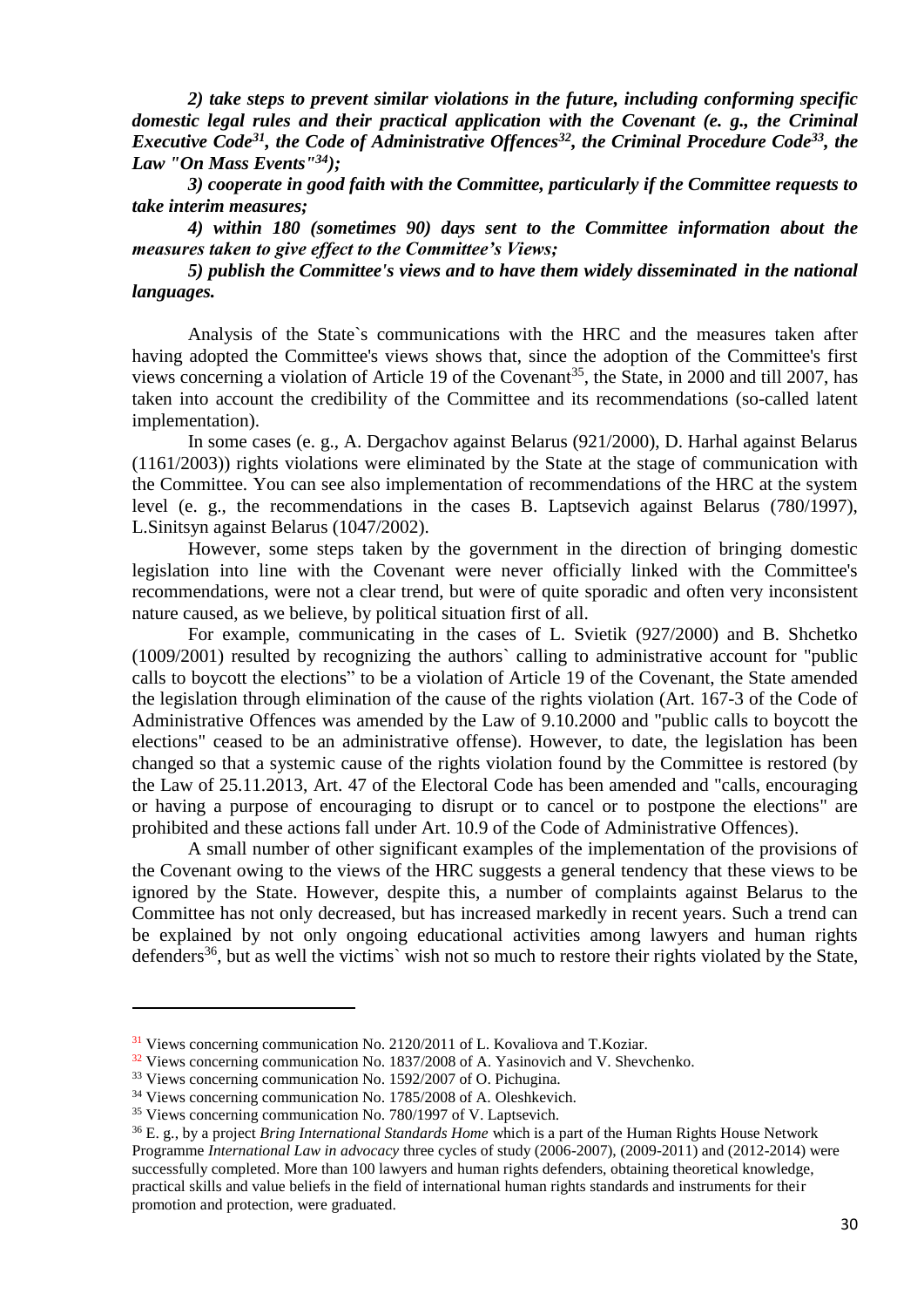*2) take steps to prevent similar violations in the future, including conforming specific domestic legal rules and their practical application with the Covenant (e. g., the Criminal Executive Code[31], the Code of Administrative Offences[32], the Criminal Procedure Code[33], the Law "On Mass Events"[34]);*

*3) cooperate in good faith with the Committee, particularly if the Committee requests to take interim measures;*

*4) within 180 (sometimes 90) days sent to the Committee information about the measures taken to give effect to the Committee's Views;*

*5) publish the Committee's views and to have them widely disseminated in the national languages.*

Analysis of the State`s communications with the HRC and the measures taken after having adopted the Committee's views shows that, since the adoption of the Committee's first views concerning a violation of Article 19 of the Covenant[35], the State, in 2000 and till 2007, has taken into account the credibility of the Committee and its recommendations (so-called latent implementation).

In some cases (e. g., A. Dergachov against Belarus (921/2000), D. Harhal against Belarus (1161/2003)) rights violations were eliminated by the State at the stage of communication with the Committee. You can see also implementation of recommendations of the HRC at the system level (e. g., the recommendations in the cases B. Laptsevich against Belarus (780/1997), L.Sinitsyn against Belarus (1047/2002).

However, some steps taken by the government in the direction of bringing domestic legislation into line with the Covenant were never officially linked with the Committee's recommendations, were not a clear trend, but were of quite sporadic and often very inconsistent nature caused, as we believe, by political situation first of all.

For example, communicating in the cases of L. Svietik (927/2000) and B. Shchetko (1009/2001) resulted by recognizing the authors` calling to administrative account for "public calls to boycott the elections" to be a violation of Article 19 of the Covenant, the State amended the legislation through elimination of the cause of the rights violation (Art. 167-3 of the Code of Administrative Offences was amended by the Law of 9.10.2000 and "public calls to boycott the elections" ceased to be an administrative offense). However, to date, the legislation has been changed so that a systemic cause of the rights violation found by the Committee is restored (by the Law of 25.11.2013, Art. 47 of the Electoral Code has been amended and "calls, encouraging or having a purpose of encouraging to disrupt or to cancel or to postpone the elections" are prohibited and these actions fall under Art. 10.9 of the Code of Administrative Offences).

A small number of other significant examples of the implementation of the provisions of the Covenant owing to the views of the HRC suggests a general tendency that these views to be ignored by the State. However, despite this, a number of complaints against Belarus to the Committee has not only decreased, but has increased markedly in recent years. Such a trend can be explained by not only ongoing educational activities among lawyers and human rights defenders[36], but as well the victims` wish not so much to restore their rights violated by the State,

---

[31] Views concerning communication No. 2120/2011 of L. Kovaliova and T.Koziar.

[32] Views concerning communication No. 1837/2008 of A. Yasinovich and V. Shevchenko.

[33] Views concerning communication No. 1592/2007 of O. Pichugina.

[34] Views concerning communication No. 1785/2008 of A. Oleshkevich.

[35] Views concerning communication No. 780/1997 of V. Laptsevich.

[36] E. g., by a project *Bring International Standards Home* which is a part of the Human Rights House Network Programme *International Law in advocacy* three cycles of study (2006-2007), (2009-2011) and (2012-2014) were successfully completed. More than 100 lawyers and human rights defenders, obtaining theoretical knowledge, practical skills and value beliefs in the field of international human rights standards and instruments for their promotion and protection, were graduated.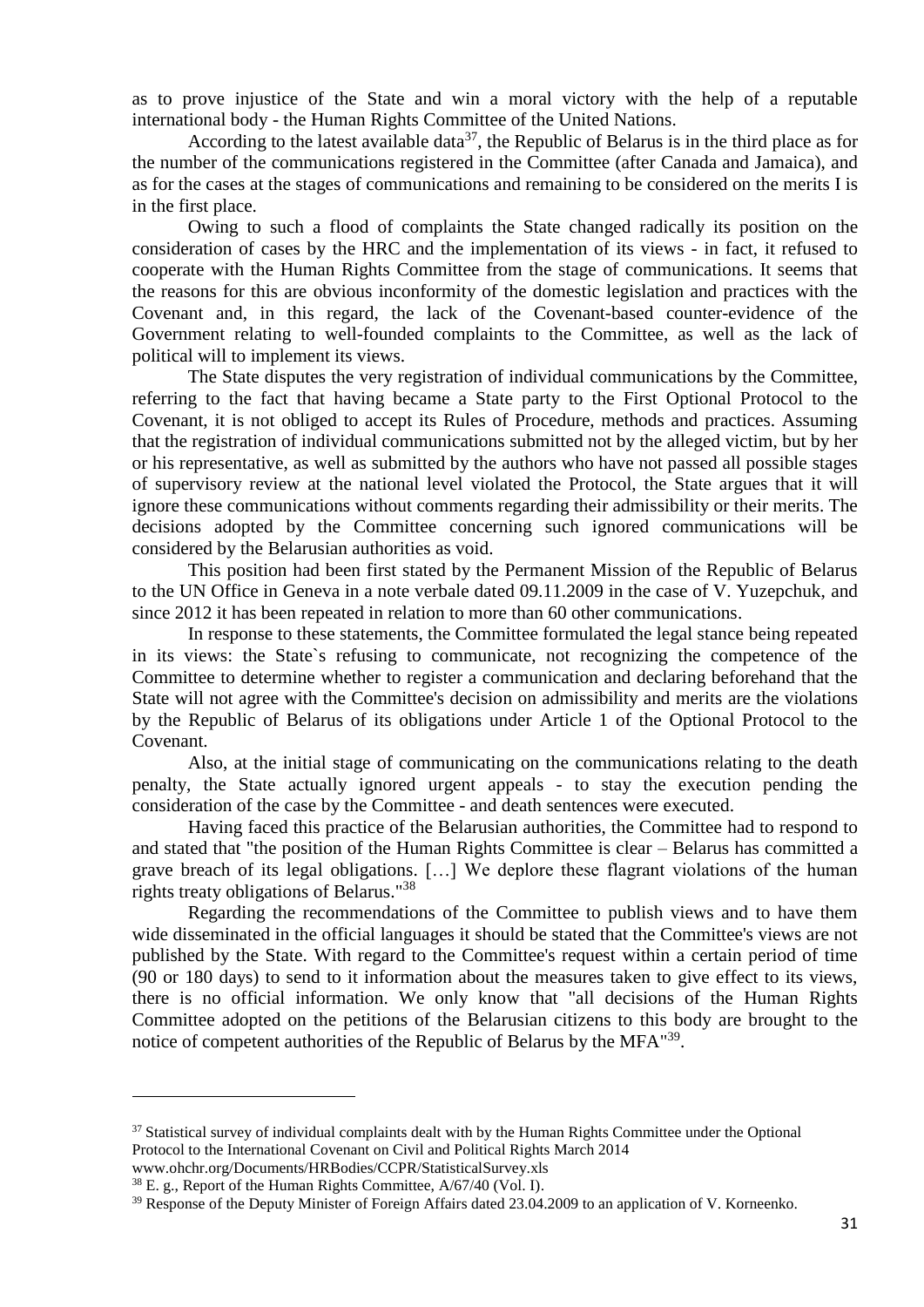as to prove injustice of the State and win a moral victory with the help of a reputable international body - the Human Rights Committee of the United Nations.

According to the latest available data[37], the Republic of Belarus is in the third place as for the number of the communications registered in the Committee (after Canada and Jamaica), and as for the cases at the stages of communications and remaining to be considered on the merits I is in the first place.

Owing to such a flood of complaints the State changed radically its position on the consideration of cases by the HRC and the implementation of its views - in fact, it refused to cooperate with the Human Rights Committee from the stage of communications. It seems that the reasons for this are obvious inconformity of the domestic legislation and practices with the Covenant and, in this regard, the lack of the Covenant-based counter-evidence of the Government relating to well-founded complaints to the Committee, as well as the lack of political will to implement its views.

The State disputes the very registration of individual communications by the Committee, referring to the fact that having became a State party to the First Optional Protocol to the Covenant, it is not obliged to accept its Rules of Procedure, methods and practices. Assuming that the registration of individual communications submitted not by the alleged victim, but by her or his representative, as well as submitted by the authors who have not passed all possible stages of supervisory review at the national level violated the Protocol, the State argues that it will ignore these communications without comments regarding their admissibility or their merits. The decisions adopted by the Committee concerning such ignored communications will be considered by the Belarusian authorities as void.

This position had been first stated by the Permanent Mission of the Republic of Belarus to the UN Office in Geneva in a note verbale dated 09.11.2009 in the case of V. Yuzepchuk, and since 2012 it has been repeated in relation to more than 60 other communications.

In response to these statements, the Committee formulated the legal stance being repeated in its views: the State`s refusing to communicate, not recognizing the competence of the Committee to determine whether to register a communication and declaring beforehand that the State will not agree with the Committee's decision on admissibility and merits are the violations by the Republic of Belarus of its obligations under Article 1 of the Optional Protocol to the Covenant.

Also, at the initial stage of communicating on the communications relating to the death penalty, the State actually ignored urgent appeals - to stay the execution pending the consideration of the case by the Committee - and death sentences were executed.

Having faced this practice of the Belarusian authorities, the Committee had to respond to and stated that "the position of the Human Rights Committee is clear – Belarus has committed a grave breach of its legal obligations. […] We deplore these flagrant violations of the human rights treaty obligations of Belarus."[38]

Regarding the recommendations of the Committee to publish views and to have them wide disseminated in the official languages it should be stated that the Committee's views are not published by the State. With regard to the Committee's request within a certain period of time (90 or 180 days) to send to it information about the measures taken to give effect to its views, there is no official information. We only know that "all decisions of the Human Rights Committee adopted on the petitions of the Belarusian citizens to this body are brought to the notice of competent authorities of the Republic of Belarus by the MFA"[39].

---

[37] Statistical survey of individual complaints dealt with by the Human Rights Committee under the Optional Protocol to the International Covenant on Civil and Political Rights March 2014 www.ohchr.org/Documents/HRBodies/CCPR/StatisticalSurvey.xls

[38] E. g., Report of the Human Rights Committee, A/67/40 (Vol. I).

[39] Response of the Deputy Minister of Foreign Affairs dated 23.04.2009 to an application of V. Korneenko.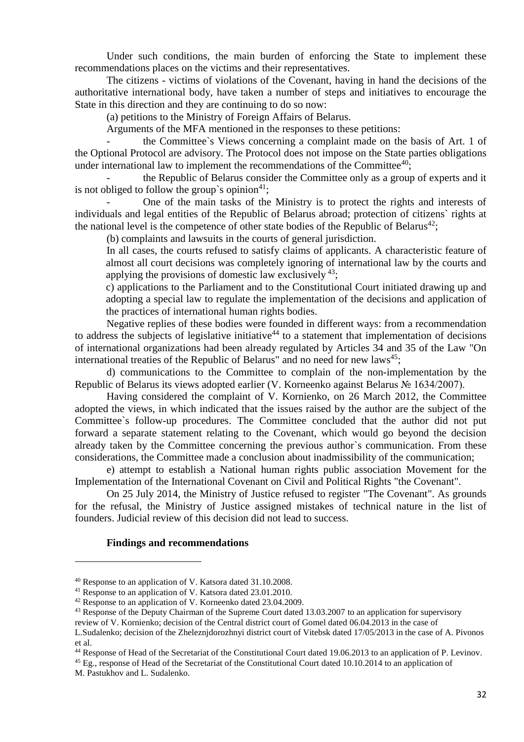Under such conditions, the main burden of enforcing the State to implement these recommendations places on the victims and their representatives.

The citizens - victims of violations of the Covenant, having in hand the decisions of the authoritative international body, have taken a number of steps and initiatives to encourage the State in this direction and they are continuing to do so now:

(a) petitions to the Ministry of Foreign Affairs of Belarus.

Arguments of the MFA mentioned in the responses to these petitions:

- the Committee`s Views concerning a complaint made on the basis of Art. 1 of the Optional Protocol are advisory. The Protocol does not impose on the State parties obligations under international law to implement the recommendations of the Committee[40];
- the Republic of Belarus consider the Committee only as a group of experts and it is not obliged to follow the group`s opinion[41];
- One of the main tasks of the Ministry is to protect the rights and interests of individuals and legal entities of the Republic of Belarus abroad; protection of citizens` rights at the national level is the competence of other state bodies of the Republic of Belarus[42];

(b) complaints and lawsuits in the courts of general jurisdiction.

In all cases, the courts refused to satisfy claims of applicants. A characteristic feature of almost all court decisions was completely ignoring of international law by the courts and applying the provisions of domestic law exclusively [43];

c) applications to the Parliament and to the Constitutional Court initiated drawing up and adopting a special law to regulate the implementation of the decisions and application of the practices of international human rights bodies.

Negative replies of these bodies were founded in different ways: from a recommendation to address the subjects of legislative initiative[44] to a statement that implementation of decisions of international organizations had been already regulated by Articles 34 and 35 of the Law "On international treaties of the Republic of Belarus" and no need for new laws[45];

d) communications to the Committee to complain of the non-implementation by the Republic of Belarus its views adopted earlier (V. Korneenko against Belarus № 1634/2007).

Having considered the complaint of V. Kornienko, on 26 March 2012, the Committee adopted the views, in which indicated that the issues raised by the author are the subject of the Committee`s follow-up procedures. The Committee concluded that the author did not put forward a separate statement relating to the Covenant, which would go beyond the decision already taken by the Committee concerning the previous author`s communication. From these considerations, the Committee made a conclusion about inadmissibility of the communication;

e) attempt to establish a National human rights public association Movement for the Implementation of the International Covenant on Civil and Political Rights "the Covenant".

On 25 July 2014, the Ministry of Justice refused to register "The Covenant". As grounds for the refusal, the Ministry of Justice assigned mistakes of technical nature in the list of founders. Judicial review of this decision did not lead to success.

**Findings and recommendations**

---

[40] Response to an application of V. Katsora dated 31.10.2008.

[41] Response to an application of V. Katsora dated 23.01.2010.

[42] Response to an application of V. Korneenko dated 23.04.2009.

[43] Response of the Deputy Chairman of the Supreme Court dated 13.03.2007 to an application for supervisory review of V. Kornienko; decision of the Central district court of Gomel dated 06.04.2013 in the case of L.Sudalenko; decision of the Zheleznjdorozhnyi district court of Vitebsk dated 17/05/2013 in the case of A. Pivonos et al.

[44] Response of Head of the Secretariat of the Constitutional Court dated 19.06.2013 to an application of P. Levinov.

[45] Eg., response of Head of the Secretariat of the Constitutional Court dated 10.10.2014 to an application of M. Pastukhov and L. Sudalenko.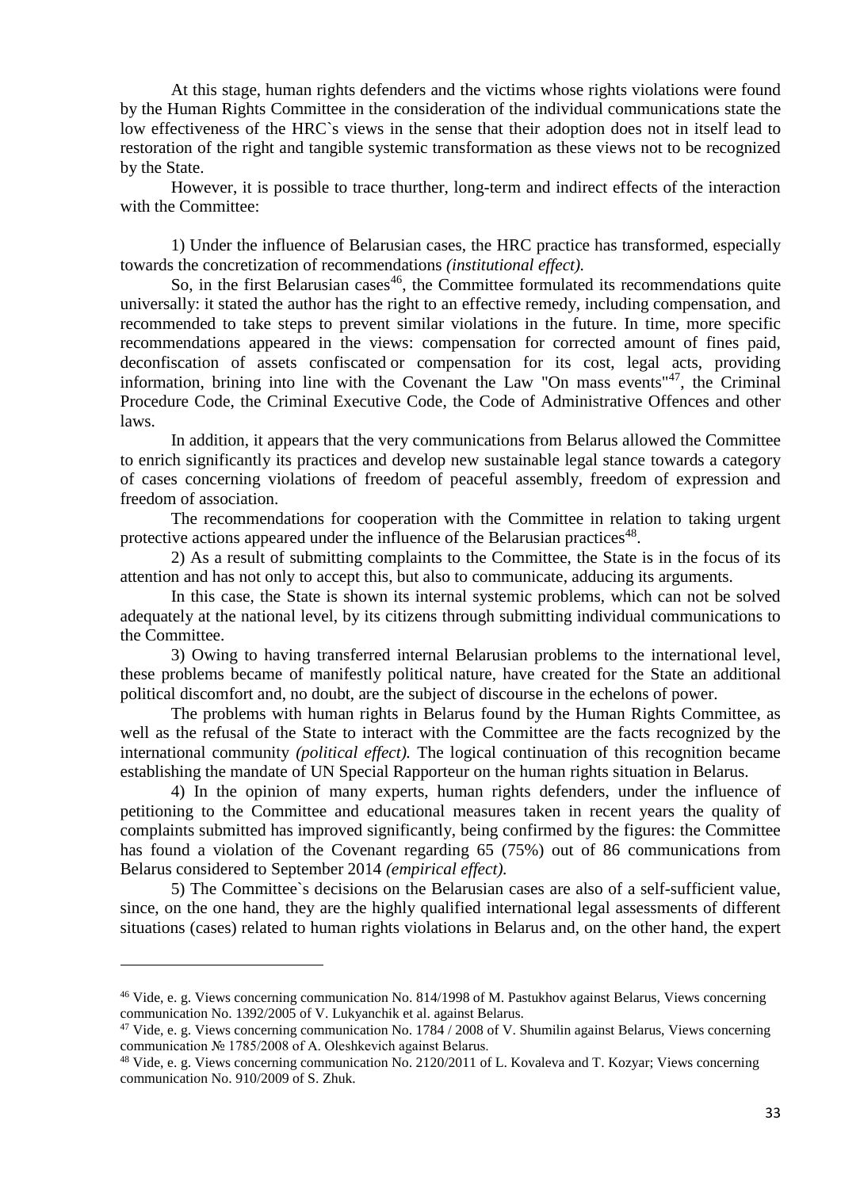At this stage, human rights defenders and the victims whose rights violations were found by the Human Rights Committee in the consideration of the individual communications state the low effectiveness of the HRC`s views in the sense that their adoption does not in itself lead to restoration of the right and tangible systemic transformation as these views not to be recognized by the State.

However, it is possible to trace thurther, long-term and indirect effects of the interaction with the Committee:

1) Under the influence of Belarusian cases, the HRC practice has transformed, especially towards the concretization of recommendations *(institutional effect).*

So, in the first Belarusian cases[46], the Committee formulated its recommendations quite universally: it stated the author has the right to an effective remedy, including compensation, and recommended to take steps to prevent similar violations in the future. In time, more specific recommendations appeared in the views: compensation for corrected amount of fines paid, deconfiscation of assets confiscated or compensation for its cost, legal acts, providing information, brining into line with the Covenant the Law "On mass events"[47], the Criminal Procedure Code, the Criminal Executive Code, the Code of Administrative Offences and other laws.

In addition, it appears that the very communications from Belarus allowed the Committee to enrich significantly its practices and develop new sustainable legal stance towards a category of cases concerning violations of freedom of peaceful assembly, freedom of expression and freedom of association.

The recommendations for cooperation with the Committee in relation to taking urgent protective actions appeared under the influence of the Belarusian practices[48].

2) As a result of submitting complaints to the Committee, the State is in the focus of its attention and has not only to accept this, but also to communicate, adducing its arguments.

In this case, the State is shown its internal systemic problems, which can not be solved adequately at the national level, by its citizens through submitting individual communications to the Committee.

3) Owing to having transferred internal Belarusian problems to the international level, these problems became of manifestly political nature, have created for the State an additional political discomfort and, no doubt, are the subject of discourse in the echelons of power.

The problems with human rights in Belarus found by the Human Rights Committee, as well as the refusal of the State to interact with the Committee are the facts recognized by the international community *(political effect).* The logical continuation of this recognition became establishing the mandate of UN Special Rapporteur on the human rights situation in Belarus.

4) In the opinion of many experts, human rights defenders, under the influence of petitioning to the Committee and educational measures taken in recent years the quality of complaints submitted has improved significantly, being confirmed by the figures: the Committee has found a violation of the Covenant regarding 65 (75%) out of 86 communications from Belarus considered to September 2014 *(empirical effect).*

5) The Committee`s decisions on the Belarusian cases are also of a self-sufficient value, since, on the one hand, they are the highly qualified international legal assessments of different situations (cases) related to human rights violations in Belarus and, on the other hand, the expert

---

[46] Vide, e. g. Views concerning communication No. 814/1998 of M. Pastukhov against Belarus, Views concerning communication No. 1392/2005 of V. Lukyanchik et al. against Belarus.

[47] Vide, e. g. Views concerning communication No. 1784 / 2008 of V. Shumilin against Belarus, Views concerning communication № 1785/2008 of A. Oleshkevich against Belarus.

[48] Vide, e. g. Views concerning communication No. 2120/2011 of L. Kovaleva and T. Kozyar; Views concerning communication No. 910/2009 of S. Zhuk.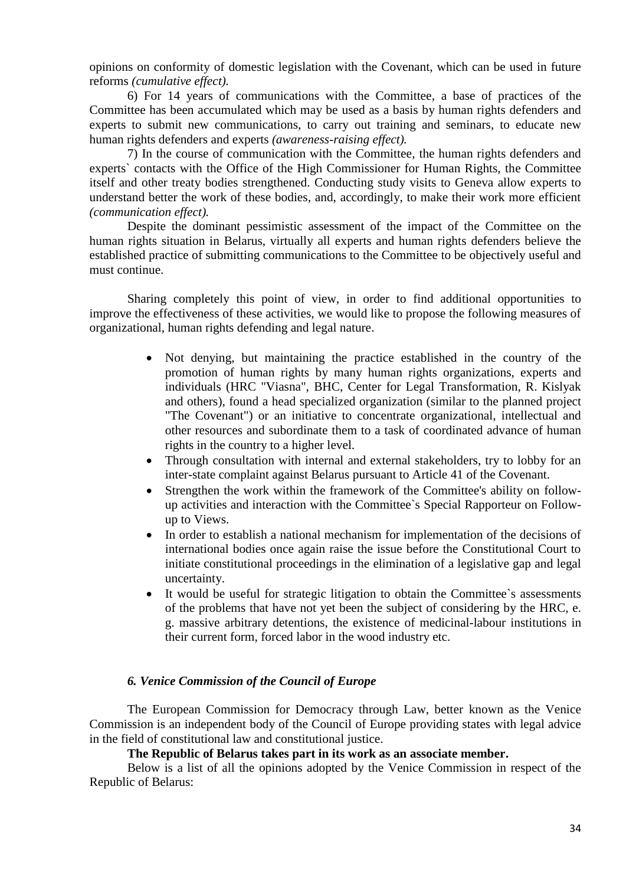opinions on conformity of domestic legislation with the Covenant, which can be used in future reforms *(cumulative effect).*

6) For 14 years of communications with the Committee, a base of practices of the Committee has been accumulated which may be used as a basis by human rights defenders and experts to submit new communications, to carry out training and seminars, to educate new human rights defenders and experts *(awareness-raising effect).*

7) In the course of communication with the Committee, the human rights defenders and experts` contacts with the Office of the High Commissioner for Human Rights, the Committee itself and other treaty bodies strengthened. Conducting study visits to Geneva allow experts to understand better the work of these bodies, and, accordingly, to make their work more efficient *(communication effect).*

Despite the dominant pessimistic assessment of the impact of the Committee on the human rights situation in Belarus, virtually all experts and human rights defenders believe the established practice of submitting communications to the Committee to be objectively useful and must continue.

Sharing completely this point of view, in order to find additional opportunities to improve the effectiveness of these activities, we would like to propose the following measures of organizational, human rights defending and legal nature.

- Not denying, but maintaining the practice established in the country of the promotion of human rights by many human rights organizations, experts and individuals (HRC "Viasna", BHC, Center for Legal Transformation, R. Kislyak and others), found a head specialized organization (similar to the planned project "The Covenant") or an initiative to concentrate organizational, intellectual and other resources and subordinate them to a task of coordinated advance of human rights in the country to a higher level.
- Through consultation with internal and external stakeholders, try to lobby for an inter-state complaint against Belarus pursuant to Article 41 of the Covenant.
- Strengthen the work within the framework of the Committee's ability on follow-up activities and interaction with the Committee`s Special Rapporteur on Follow-up to Views.
- In order to establish a national mechanism for implementation of the decisions of international bodies once again raise the issue before the Constitutional Court to initiate constitutional proceedings in the elimination of a legislative gap and legal uncertainty.
- It would be useful for strategic litigation to obtain the Committee`s assessments of the problems that have not yet been the subject of considering by the HRC, e. g. massive arbitrary detentions, the existence of medicinal-labour institutions in their current form, forced labor in the wood industry etc.

### *6. Venice Commission of the Council of Europe*

The European Commission for Democracy through Law, better known as the Venice Commission is an independent body of the Council of Europe providing states with legal advice in the field of constitutional law and constitutional justice.

**The Republic of Belarus takes part in its work as an associate member.**

Below is a list of all the opinions adopted by the Venice Commission in respect of the Republic of Belarus: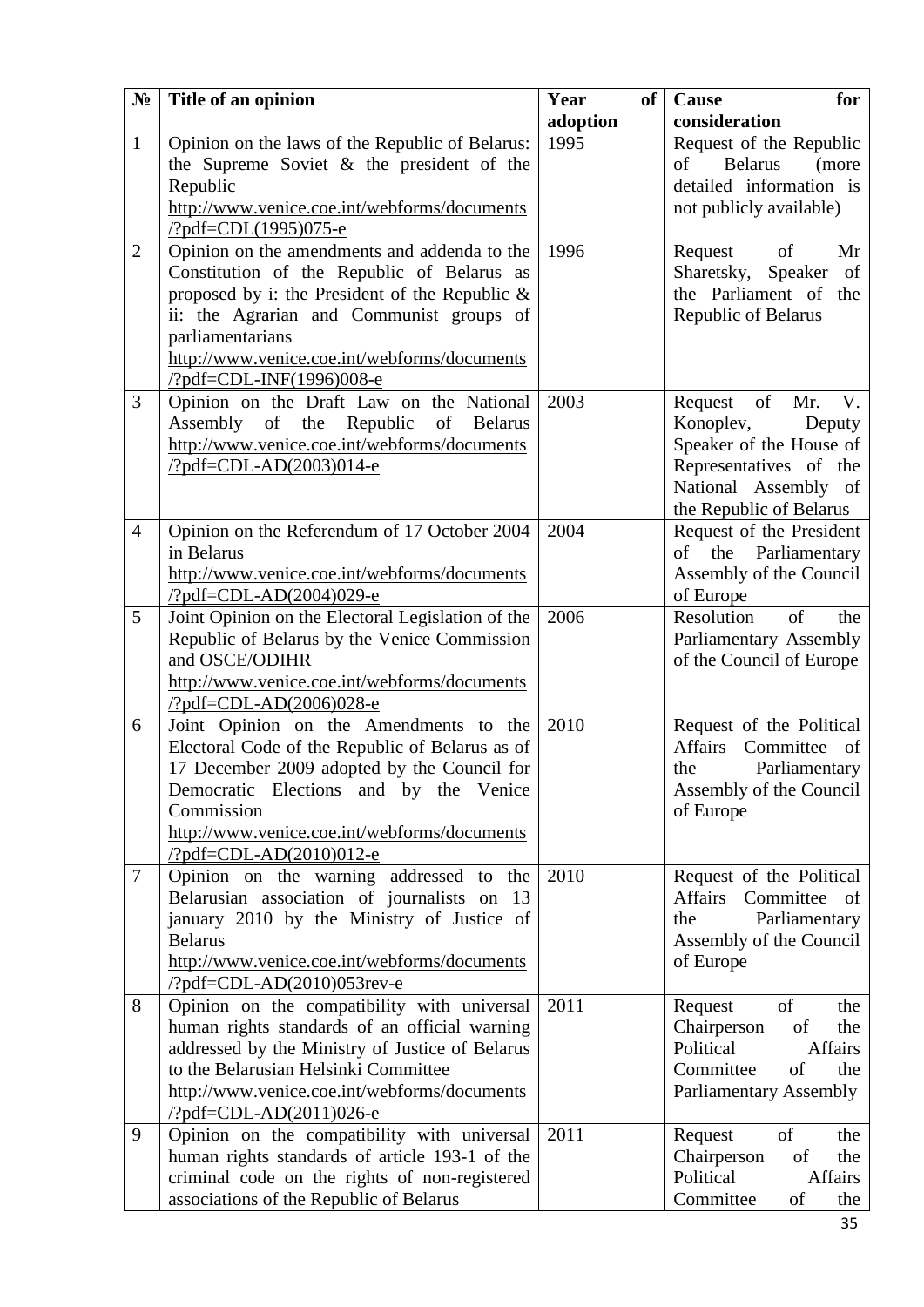| № | Title of an opinion | Year of adoption | Cause for consideration |
|---|---|---|---|
| 1 | Opinion on the laws of the Republic of Belarus: the Supreme Soviet & the president of the Republic http://www.venice.coe.int/webforms/documents/?pdf=CDL(1995)075-e | 1995 | Request of the Republic of Belarus (more detailed information is not publicly available) |
| 2 | Opinion on the amendments and addenda to the Constitution of the Republic of Belarus as proposed by i: the President of the Republic & ii: the Agrarian and Communist groups of parliamentarians http://www.venice.coe.int/webforms/documents/?pdf=CDL-INF(1996)008-e | 1996 | Request of Mr Sharetsky, Speaker of the Parliament of the Republic of Belarus |
| 3 | Opinion on the Draft Law on the National Assembly of the Republic of Belarus http://www.venice.coe.int/webforms/documents/?pdf=CDL-AD(2003)014-e | 2003 | Request of Mr. V. Konoplev, Deputy Speaker of the House of Representatives of the National Assembly of the Republic of Belarus |
| 4 | Opinion on the Referendum of 17 October 2004 in Belarus http://www.venice.coe.int/webforms/documents/?pdf=CDL-AD(2004)029-e | 2004 | Request of the President of the Parliamentary Assembly of the Council of Europe |
| 5 | Joint Opinion on the Electoral Legislation of the Republic of Belarus by the Venice Commission and OSCE/ODIHR http://www.venice.coe.int/webforms/documents/?pdf=CDL-AD(2006)028-e | 2006 | Resolution of the Parliamentary Assembly of the Council of Europe |
| 6 | Joint Opinion on the Amendments to the Electoral Code of the Republic of Belarus as of 17 December 2009 adopted by the Council for Democratic Elections and by the Venice Commission http://www.venice.coe.int/webforms/documents/?pdf=CDL-AD(2010)012-e | 2010 | Request of the Political Affairs Committee of the Parliamentary Assembly of the Council of Europe |
| 7 | Opinion on the warning addressed to the Belarusian association of journalists on 13 january 2010 by the Ministry of Justice of Belarus http://www.venice.coe.int/webforms/documents/?pdf=CDL-AD(2010)053rev-e | 2010 | Request of the Political Affairs Committee of the Parliamentary Assembly of the Council of Europe |
| 8 | Opinion on the compatibility with universal human rights standards of an official warning addressed by the Ministry of Justice of Belarus to the Belarusian Helsinki Committee http://www.venice.coe.int/webforms/documents/?pdf=CDL-AD(2011)026-e | 2011 | Request of the Chairperson of the Political Affairs Committee of the Parliamentary Assembly |
| 9 | Opinion on the compatibility with universal human rights standards of article 193-1 of the criminal code on the rights of non-registered associations of the Republic of Belarus | 2011 | Request of the Chairperson of the Political Affairs Committee of the |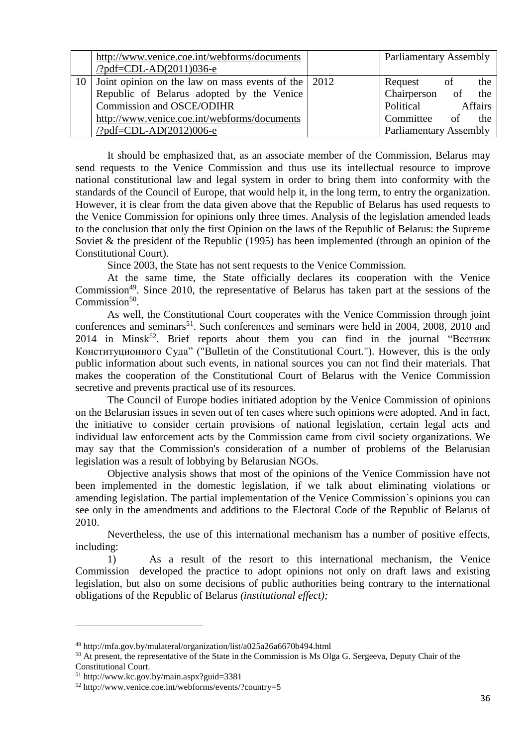| | | | |
|---|---|---|---|
| | http://www.venice.coe.int/webforms/documents/?pdf=CDL-AD(2011)036-e | | Parliamentary Assembly |
| 10 | Joint opinion on the law on mass events of the Republic of Belarus adopted by the Venice Commission and OSCE/ODIHR http://www.venice.coe.int/webforms/documents/?pdf=CDL-AD(2012)006-e | 2012 | Request of the Chairperson of the Political Affairs Committee of the Parliamentary Assembly |

It should be emphasized that, as an associate member of the Commission, Belarus may send requests to the Venice Commission and thus use its intellectual resource to improve national constitutional law and legal system in order to bring them into conformity with the standards of the Council of Europe, that would help it, in the long term, to entry the organization. However, it is clear from the data given above that the Republic of Belarus has used requests to the Venice Commission for opinions only three times. Analysis of the legislation amended leads to the conclusion that only the first Opinion on the laws of the Republic of Belarus: the Supreme Soviet & the president of the Republic (1995) has been implemented (through an opinion of the Constitutional Court).

Since 2003, the State has not sent requests to the Venice Commission.

At the same time, the State officially declares its cooperation with the Venice Commission[49]. Since 2010, the representative of Belarus has taken part at the sessions of the Commission[50].

As well, the Constitutional Court cooperates with the Venice Commission through joint conferences and seminars[51]. Such conferences and seminars were held in 2004, 2008, 2010 and 2014 in Minsk[52]. Brief reports about them you can find in the journal "Вестник Конституционного Суда" ("Bulletin of the Constitutional Court."). However, this is the only public information about such events, in national sources you can not find their materials. That makes the cooperation of the Constitutional Court of Belarus with the Venice Commission secretive and prevents practical use of its resources.

The Council of Europe bodies initiated adoption by the Venice Commission of opinions on the Belarusian issues in seven out of ten cases where such opinions were adopted. And in fact, the initiative to consider certain provisions of national legislation, certain legal acts and individual law enforcement acts by the Commission came from civil society organizations. We may say that the Commission's consideration of a number of problems of the Belarusian legislation was a result of lobbying by Belarusian NGOs.

Objective analysis shows that most of the opinions of the Venice Commission have not been implemented in the domestic legislation, if we talk about eliminating violations or amending legislation. The partial implementation of the Venice Commission`s opinions you can see only in the amendments and additions to the Electoral Code of the Republic of Belarus of 2010.

Nevertheless, the use of this international mechanism has a number of positive effects, including:

1) As a result of the resort to this international mechanism, the Venice Commission developed the practice to adopt opinions not only on draft laws and existing legislation, but also on some decisions of public authorities being contrary to the international obligations of the Republic of Belarus *(institutional effect);*

---

[49] http://mfa.gov.by/mulateral/organization/list/a025a26a6670b494.html

[50] At present, the representative of the State in the Commission is Ms Olga G. Sergeeva, Deputy Chair of the Constitutional Court.

[51] http://www.kc.gov.by/main.aspx?guid=3381

[52] http://www.venice.coe.int/webforms/events/?country=5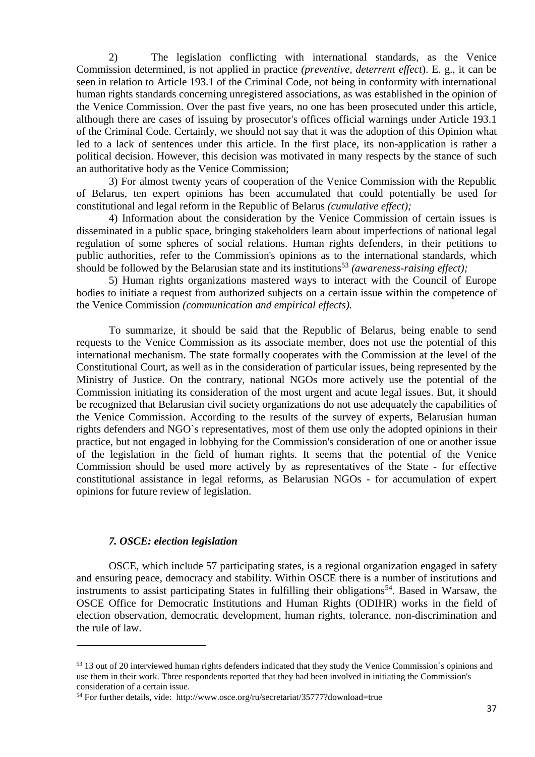2) The legislation conflicting with international standards, as the Venice Commission determined, is not applied in practice *(preventive, deterrent effect*). E. g., it can be seen in relation to Article 193.1 of the Criminal Code, not being in conformity with international human rights standards concerning unregistered associations, as was established in the opinion of the Venice Commission. Over the past five years, no one has been prosecuted under this article, although there are cases of issuing by prosecutor's offices official warnings under Article 193.1 of the Criminal Code. Certainly, we should not say that it was the adoption of this Opinion what led to a lack of sentences under this article. In the first place, its non-application is rather a political decision. However, this decision was motivated in many respects by the stance of such an authoritative body as the Venice Commission;

3) For almost twenty years of cooperation of the Venice Commission with the Republic of Belarus, ten expert opinions has been accumulated that could potentially be used for constitutional and legal reform in the Republic of Belarus *(cumulative effect);*

4) Information about the consideration by the Venice Commission of certain issues is disseminated in a public space, bringing stakeholders learn about imperfections of national legal regulation of some spheres of social relations. Human rights defenders, in their petitions to public authorities, refer to the Commission's opinions as to the international standards, which should be followed by the Belarusian state and its institutions[53] *(awareness-raising effect);*

5) Human rights organizations mastered ways to interact with the Council of Europe bodies to initiate a request from authorized subjects on a certain issue within the competence of the Venice Commission *(communication and empirical effects).*

To summarize, it should be said that the Republic of Belarus, being enable to send requests to the Venice Commission as its associate member, does not use the potential of this international mechanism. The state formally cooperates with the Commission at the level of the Constitutional Court, as well as in the consideration of particular issues, being represented by the Ministry of Justice. On the contrary, national NGOs more actively use the potential of the Commission initiating its consideration of the most urgent and acute legal issues. But, it should be recognized that Belarusian civil society organizations do not use adequately the capabilities of the Venice Commission. According to the results of the survey of experts, Belarusian human rights defenders and NGO`s representatives, most of them use only the adopted opinions in their practice, but not engaged in lobbying for the Commission's consideration of one or another issue of the legislation in the field of human rights. It seems that the potential of the Venice Commission should be used more actively by as representatives of the State - for effective constitutional assistance in legal reforms, as Belarusian NGOs - for accumulation of expert opinions for future review of legislation.

### *7. OSCE: election legislation*

OSCE, which include 57 participating states, is a regional organization engaged in safety and ensuring peace, democracy and stability. Within OSCE there is a number of institutions and instruments to assist participating States in fulfilling their obligations[54]. Based in Warsaw, the OSCE Office for Democratic Institutions and Human Rights (ODIHR) works in the field of election observation, democratic development, human rights, tolerance, non-discrimination and the rule of law.

---

[53] 13 out of 20 interviewed human rights defenders indicated that they study the Venice Commission`s opinions and use them in their work. Three respondents reported that they had been involved in initiating the Commission's consideration of a certain issue.

[54] For further details, vide: http://www.osce.org/ru/secretariat/35777?download=true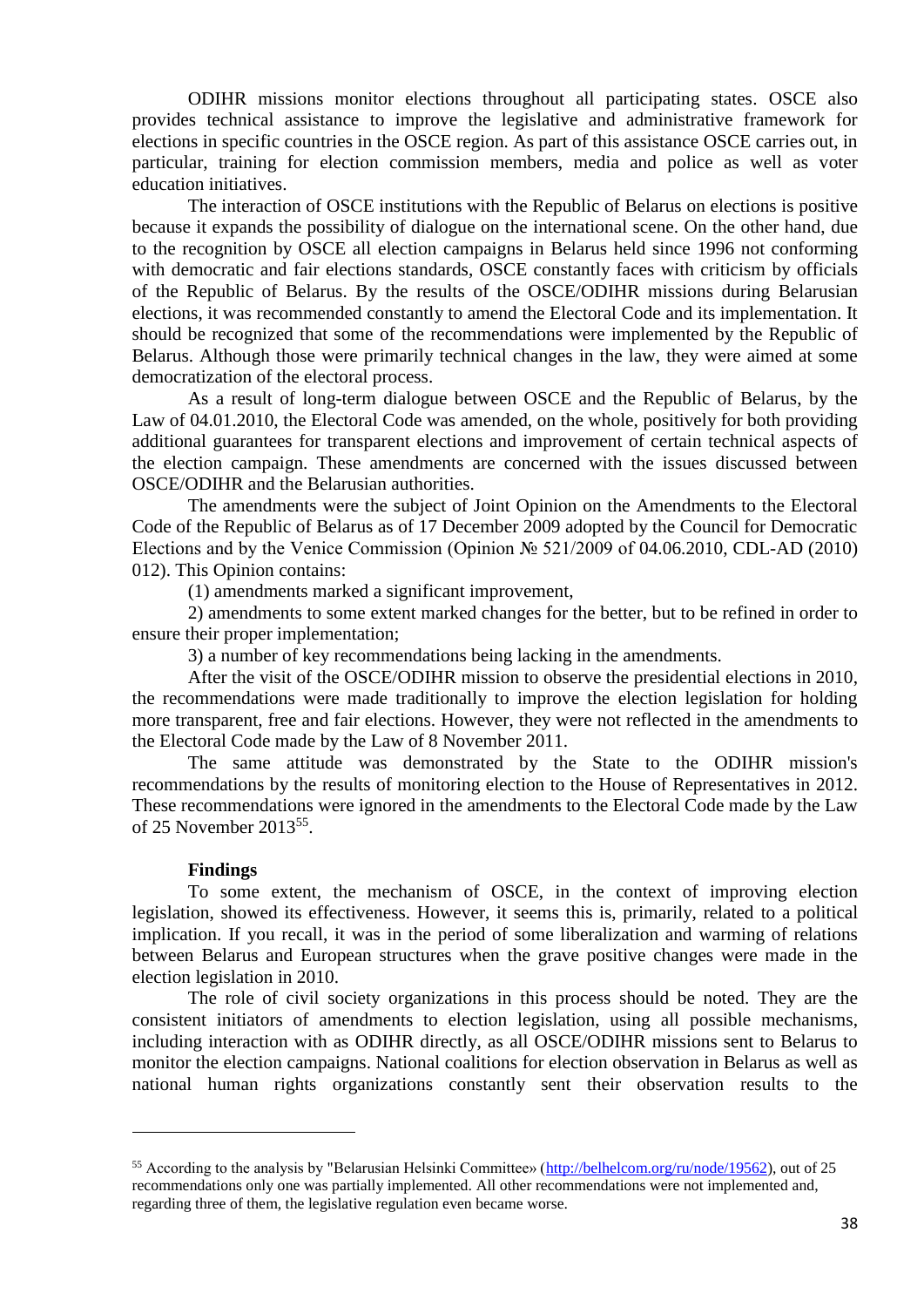ODIHR missions monitor elections throughout all participating states. OSCE also provides technical assistance to improve the legislative and administrative framework for elections in specific countries in the OSCE region. As part of this assistance OSCE carries out, in particular, training for election commission members, media and police as well as voter education initiatives.

The interaction of OSCE institutions with the Republic of Belarus on elections is positive because it expands the possibility of dialogue on the international scene. On the other hand, due to the recognition by OSCE all election campaigns in Belarus held since 1996 not conforming with democratic and fair elections standards, OSCE constantly faces with criticism by officials of the Republic of Belarus. By the results of the OSCE/ODIHR missions during Belarusian elections, it was recommended constantly to amend the Electoral Code and its implementation. It should be recognized that some of the recommendations were implemented by the Republic of Belarus. Although those were primarily technical changes in the law, they were aimed at some democratization of the electoral process.

As a result of long-term dialogue between OSCE and the Republic of Belarus, by the Law of 04.01.2010, the Electoral Code was amended, on the whole, positively for both providing additional guarantees for transparent elections and improvement of certain technical aspects of the election campaign. These amendments are concerned with the issues discussed between OSCE/ODIHR and the Belarusian authorities.

The amendments were the subject of Joint Opinion on the Amendments to the Electoral Code of the Republic of Belarus as of 17 December 2009 adopted by the Council for Democratic Elections and by the Venice Commission (Opinion № 521/2009 of 04.06.2010, CDL-AD (2010) 012). This Opinion contains:

(1) amendments marked a significant improvement,

2) amendments to some extent marked changes for the better, but to be refined in order to ensure their proper implementation;

3) a number of key recommendations being lacking in the amendments.

After the visit of the OSCE/ODIHR mission to observe the presidential elections in 2010, the recommendations were made traditionally to improve the election legislation for holding more transparent, free and fair elections. However, they were not reflected in the amendments to the Electoral Code made by the Law of 8 November 2011.

The same attitude was demonstrated by the State to the ODIHR mission's recommendations by the results of monitoring election to the House of Representatives in 2012. These recommendations were ignored in the amendments to the Electoral Code made by the Law of 25 November 2013[55].

**Findings**

To some extent, the mechanism of OSCE, in the context of improving election legislation, showed its effectiveness. However, it seems this is, primarily, related to a political implication. If you recall, it was in the period of some liberalization and warming of relations between Belarus and European structures when the grave positive changes were made in the election legislation in 2010.

The role of civil society organizations in this process should be noted. They are the consistent initiators of amendments to election legislation, using all possible mechanisms, including interaction with as ODIHR directly, as all OSCE/ODIHR missions sent to Belarus to monitor the election campaigns. National coalitions for election observation in Belarus as well as national human rights organizations constantly sent their observation results to the

---

[55] According to the analysis by "Belarusian Helsinki Committee» (http://belhelcom.org/ru/node/19562), out of 25 recommendations only one was partially implemented. All other recommendations were not implemented and, regarding three of them, the legislative regulation even became worse.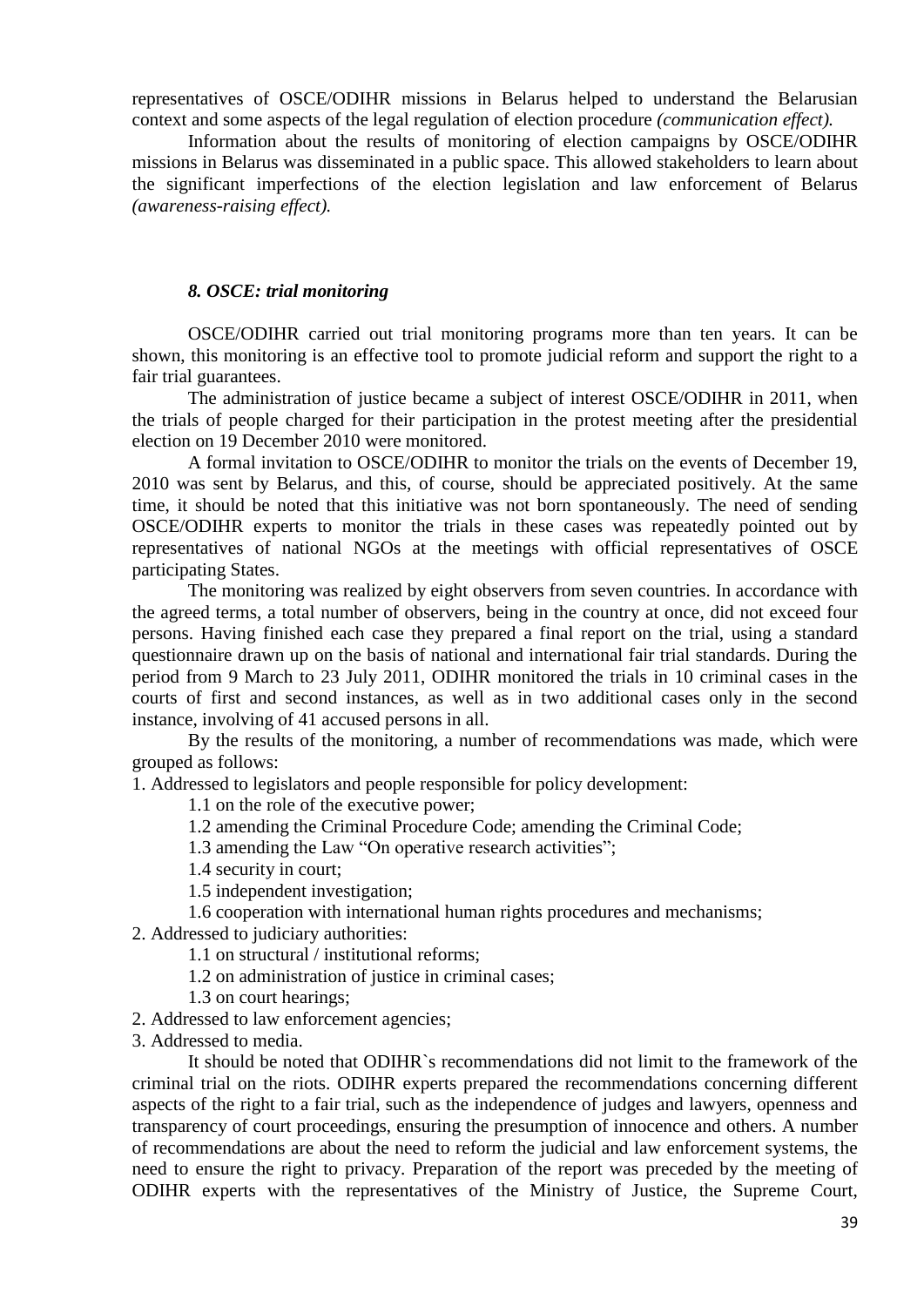representatives of OSCE/ODIHR missions in Belarus helped to understand the Belarusian context and some aspects of the legal regulation of election procedure *(communication effect).*

Information about the results of monitoring of election campaigns by OSCE/ODIHR missions in Belarus was disseminated in a public space. This allowed stakeholders to learn about the significant imperfections of the election legislation and law enforcement of Belarus *(awareness-raising effect).*

### *8. OSCE: trial monitoring*

OSCE/ODIHR carried out trial monitoring programs more than ten years. It can be shown, this monitoring is an effective tool to promote judicial reform and support the right to a fair trial guarantees.

The administration of justice became a subject of interest OSCE/ODIHR in 2011, when the trials of people charged for their participation in the protest meeting after the presidential election on 19 December 2010 were monitored.

A formal invitation to OSCE/ODIHR to monitor the trials on the events of December 19, 2010 was sent by Belarus, and this, of course, should be appreciated positively. At the same time, it should be noted that this initiative was not born spontaneously. The need of sending OSCE/ODIHR experts to monitor the trials in these cases was repeatedly pointed out by representatives of national NGOs at the meetings with official representatives of OSCE participating States.

The monitoring was realized by eight observers from seven countries. In accordance with the agreed terms, a total number of observers, being in the country at once, did not exceed four persons. Having finished each case they prepared a final report on the trial, using a standard questionnaire drawn up on the basis of national and international fair trial standards. During the period from 9 March to 23 July 2011, ODIHR monitored the trials in 10 criminal cases in the courts of first and second instances, as well as in two additional cases only in the second instance, involving of 41 accused persons in all.

By the results of the monitoring, a number of recommendations was made, which were grouped as follows:

1. Addressed to legislators and people responsible for policy development:
   - 1.1 on the role of the executive power;
   - 1.2 amending the Criminal Procedure Code; amending the Criminal Code;
   - 1.3 amending the Law "On operative research activities";
   - 1.4 security in court;
   - 1.5 independent investigation;
   - 1.6 cooperation with international human rights procedures and mechanisms;
2. Addressed to judiciary authorities:
   - 1.1 on structural / institutional reforms;
   - 1.2 on administration of justice in criminal cases;
   - 1.3 on court hearings;
2. Addressed to law enforcement agencies;
3. Addressed to media.

It should be noted that ODIHR`s recommendations did not limit to the framework of the criminal trial on the riots. ODIHR experts prepared the recommendations concerning different aspects of the right to a fair trial, such as the independence of judges and lawyers, openness and transparency of court proceedings, ensuring the presumption of innocence and others. A number of recommendations are about the need to reform the judicial and law enforcement systems, the need to ensure the right to privacy. Preparation of the report was preceded by the meeting of ODIHR experts with the representatives of the Ministry of Justice, the Supreme Court,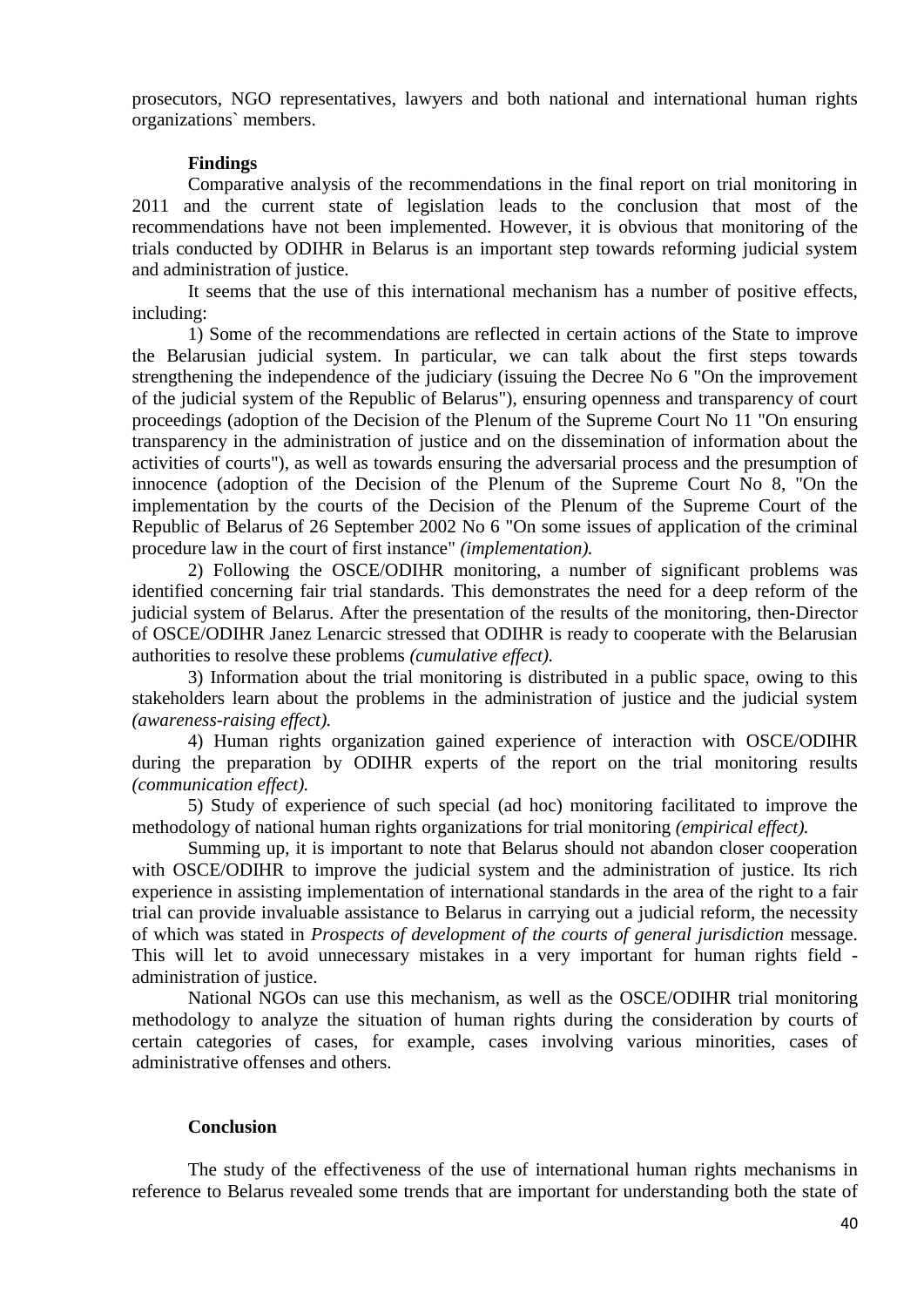prosecutors, NGO representatives, lawyers and both national and international human rights organizations` members.

**Findings**

Comparative analysis of the recommendations in the final report on trial monitoring in 2011 and the current state of legislation leads to the conclusion that most of the recommendations have not been implemented. However, it is obvious that monitoring of the trials conducted by ODIHR in Belarus is an important step towards reforming judicial system and administration of justice.

It seems that the use of this international mechanism has a number of positive effects, including:

1) Some of the recommendations are reflected in certain actions of the State to improve the Belarusian judicial system. In particular, we can talk about the first steps towards strengthening the independence of the judiciary (issuing the Decree No 6 "On the improvement of the judicial system of the Republic of Belarus"), ensuring openness and transparency of court proceedings (adoption of the Decision of the Plenum of the Supreme Court No 11 "On ensuring transparency in the administration of justice and on the dissemination of information about the activities of courts"), as well as towards ensuring the adversarial process and the presumption of innocence (adoption of the Decision of the Plenum of the Supreme Court No 8, "On the implementation by the courts of the Decision of the Plenum of the Supreme Court of the Republic of Belarus of 26 September 2002 No 6 "On some issues of application of the criminal procedure law in the court of first instance" *(implementation).*

2) Following the OSCE/ODIHR monitoring, a number of significant problems was identified concerning fair trial standards. This demonstrates the need for a deep reform of the judicial system of Belarus. After the presentation of the results of the monitoring, then-Director of OSCE/ODIHR Janez Lenarcic stressed that ODIHR is ready to cooperate with the Belarusian authorities to resolve these problems *(cumulative effect).*

3) Information about the trial monitoring is distributed in a public space, owing to this stakeholders learn about the problems in the administration of justice and the judicial system *(awareness-raising effect).*

4) Human rights organization gained experience of interaction with OSCE/ODIHR during the preparation by ODIHR experts of the report on the trial monitoring results *(communication effect).*

5) Study of experience of such special (ad hoc) monitoring facilitated to improve the methodology of national human rights organizations for trial monitoring *(empirical effect).*

Summing up, it is important to note that Belarus should not abandon closer cooperation with OSCE/ODIHR to improve the judicial system and the administration of justice. Its rich experience in assisting implementation of international standards in the area of the right to a fair trial can provide invaluable assistance to Belarus in carrying out a judicial reform, the necessity of which was stated in *Prospects of development of the courts of general jurisdiction* message. This will let to avoid unnecessary mistakes in a very important for human rights field - administration of justice.

National NGOs can use this mechanism, as well as the OSCE/ODIHR trial monitoring methodology to analyze the situation of human rights during the consideration by courts of certain categories of cases, for example, cases involving various minorities, cases of administrative offenses and others.

**Conclusion**

The study of the effectiveness of the use of international human rights mechanisms in reference to Belarus revealed some trends that are important for understanding both the state of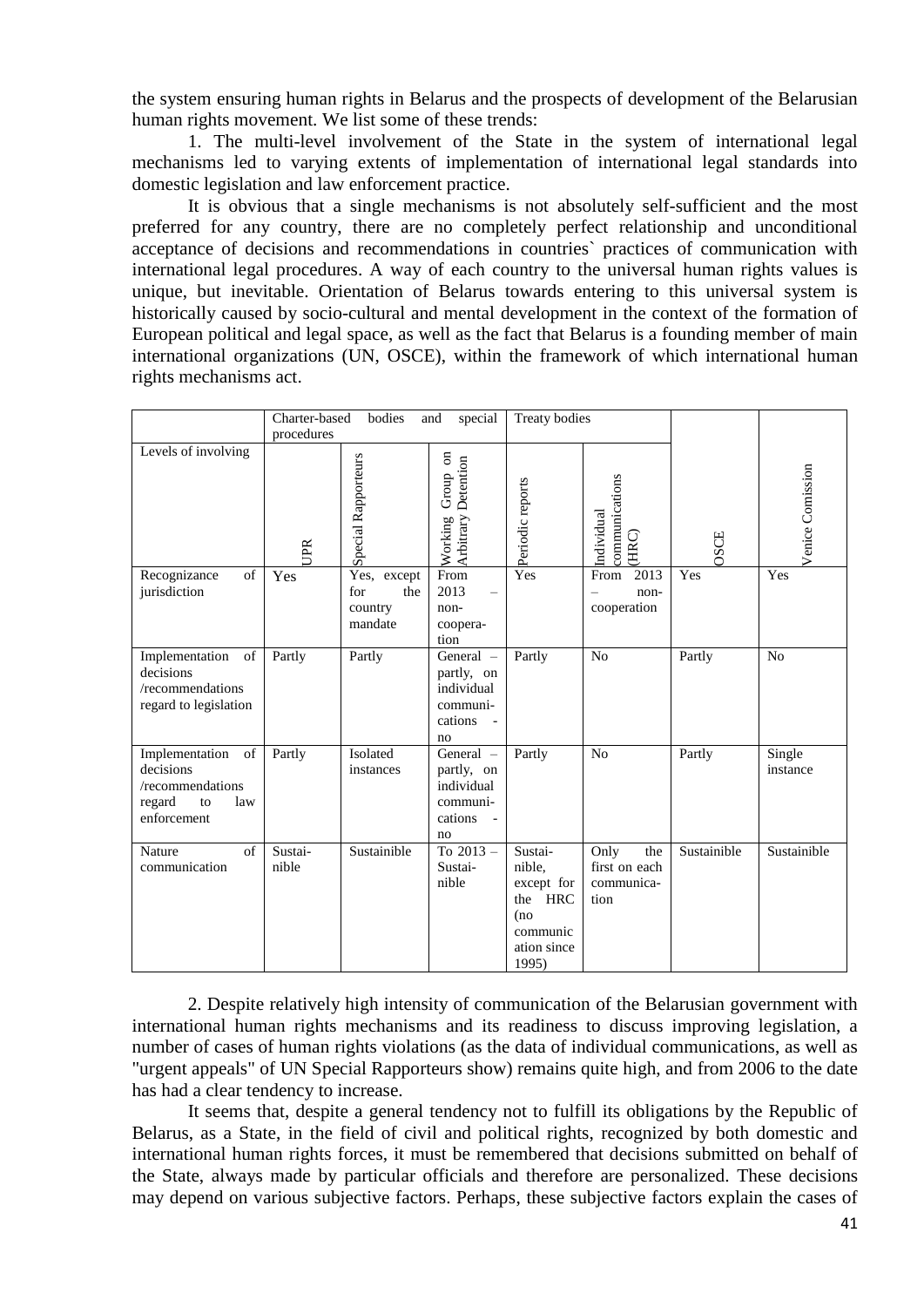the system ensuring human rights in Belarus and the prospects of development of the Belarusian human rights movement. We list some of these trends:

1. The multi-level involvement of the State in the system of international legal mechanisms led to varying extents of implementation of international legal standards into domestic legislation and law enforcement practice.

It is obvious that a single mechanisms is not absolutely self-sufficient and the most preferred for any country, there are no completely perfect relationship and unconditional acceptance of decisions and recommendations in countries` practices of communication with international legal procedures. A way of each country to the universal human rights values is unique, but inevitable. Orientation of Belarus towards entering to this universal system is historically caused by socio-cultural and mental development in the context of the formation of European political and legal space, as well as the fact that Belarus is a founding member of main international organizations (UN, OSCE), within the framework of which international human rights mechanisms act.

| | Charter-based bodies and special procedures | | | Treaty bodies | | | |
|---|---|---|---|---|---|---|---|
| Levels of involving | UPR | Special Rapporteurs | Working Group on Arbitrary Detention | Periodic reports | Individual communications (HRC) | OSCE | Venice Comission |
| Recognizance of jurisdiction | Yes | Yes, except for the country mandate | From 2013 – non-coopera-tion | Yes | From 2013 – non-cooperation | Yes | Yes |
| Implementation of decisions /recommendations regard to legislation | Partly | Partly | General – partly, on individual communi-cations - no | Partly | No | Partly | No |
| Implementation of decisions /recommendations regard to law enforcement | Partly | Isolated instances | General – partly, on individual communi-cations - no | Partly | No | Partly | Single instance |
| Nature of communication | Sustai-nible | Sustainible | To 2013 – Sustai-nible | Sustai-nible, except for the HRC (no communic ation since 1995) | Only the first on each communica-tion | Sustainible | Sustainible |

2. Despite relatively high intensity of communication of the Belarusian government with international human rights mechanisms and its readiness to discuss improving legislation, a number of cases of human rights violations (as the data of individual communications, as well as "urgent appeals" of UN Special Rapporteurs show) remains quite high, and from 2006 to the date has had a clear tendency to increase.

It seems that, despite a general tendency not to fulfill its obligations by the Republic of Belarus, as a State, in the field of civil and political rights, recognized by both domestic and international human rights forces, it must be remembered that decisions submitted on behalf of the State, always made by particular officials and therefore are personalized. These decisions may depend on various subjective factors. Perhaps, these subjective factors explain the cases of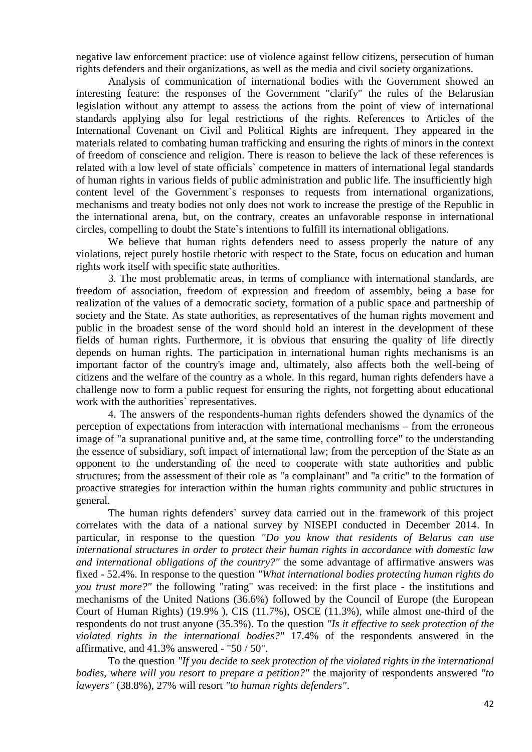negative law enforcement practice: use of violence against fellow citizens, persecution of human rights defenders and their organizations, as well as the media and civil society organizations.

Analysis of communication of international bodies with the Government showed an interesting feature: the responses of the Government "clarify" the rules of the Belarusian legislation without any attempt to assess the actions from the point of view of international standards applying also for legal restrictions of the rights. References to Articles of the International Covenant on Civil and Political Rights are infrequent. They appeared in the materials related to combating human trafficking and ensuring the rights of minors in the context of freedom of conscience and religion. There is reason to believe the lack of these references is related with a low level of state officials` competence in matters of international legal standards of human rights in various fields of public administration and public life. The insufficiently high content level of the Government`s responses to requests from international organizations, mechanisms and treaty bodies not only does not work to increase the prestige of the Republic in the international arena, but, on the contrary, creates an unfavorable response in international circles, compelling to doubt the State`s intentions to fulfill its international obligations.

We believe that human rights defenders need to assess properly the nature of any violations, reject purely hostile rhetoric with respect to the State, focus on education and human rights work itself with specific state authorities.

3. The most problematic areas, in terms of compliance with international standards, are freedom of association, freedom of expression and freedom of assembly, being a base for realization of the values of a democratic society, formation of a public space and partnership of society and the State. As state authorities, as representatives of the human rights movement and public in the broadest sense of the word should hold an interest in the development of these fields of human rights. Furthermore, it is obvious that ensuring the quality of life directly depends on human rights. The participation in international human rights mechanisms is an important factor of the country's image and, ultimately, also affects both the well-being of citizens and the welfare of the country as a whole. In this regard, human rights defenders have a challenge now to form a public request for ensuring the rights, not forgetting about educational work with the authorities` representatives.

4. The answers of the respondents-human rights defenders showed the dynamics of the perception of expectations from interaction with international mechanisms – from the erroneous image of "a supranational punitive and, at the same time, controlling force" to the understanding the essence of subsidiary, soft impact of international law; from the perception of the State as an opponent to the understanding of the need to cooperate with state authorities and public structures; from the assessment of their role as "a complainant" and "a critic" to the formation of proactive strategies for interaction within the human rights community and public structures in general.

The human rights defenders` survey data carried out in the framework of this project correlates with the data of a national survey by NISEPI conducted in December 2014. In particular, in response to the question *"Do you know that residents of Belarus can use international structures in order to protect their human rights in accordance with domestic law and international obligations of the country?"* the some advantage of affirmative answers was fixed - 52.4%. In response to the question *"What international bodies protecting human rights do you trust more?"* the following "rating" was received: in the first place - the institutions and mechanisms of the United Nations (36.6%) followed by the Council of Europe (the European Court of Human Rights) (19.9% ), CIS (11.7%), OSCE (11.3%), while almost one-third of the respondents do not trust anyone (35.3%). To the question *"Is it effective to seek protection of the violated rights in the international bodies?"* 17.4% of the respondents answered in the affirmative, and 41.3% answered - "50 / 50".

To the question *"If you decide to seek protection of the violated rights in the international bodies, where will you resort to prepare a petition?"* the majority of respondents answered *"to lawyers"* (38.8%), 27% will resort *"to human rights defenders"*.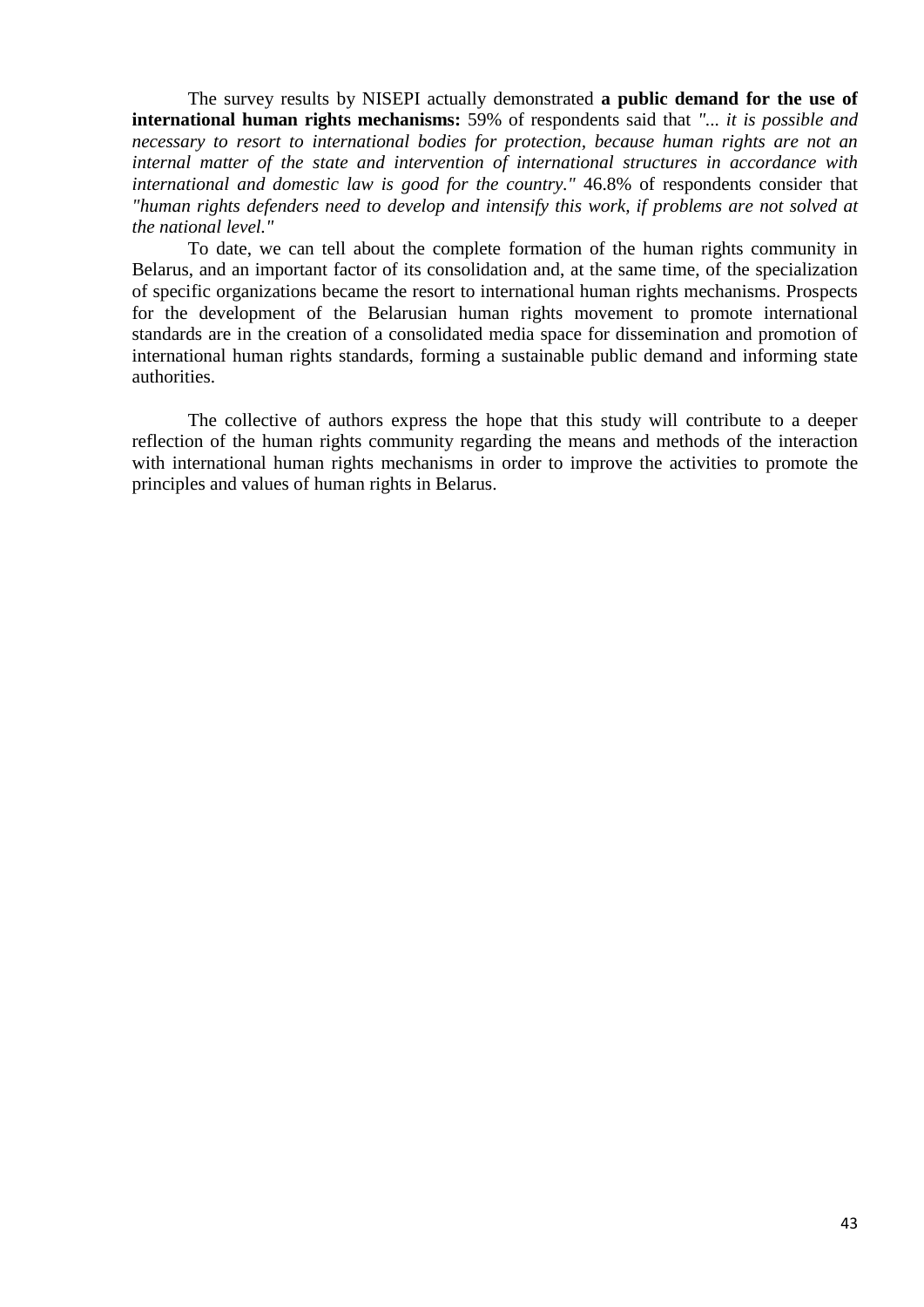The survey results by NISEPI actually demonstrated **a public demand for the use of international human rights mechanisms:** 59% of respondents said that *"... it is possible and necessary to resort to international bodies for protection, because human rights are not an internal matter of the state and intervention of international structures in accordance with international and domestic law is good for the country."* 46.8% of respondents consider that *"human rights defenders need to develop and intensify this work, if problems are not solved at the national level."*

To date, we can tell about the complete formation of the human rights community in Belarus, and an important factor of its consolidation and, at the same time, of the specialization of specific organizations became the resort to international human rights mechanisms. Prospects for the development of the Belarusian human rights movement to promote international standards are in the creation of a consolidated media space for dissemination and promotion of international human rights standards, forming a sustainable public demand and informing state authorities.

The collective of authors express the hope that this study will contribute to a deeper reflection of the human rights community regarding the means and methods of the interaction with international human rights mechanisms in order to improve the activities to promote the principles and values of human rights in Belarus.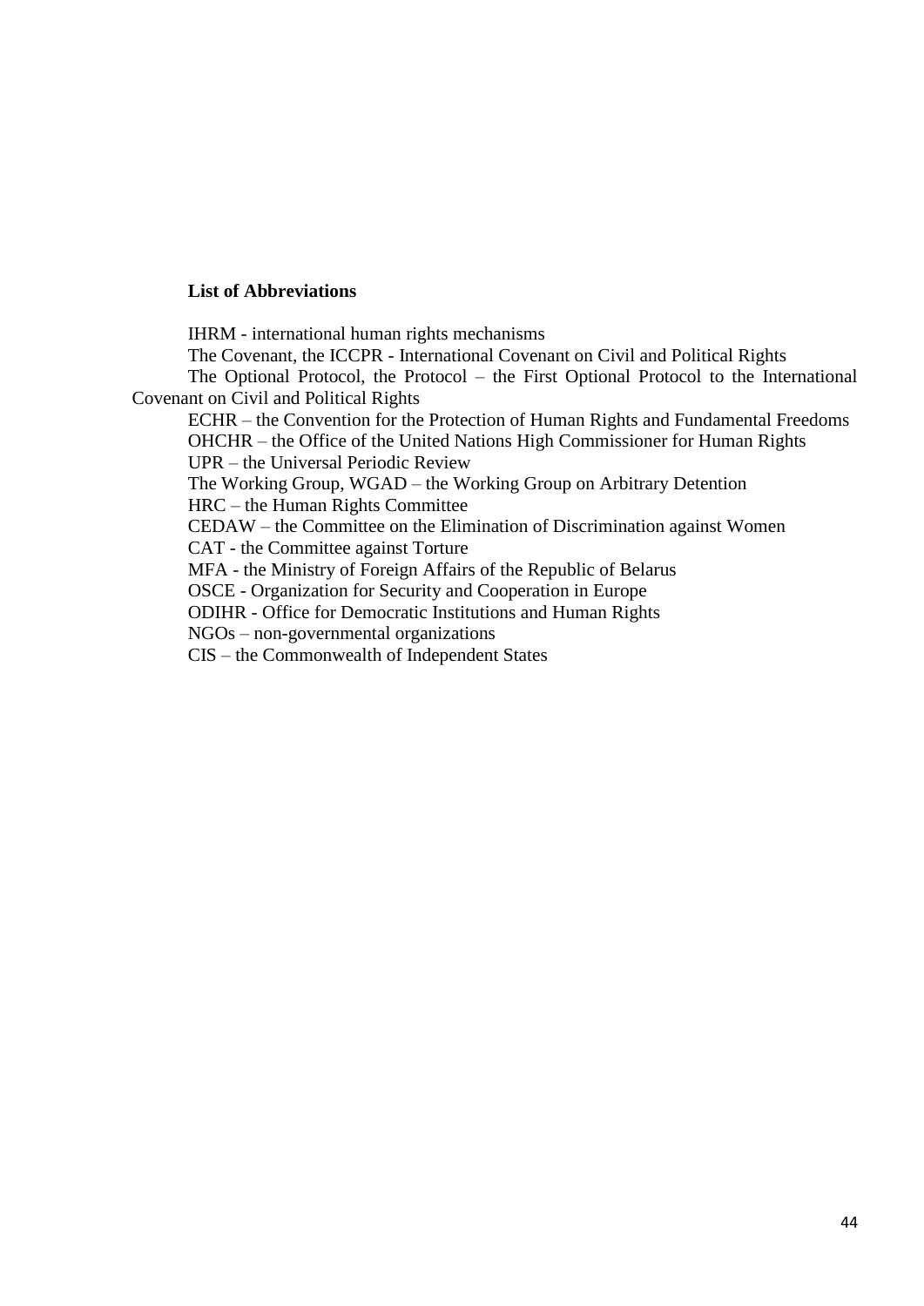**List of Abbreviations**

IHRM - international human rights mechanisms

The Covenant, the ICCPR - International Covenant on Civil and Political Rights

The Optional Protocol, the Protocol – the First Optional Protocol to the International Covenant on Civil and Political Rights

ECHR – the Convention for the Protection of Human Rights and Fundamental Freedoms

OHCHR – the Office of the United Nations High Commissioner for Human Rights

UPR – the Universal Periodic Review

The Working Group, WGAD – the Working Group on Arbitrary Detention

HRC – the Human Rights Committee

CEDAW – the Committee on the Elimination of Discrimination against Women

CAT - the Committee against Torture

MFA - the Ministry of Foreign Affairs of the Republic of Belarus

OSCE - Organization for Security and Cooperation in Europe

ODIHR - Office for Democratic Institutions and Human Rights

NGOs – non-governmental organizations

CIS – the Commonwealth of Independent States